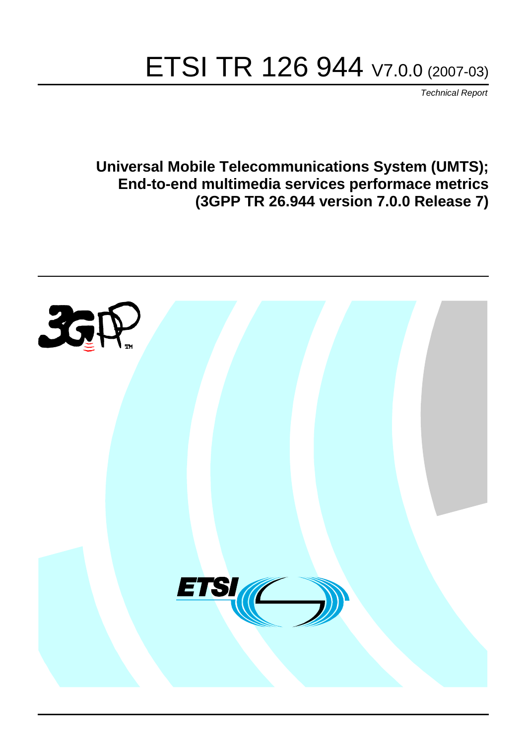# ETSI TR 126 944 V7.0.0 (2007-03)

*Technical Report*

**Universal Mobile Telecommunications System (UMTS);**
**End-to-end multimedia services performace metrics**
**(3GPP TR 26.944 version 7.0.0 Release 7)**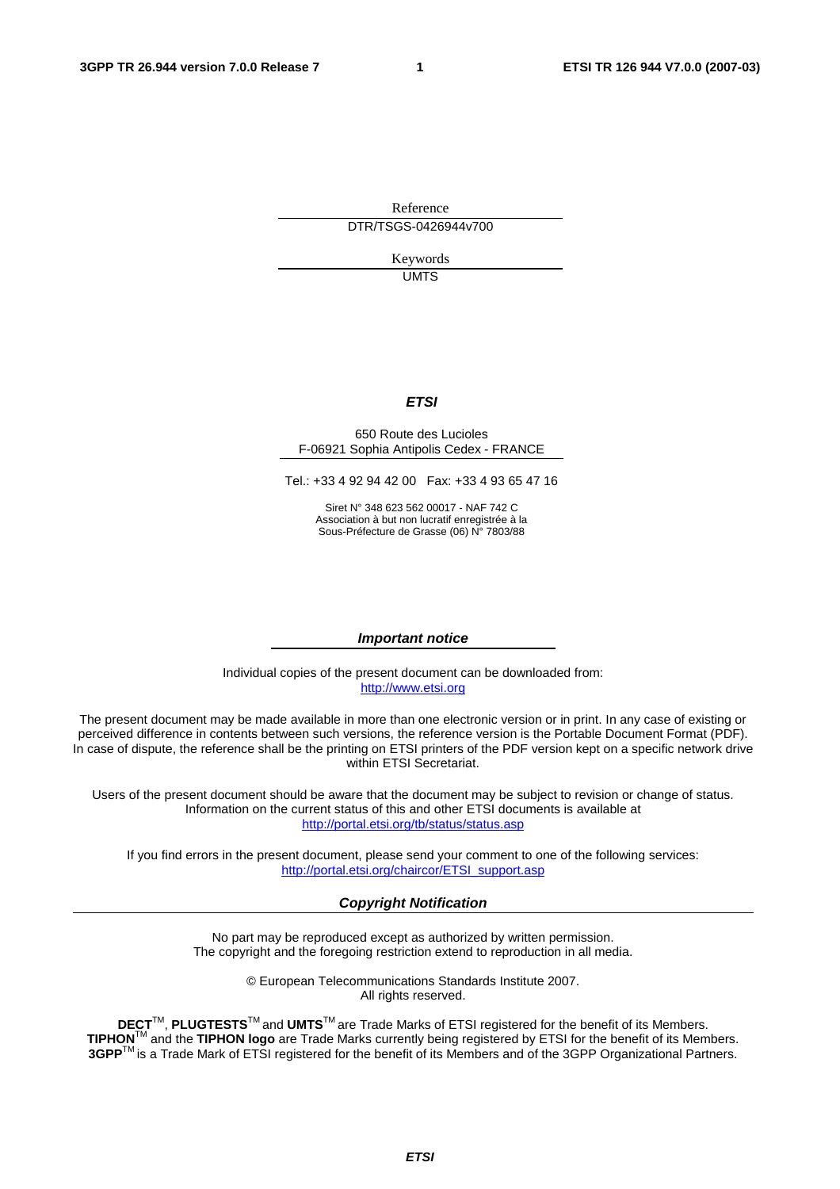Reference

DTR/TSGS-0426944v700

Keywords

UMTS

***ETSI***

650 Route des Lucioles
F-06921 Sophia Antipolis Cedex - FRANCE

Tel.: +33 4 92 94 42 00 Fax: +33 4 93 65 47 16

Siret N° 348 623 562 00017 - NAF 742 C
Association à but non lucratif enregistrée à la
Sous-Préfecture de Grasse (06) N° 7803/88

***Important notice***

Individual copies of the present document can be downloaded from:
http://www.etsi.org

The present document may be made available in more than one electronic version or in print. In any case of existing or perceived difference in contents between such versions, the reference version is the Portable Document Format (PDF). In case of dispute, the reference shall be the printing on ETSI printers of the PDF version kept on a specific network drive within ETSI Secretariat.

Users of the present document should be aware that the document may be subject to revision or change of status. Information on the current status of this and other ETSI documents is available at
http://portal.etsi.org/tb/status/status.asp

If you find errors in the present document, please send your comment to one of the following services:
http://portal.etsi.org/chaircor/ETSI_support.asp

***Copyright Notification***

No part may be reproduced except as authorized by written permission.
The copyright and the foregoing restriction extend to reproduction in all media.

© European Telecommunications Standards Institute 2007.
All rights reserved.

**DECT**™, **PLUGTESTS**™ and **UMTS**™ are Trade Marks of ETSI registered for the benefit of its Members.
**TIPHON**™ and the **TIPHON logo** are Trade Marks currently being registered by ETSI for the benefit of its Members.
**3GPP**™ is a Trade Mark of ETSI registered for the benefit of its Members and of the 3GPP Organizational Partners.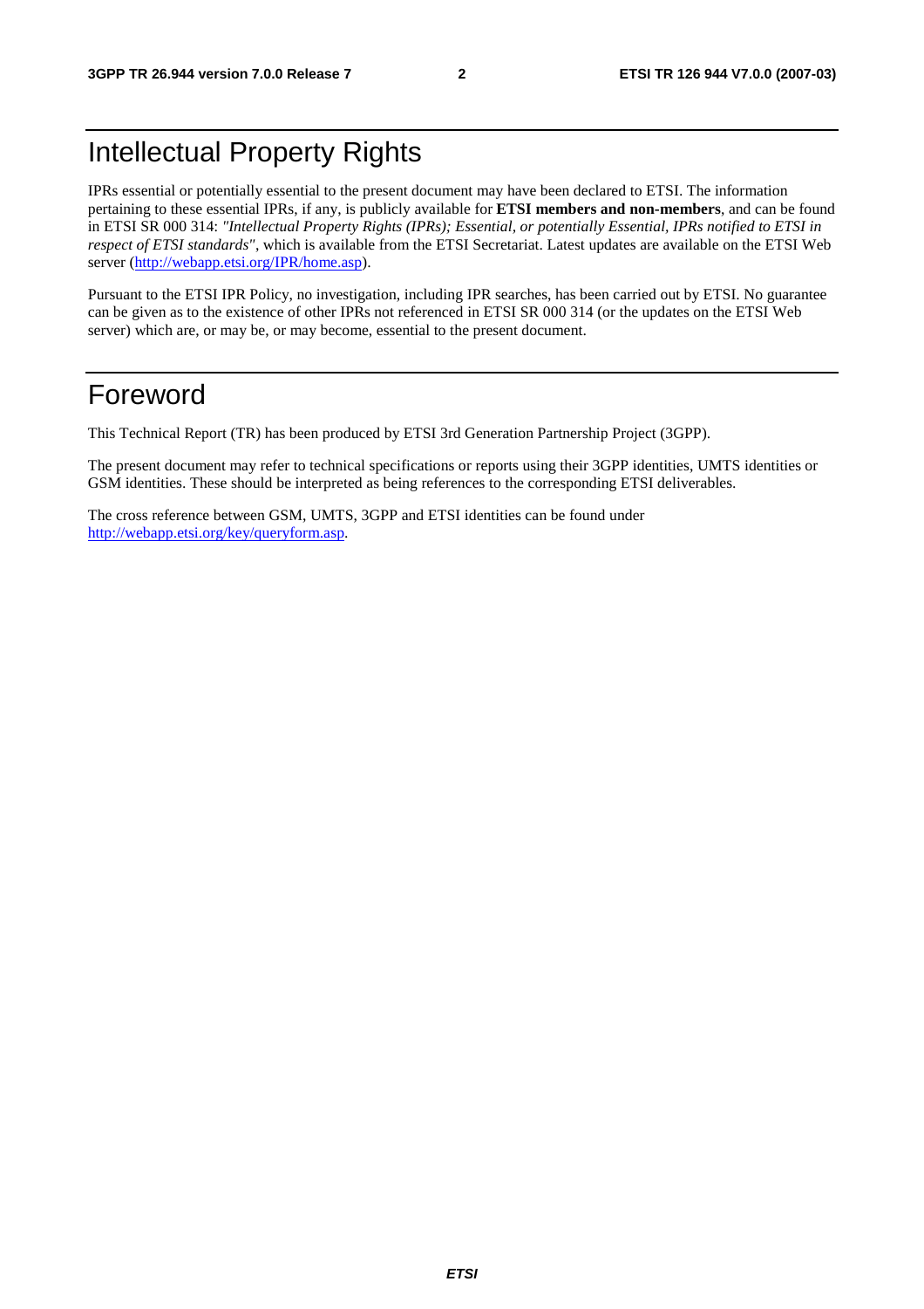# Intellectual Property Rights

IPRs essential or potentially essential to the present document may have been declared to ETSI. The information pertaining to these essential IPRs, if any, is publicly available for **ETSI members and non-members**, and can be found in ETSI SR 000 314: *"Intellectual Property Rights (IPRs); Essential, or potentially Essential, IPRs notified to ETSI in respect of ETSI standards"*, which is available from the ETSI Secretariat. Latest updates are available on the ETSI Web server (http://webapp.etsi.org/IPR/home.asp).

Pursuant to the ETSI IPR Policy, no investigation, including IPR searches, has been carried out by ETSI. No guarantee can be given as to the existence of other IPRs not referenced in ETSI SR 000 314 (or the updates on the ETSI Web server) which are, or may be, or may become, essential to the present document.

# Foreword

This Technical Report (TR) has been produced by ETSI 3rd Generation Partnership Project (3GPP).

The present document may refer to technical specifications or reports using their 3GPP identities, UMTS identities or GSM identities. These should be interpreted as being references to the corresponding ETSI deliverables.

The cross reference between GSM, UMTS, 3GPP and ETSI identities can be found under http://webapp.etsi.org/key/queryform.asp.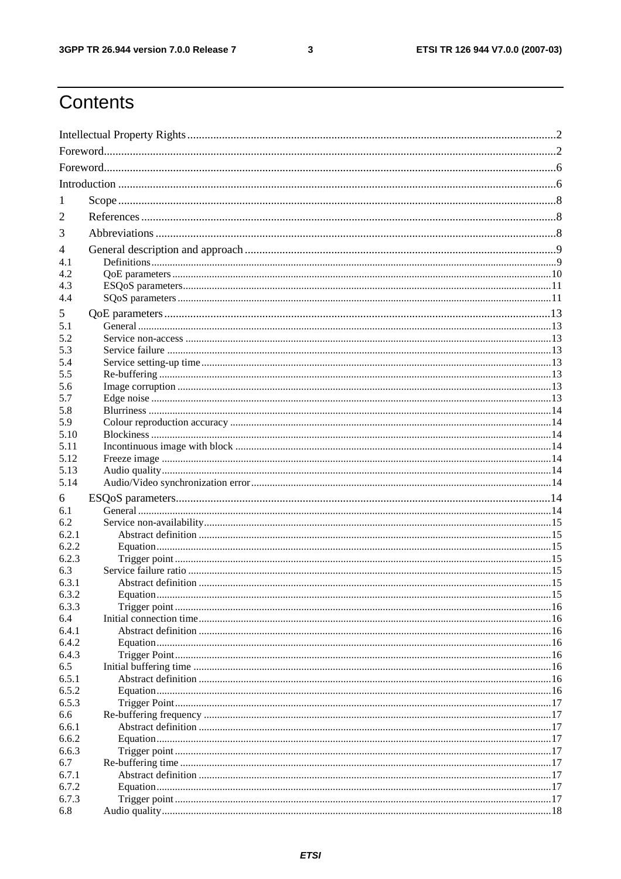# Contents

Intellectual Property Rights ....................................................................................................................................2

Foreword.................................................................................................................................................................2

Foreword.................................................................................................................................................................6

Introduction ............................................................................................................................................................6

1 Scope ..................................................................................................................................................................8

2 References ..........................................................................................................................................................8

3 Abbreviations .....................................................................................................................................................8

4 General description and approach .....................................................................................................................9

4.1 Definitions ........................................................................................................................................................9

4.2 QoE parameters ..............................................................................................................................................10

4.3 ESQoS parameters..........................................................................................................................................11

4.4 SQoS parameters ............................................................................................................................................11

5 QoE parameters ................................................................................................................................................13

5.1 General ...........................................................................................................................................................13

5.2 Service non-access .........................................................................................................................................13

5.3 Service failure ................................................................................................................................................13

5.4 Service setting-up time...................................................................................................................................13

5.5 Re-buffering ...................................................................................................................................................13

5.6 Image corruption ............................................................................................................................................13

5.7 Edge noise ......................................................................................................................................................13

5.8 Blurriness .......................................................................................................................................................14

5.9 Colour reproduction accuracy ........................................................................................................................14

5.10 Blockiness .....................................................................................................................................................14

5.11 Incontinuous image with block .....................................................................................................................14

5.12 Freeze image .................................................................................................................................................14

5.13 Audio quality.................................................................................................................................................14

5.14 Audio/Video synchronization error...............................................................................................................14

6 ESQoS parameters.............................................................................................................................................14

6.1 General ...........................................................................................................................................................14

6.2 Service non-availability..................................................................................................................................15

6.2.1 Abstract definition ......................................................................................................................................15

6.2.2 Equation.....................................................................................................................................................15

6.2.3 Trigger point ..............................................................................................................................................15

6.3 Service failure ratio ........................................................................................................................................15

6.3.1 Abstract definition ......................................................................................................................................15

6.3.2 Equation.....................................................................................................................................................15

6.3.3 Trigger point ..............................................................................................................................................16

6.4 Initial connection time....................................................................................................................................16

6.4.1 Abstract definition ......................................................................................................................................16

6.4.2 Equation.....................................................................................................................................................16

6.4.3 Trigger Point..............................................................................................................................................16

6.5 Initial buffering time ......................................................................................................................................16

6.5.1 Abstract definition ......................................................................................................................................16

6.5.2 Equation.....................................................................................................................................................16

6.5.3 Trigger Point..............................................................................................................................................17

6.6 Re-buffering frequency ..................................................................................................................................17

6.6.1 Abstract definition ......................................................................................................................................17

6.6.2 Equation.....................................................................................................................................................17

6.6.3 Trigger point ..............................................................................................................................................17

6.7 Re-buffering time ...........................................................................................................................................17

6.7.1 Abstract definition ......................................................................................................................................17

6.7.2 Equation.....................................................................................................................................................17

6.7.3 Trigger point ..............................................................................................................................................17

6.8 Audio quality..................................................................................................................................................18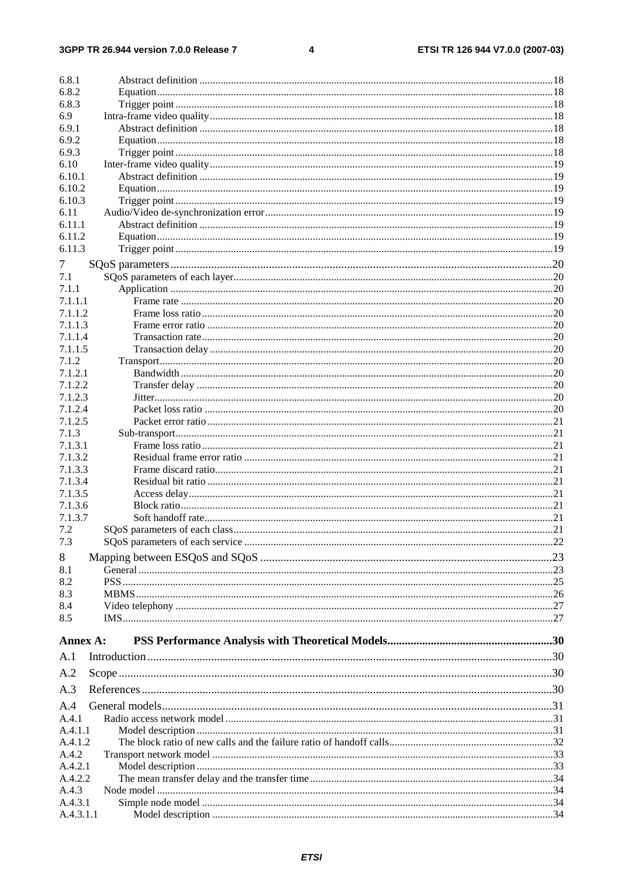6.8.1 Abstract definition ....................................................................................................................................18
6.8.2 Equation....................................................................................................................................18
6.8.3 Trigger point.............................................................................................................................18
6.9 Intra-frame video quality.................................................................................................................18
6.9.1 Abstract definition ....................................................................................................................18
6.9.2 Equation....................................................................................................................................18
6.9.3 Trigger point.............................................................................................................................18
6.10 Inter-frame video quality.................................................................................................................19
6.10.1 Abstract definition ....................................................................................................................19
6.10.2 Equation....................................................................................................................................19
6.10.3 Trigger point.............................................................................................................................19
6.11 Audio/Video de-synchronization error............................................................................................19
6.11.1 Abstract definition ....................................................................................................................19
6.11.2 Equation....................................................................................................................................19
6.11.3 Trigger point.............................................................................................................................19

7 SQoS parameters..................................................................................................................20
7.1 SQoS parameters of each layer........................................................................................................20
7.1.1 Application ................................................................................................................................20
7.1.1.1 Frame rate ............................................................................................................................20
7.1.1.2 Frame loss ratio....................................................................................................................20
7.1.1.3 Frame error ratio ..................................................................................................................20
7.1.1.4 Transaction rate....................................................................................................................20
7.1.1.5 Transaction delay .................................................................................................................20
7.1.2 Transport....................................................................................................................................20
7.1.2.1 Bandwidth............................................................................................................................20
7.1.2.2 Transfer delay ......................................................................................................................20
7.1.2.3 Jitter......................................................................................................................................20
7.1.2.4 Packet loss ratio ...................................................................................................................20
7.1.2.5 Packet error ratio..................................................................................................................21
7.1.3 Sub-transport..............................................................................................................................21
7.1.3.1 Frame loss ratio....................................................................................................................21
7.1.3.2 Residual frame error ratio ....................................................................................................21
7.1.3.3 Frame discard ratio...............................................................................................................21
7.1.3.4 Residual bit ratio ..................................................................................................................21
7.1.3.5 Access delay.........................................................................................................................21
7.1.3.6 Block ratio............................................................................................................................21
7.1.3.7 Soft handoff rate...................................................................................................................21
7.2 SQoS parameters of each class........................................................................................................21
7.3 SQoS parameters of each service ...................................................................................................22

8 Mapping between ESQoS and SQoS ....................................................................................23
8.1 General ...........................................................................................................................................23
8.2 PSS .................................................................................................................................................25
8.3 MBMS............................................................................................................................................26
8.4 Video telephony ..............................................................................................................................27
8.5 IMS.................................................................................................................................................27

**Annex A: PSS Performance Analysis with Theoretical Models........................................................30**

A.1 Introduction..........................................................................................................................30

A.2 Scope....................................................................................................................................30

A.3 References............................................................................................................................30

A.4 General models.....................................................................................................................31
A.4.1 Radio access network model ..........................................................................................................31
A.4.1.1 Model description .....................................................................................................................31
A.4.1.2 The block ratio of new calls and the failure ratio of handoff calls.............................................32
A.4.2 Transport network model ................................................................................................................33
A.4.2.1 Model description .....................................................................................................................33
A.4.2.2 The mean transfer delay and the transfer time...........................................................................34
A.4.3 Node model ....................................................................................................................................34
A.4.3.1 Simple node model ...................................................................................................................34
A.4.3.1.1 Model description ...............................................................................................................34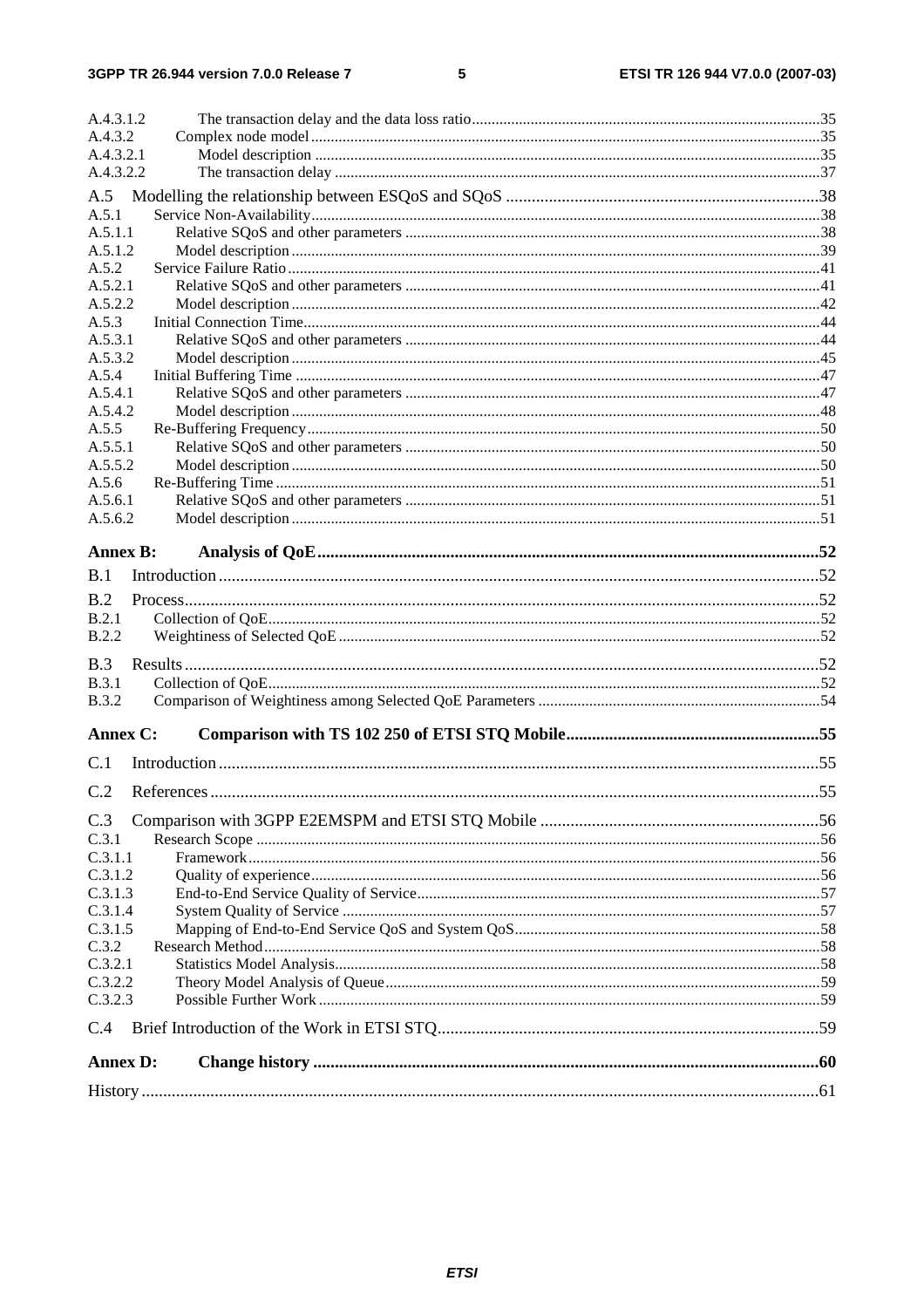A.4.3.1.2 The transaction delay and the data loss ratio ... 35
A.4.3.2 Complex node model ... 35
A.4.3.2.1 Model description ... 35
A.4.3.2.2 The transaction delay ... 37

A.5 Modelling the relationship between ESQoS and SQoS ... 38
A.5.1 Service Non-Availability ... 38
A.5.1.1 Relative SQoS and other parameters ... 38
A.5.1.2 Model description ... 39
A.5.2 Service Failure Ratio ... 41
A.5.2.1 Relative SQoS and other parameters ... 41
A.5.2.2 Model description ... 42
A.5.3 Initial Connection Time ... 44
A.5.3.1 Relative SQoS and other parameters ... 44
A.5.3.2 Model description ... 45
A.5.4 Initial Buffering Time ... 47
A.5.4.1 Relative SQoS and other parameters ... 47
A.5.4.2 Model description ... 48
A.5.5 Re-Buffering Frequency ... 50
A.5.5.1 Relative SQoS and other parameters ... 50
A.5.5.2 Model description ... 50
A.5.6 Re-Buffering Time ... 51
A.5.6.1 Relative SQoS and other parameters ... 51
A.5.6.2 Model description ... 51

**Annex B: Analysis of QoE ... 52**

B.1 Introduction ... 52

B.2 Process ... 52
B.2.1 Collection of QoE ... 52
B.2.2 Weightiness of Selected QoE ... 52

B.3 Results ... 52
B.3.1 Collection of QoE ... 52
B.3.2 Comparison of Weightiness among Selected QoE Parameters ... 54

**Annex C: Comparison with TS 102 250 of ETSI STQ Mobile ... 55**

C.1 Introduction ... 55

C.2 References ... 55

C.3 Comparison with 3GPP E2EMSPM and ETSI STQ Mobile ... 56
C.3.1 Research Scope ... 56
C.3.1.1 Framework ... 56
C.3.1.2 Quality of experience ... 56
C.3.1.3 End-to-End Service Quality of Service ... 57
C.3.1.4 System Quality of Service ... 57
C.3.1.5 Mapping of End-to-End Service QoS and System QoS ... 58
C.3.2 Research Method ... 58
C.3.2.1 Statistics Model Analysis ... 58
C.3.2.2 Theory Model Analysis of Queue ... 59
C.3.2.3 Possible Further Work ... 59

C.4 Brief Introduction of the Work in ETSI STQ ... 59

**Annex D: Change history ... 60**

History ... 61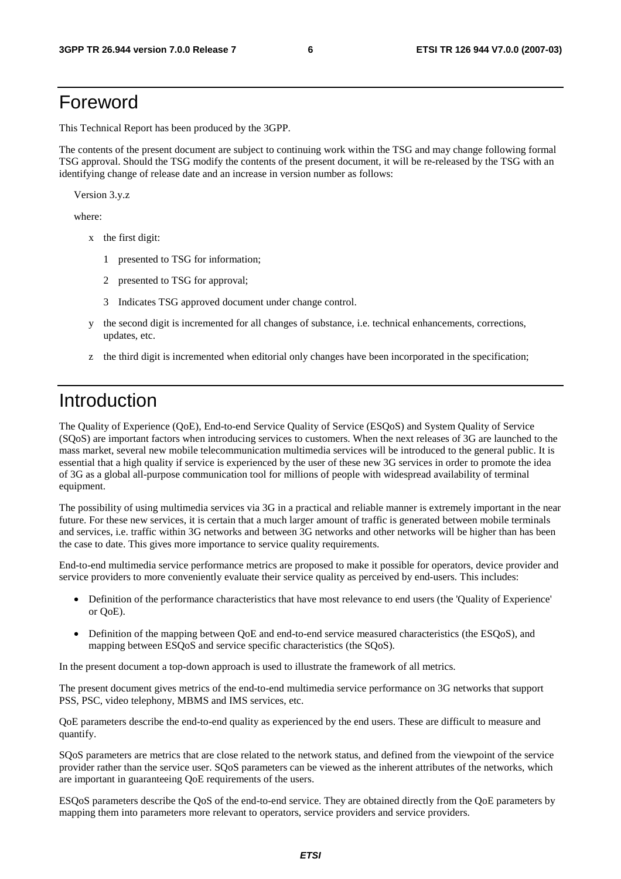# Foreword

This Technical Report has been produced by the 3GPP.

The contents of the present document are subject to continuing work within the TSG and may change following formal TSG approval. Should the TSG modify the contents of the present document, it will be re-released by the TSG with an identifying change of release date and an increase in version number as follows:

Version 3.y.z

where:

- x the first digit:
  - 1 presented to TSG for information;
  - 2 presented to TSG for approval;
  - 3 Indicates TSG approved document under change control.
- y the second digit is incremented for all changes of substance, i.e. technical enhancements, corrections, updates, etc.
- z the third digit is incremented when editorial only changes have been incorporated in the specification;

# Introduction

The Quality of Experience (QoE), End-to-end Service Quality of Service (ESQoS) and System Quality of Service (SQoS) are important factors when introducing services to customers. When the next releases of 3G are launched to the mass market, several new mobile telecommunication multimedia services will be introduced to the general public. It is essential that a high quality if service is experienced by the user of these new 3G services in order to promote the idea of 3G as a global all-purpose communication tool for millions of people with widespread availability of terminal equipment.

The possibility of using multimedia services via 3G in a practical and reliable manner is extremely important in the near future. For these new services, it is certain that a much larger amount of traffic is generated between mobile terminals and services, i.e. traffic within 3G networks and between 3G networks and other networks will be higher than has been the case to date. This gives more importance to service quality requirements.

End-to-end multimedia service performance metrics are proposed to make it possible for operators, device provider and service providers to more conveniently evaluate their service quality as perceived by end-users. This includes:

- Definition of the performance characteristics that have most relevance to end users (the 'Quality of Experience' or QoE).
- Definition of the mapping between QoE and end-to-end service measured characteristics (the ESQoS), and mapping between ESQoS and service specific characteristics (the SQoS).

In the present document a top-down approach is used to illustrate the framework of all metrics.

The present document gives metrics of the end-to-end multimedia service performance on 3G networks that support PSS, PSC, video telephony, MBMS and IMS services, etc.

QoE parameters describe the end-to-end quality as experienced by the end users. These are difficult to measure and quantify.

SQoS parameters are metrics that are close related to the network status, and defined from the viewpoint of the service provider rather than the service user. SQoS parameters can be viewed as the inherent attributes of the networks, which are important in guaranteeing QoE requirements of the users.

ESQoS parameters describe the QoS of the end-to-end service. They are obtained directly from the QoE parameters by mapping them into parameters more relevant to operators, service providers and service providers.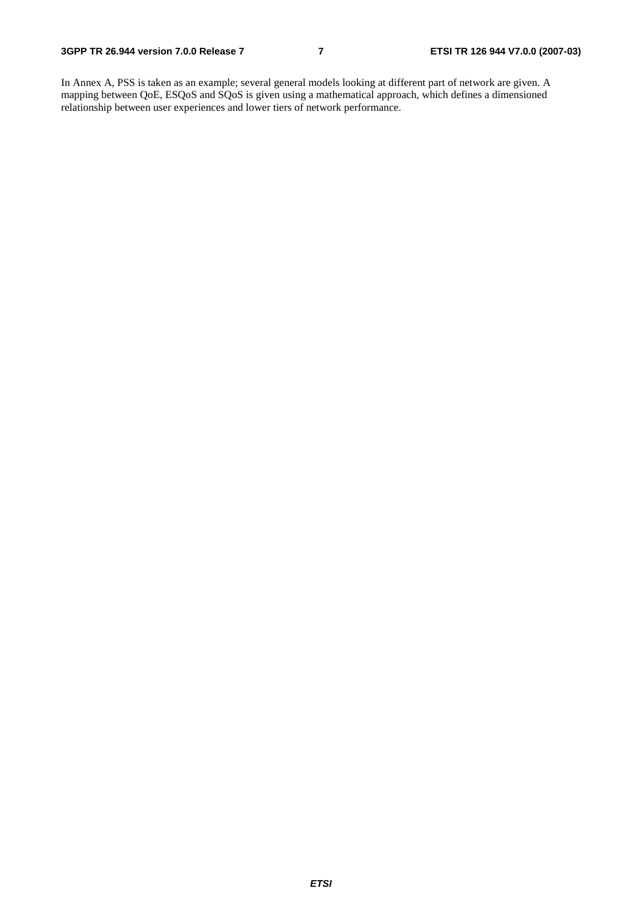In Annex A, PSS is taken as an example; several general models looking at different part of network are given. A mapping between QoE, ESQoS and SQoS is given using a mathematical approach, which defines a dimensioned relationship between user experiences and lower tiers of network performance.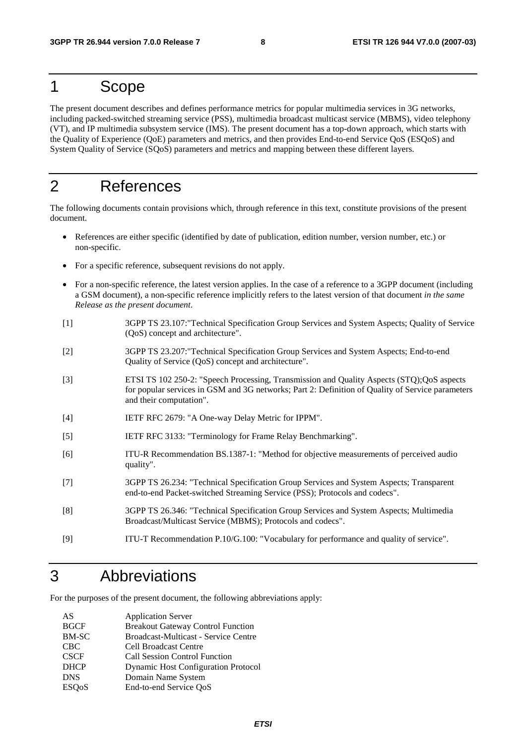# 1 Scope

The present document describes and defines performance metrics for popular multimedia services in 3G networks, including packed-switched streaming service (PSS), multimedia broadcast multicast service (MBMS), video telephony (VT), and IP multimedia subsystem service (IMS). The present document has a top-down approach, which starts with the Quality of Experience (QoE) parameters and metrics, and then provides End-to-end Service QoS (ESQoS) and System Quality of Service (SQoS) parameters and metrics and mapping between these different layers.

# 2 References

The following documents contain provisions which, through reference in this text, constitute provisions of the present document.

- References are either specific (identified by date of publication, edition number, version number, etc.) or non-specific.
- For a specific reference, subsequent revisions do not apply.
- For a non-specific reference, the latest version applies. In the case of a reference to a 3GPP document (including a GSM document), a non-specific reference implicitly refers to the latest version of that document *in the same Release as the present document*.

[1] 3GPP TS 23.107:"Technical Specification Group Services and System Aspects; Quality of Service (QoS) concept and architecture".

[2] 3GPP TS 23.207:"Technical Specification Group Services and System Aspects; End-to-end Quality of Service (QoS) concept and architecture".

[3] ETSI TS 102 250-2: "Speech Processing, Transmission and Quality Aspects (STQ);QoS aspects for popular services in GSM and 3G networks; Part 2: Definition of Quality of Service parameters and their computation".

[4] IETF RFC 2679: "A One-way Delay Metric for IPPM".

[5] IETF RFC 3133: "Terminology for Frame Relay Benchmarking".

[6] ITU-R Recommendation BS.1387-1: "Method for objective measurements of perceived audio quality".

[7] 3GPP TS 26.234: "Technical Specification Group Services and System Aspects; Transparent end-to-end Packet-switched Streaming Service (PSS); Protocols and codecs".

[8] 3GPP TS 26.346: "Technical Specification Group Services and System Aspects; Multimedia Broadcast/Multicast Service (MBMS); Protocols and codecs".

[9] ITU-T Recommendation P.10/G.100: "Vocabulary for performance and quality of service".

# 3 Abbreviations

For the purposes of the present document, the following abbreviations apply:

| | |
|---|---|
| AS | Application Server |
| BGCF | Breakout Gateway Control Function |
| BM-SC | Broadcast-Multicast - Service Centre |
| CBC | Cell Broadcast Centre |
| CSCF | Call Session Control Function |
| DHCP | Dynamic Host Configuration Protocol |
| DNS | Domain Name System |
| ESQoS | End-to-end Service QoS |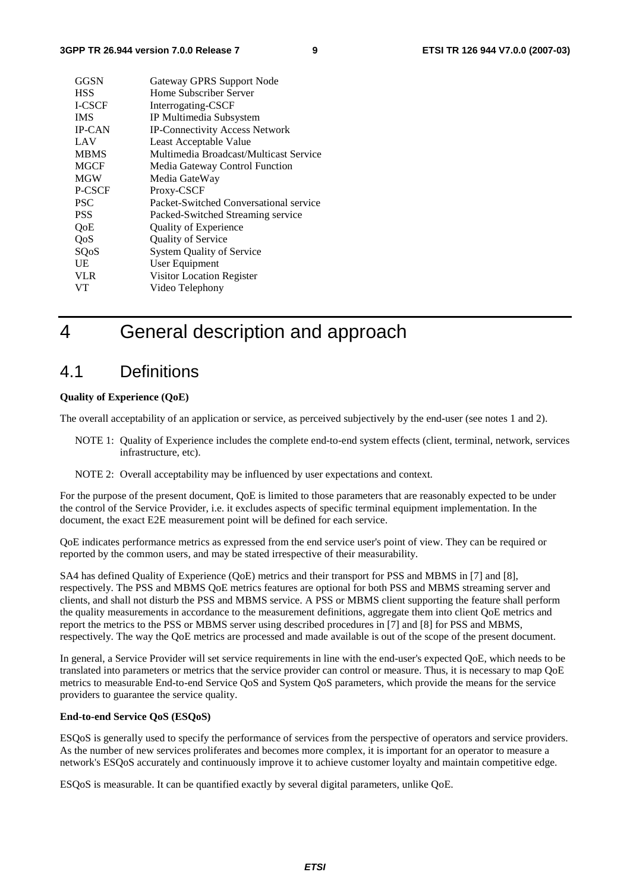| | |
|---|---|
| GGSN | Gateway GPRS Support Node |
| HSS | Home Subscriber Server |
| I-CSCF | Interrogating-CSCF |
| IMS | IP Multimedia Subsystem |
| IP-CAN | IP-Connectivity Access Network |
| LAV | Least Acceptable Value |
| MBMS | Multimedia Broadcast/Multicast Service |
| MGCF | Media Gateway Control Function |
| MGW | Media GateWay |
| P-CSCF | Proxy-CSCF |
| PSC | Packet-Switched Conversational service |
| PSS | Packed-Switched Streaming service |
| QoE | Quality of Experience |
| QoS | Quality of Service |
| SQoS | System Quality of Service |
| UE | User Equipment |
| VLR | Visitor Location Register |
| VT | Video Telephony |

# 4 General description and approach

## 4.1 Definitions

**Quality of Experience (QoE)**

The overall acceptability of an application or service, as perceived subjectively by the end-user (see notes 1 and 2).

NOTE 1: Quality of Experience includes the complete end-to-end system effects (client, terminal, network, services infrastructure, etc).

NOTE 2: Overall acceptability may be influenced by user expectations and context.

For the purpose of the present document, QoE is limited to those parameters that are reasonably expected to be under the control of the Service Provider, i.e. it excludes aspects of specific terminal equipment implementation. In the document, the exact E2E measurement point will be defined for each service.

QoE indicates performance metrics as expressed from the end service user's point of view. They can be required or reported by the common users, and may be stated irrespective of their measurability.

SA4 has defined Quality of Experience (QoE) metrics and their transport for PSS and MBMS in [7] and [8], respectively. The PSS and MBMS QoE metrics features are optional for both PSS and MBMS streaming server and clients, and shall not disturb the PSS and MBMS service. A PSS or MBMS client supporting the feature shall perform the quality measurements in accordance to the measurement definitions, aggregate them into client QoE metrics and report the metrics to the PSS or MBMS server using described procedures in [7] and [8] for PSS and MBMS, respectively. The way the QoE metrics are processed and made available is out of the scope of the present document.

In general, a Service Provider will set service requirements in line with the end-user's expected QoE, which needs to be translated into parameters or metrics that the service provider can control or measure. Thus, it is necessary to map QoE metrics to measurable End-to-end Service QoS and System QoS parameters, which provide the means for the service providers to guarantee the service quality.

**End-to-end Service QoS (ESQoS)**

ESQoS is generally used to specify the performance of services from the perspective of operators and service providers. As the number of new services proliferates and becomes more complex, it is important for an operator to measure a network's ESQoS accurately and continuously improve it to achieve customer loyalty and maintain competitive edge.

ESQoS is measurable. It can be quantified exactly by several digital parameters, unlike QoE.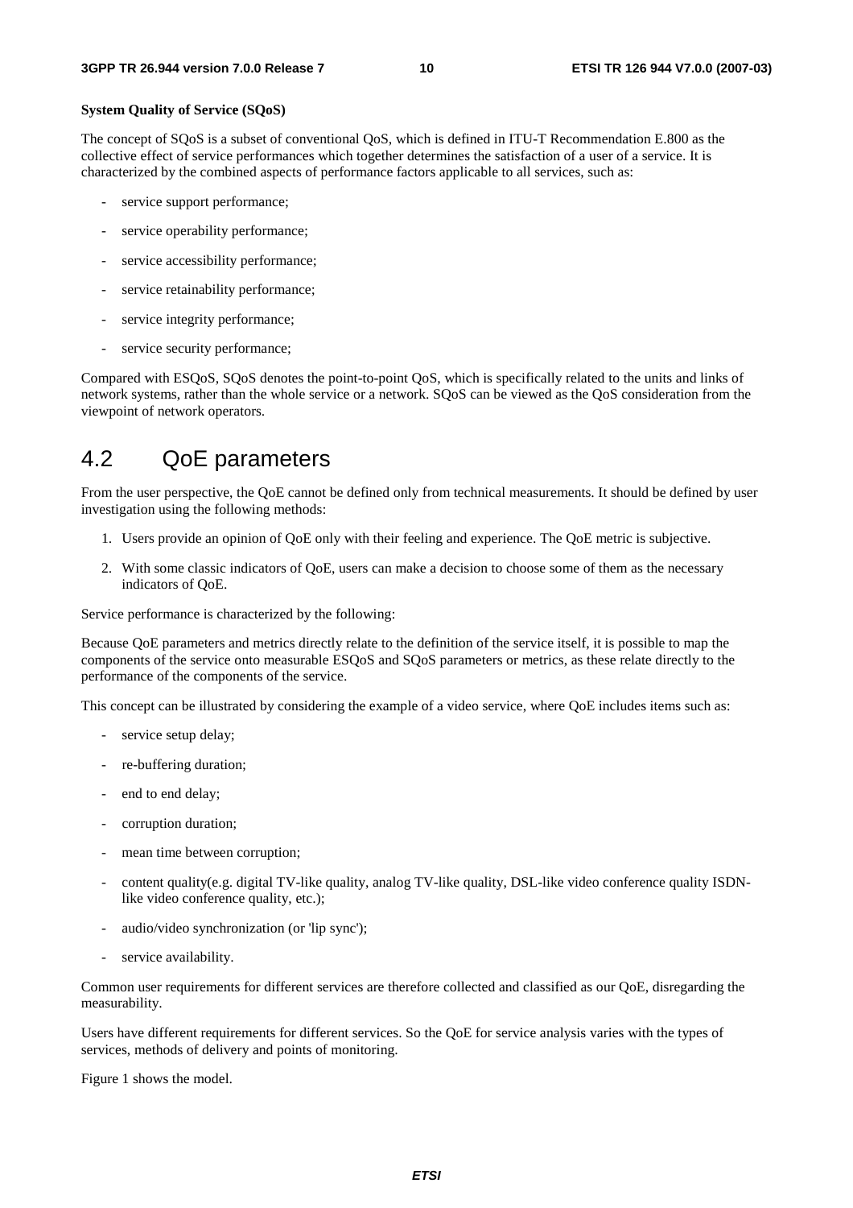**System Quality of Service (SQoS)**

The concept of SQoS is a subset of conventional QoS, which is defined in ITU-T Recommendation E.800 as the collective effect of service performances which together determines the satisfaction of a user of a service. It is characterized by the combined aspects of performance factors applicable to all services, such as:

- service support performance;
- service operability performance;
- service accessibility performance;
- service retainability performance;
- service integrity performance;
- service security performance;

Compared with ESQoS, SQoS denotes the point-to-point QoS, which is specifically related to the units and links of network systems, rather than the whole service or a network. SQoS can be viewed as the QoS consideration from the viewpoint of network operators.

## 4.2 QoE parameters

From the user perspective, the QoE cannot be defined only from technical measurements. It should be defined by user investigation using the following methods:

1. Users provide an opinion of QoE only with their feeling and experience. The QoE metric is subjective.
2. With some classic indicators of QoE, users can make a decision to choose some of them as the necessary indicators of QoE.

Service performance is characterized by the following:

Because QoE parameters and metrics directly relate to the definition of the service itself, it is possible to map the components of the service onto measurable ESQoS and SQoS parameters or metrics, as these relate directly to the performance of the components of the service.

This concept can be illustrated by considering the example of a video service, where QoE includes items such as:

- service setup delay;
- re-buffering duration;
- end to end delay;
- corruption duration;
- mean time between corruption;
- content quality(e.g. digital TV-like quality, analog TV-like quality, DSL-like video conference quality ISDN-like video conference quality, etc.);
- audio/video synchronization (or 'lip sync');
- service availability.

Common user requirements for different services are therefore collected and classified as our QoE, disregarding the measurability.

Users have different requirements for different services. So the QoE for service analysis varies with the types of services, methods of delivery and points of monitoring.

Figure 1 shows the model.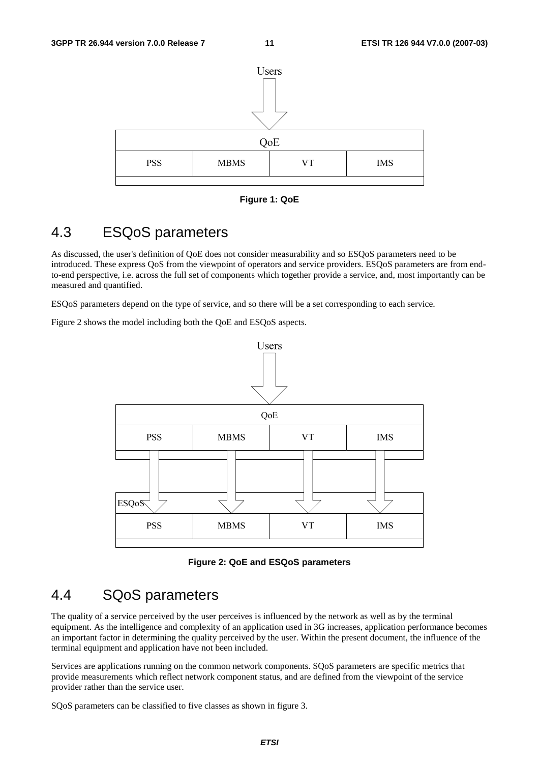Figure 1: QoE

## 4.3 ESQoS parameters

As discussed, the user's definition of QoE does not consider measurability and so ESQoS parameters need to be introduced. These express QoS from the viewpoint of operators and service providers. ESQoS parameters are from end-to-end perspective, i.e. across the full set of components which together provide a service, and, most importantly can be measured and quantified.

ESQoS parameters depend on the type of service, and so there will be a set corresponding to each service.

Figure 2 shows the model including both the QoE and ESQoS aspects.

Figure 2: QoE and ESQoS parameters

## 4.4 SQoS parameters

The quality of a service perceived by the user perceives is influenced by the network as well as by the terminal equipment. As the intelligence and complexity of an application used in 3G increases, application performance becomes an important factor in determining the quality perceived by the user. Within the present document, the influence of the terminal equipment and application have not been included.

Services are applications running on the common network components. SQoS parameters are specific metrics that provide measurements which reflect network component status, and are defined from the viewpoint of the service provider rather than the service user.

SQoS parameters can be classified to five classes as shown in figure 3.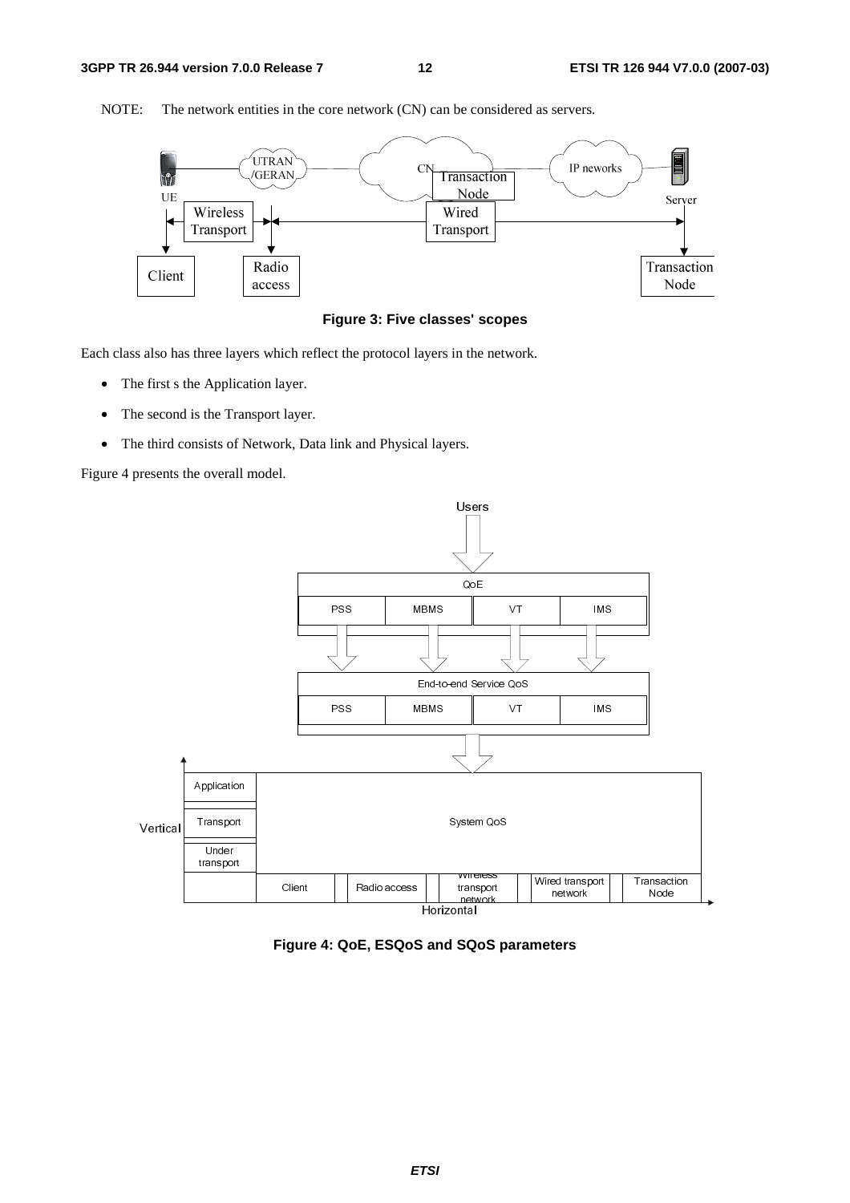NOTE: The network entities in the core network (CN) can be considered as servers.

**Figure 3: Five classes' scopes**

Each class also has three layers which reflect the protocol layers in the network.

- The first s the Application layer.
- The second is the Transport layer.
- The third consists of Network, Data link and Physical layers.

Figure 4 presents the overall model.

**Figure 4: QoE, ESQoS and SQoS parameters**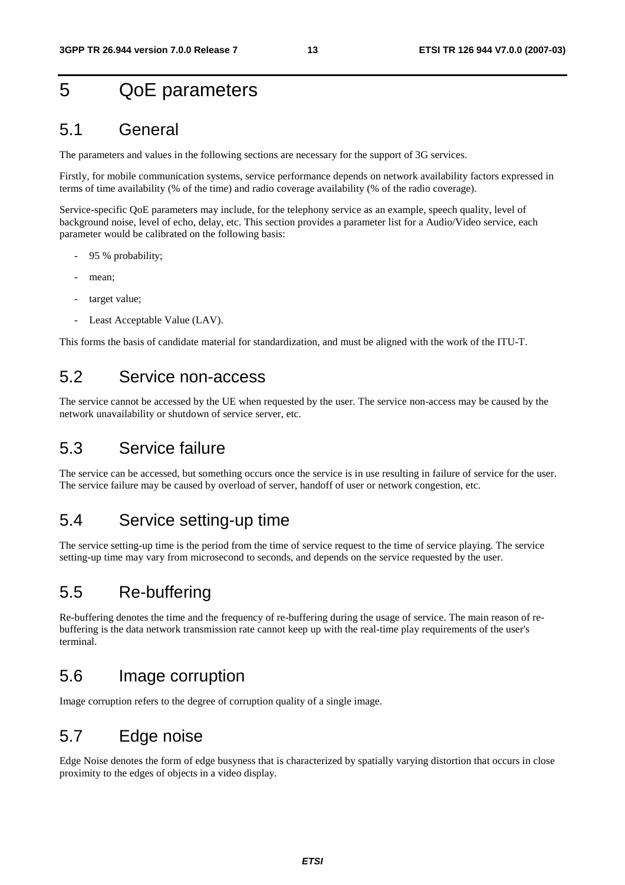# 5 QoE parameters

## 5.1 General

The parameters and values in the following sections are necessary for the support of 3G services.

Firstly, for mobile communication systems, service performance depends on network availability factors expressed in terms of time availability (% of the time) and radio coverage availability (% of the radio coverage).

Service-specific QoE parameters may include, for the telephony service as an example, speech quality, level of background noise, level of echo, delay, etc. This section provides a parameter list for a Audio/Video service, each parameter would be calibrated on the following basis:

- 95 % probability;
- mean;
- target value;
- Least Acceptable Value (LAV).

This forms the basis of candidate material for standardization, and must be aligned with the work of the ITU-T.

## 5.2 Service non-access

The service cannot be accessed by the UE when requested by the user. The service non-access may be caused by the network unavailability or shutdown of service server, etc.

## 5.3 Service failure

The service can be accessed, but something occurs once the service is in use resulting in failure of service for the user. The service failure may be caused by overload of server, handoff of user or network congestion, etc.

## 5.4 Service setting-up time

The service setting-up time is the period from the time of service request to the time of service playing. The service setting-up time may vary from microsecond to seconds, and depends on the service requested by the user.

## 5.5 Re-buffering

Re-buffering denotes the time and the frequency of re-buffering during the usage of service. The main reason of re-buffering is the data network transmission rate cannot keep up with the real-time play requirements of the user's terminal.

## 5.6 Image corruption

Image corruption refers to the degree of corruption quality of a single image.

## 5.7 Edge noise

Edge Noise denotes the form of edge busyness that is characterized by spatially varying distortion that occurs in close proximity to the edges of objects in a video display.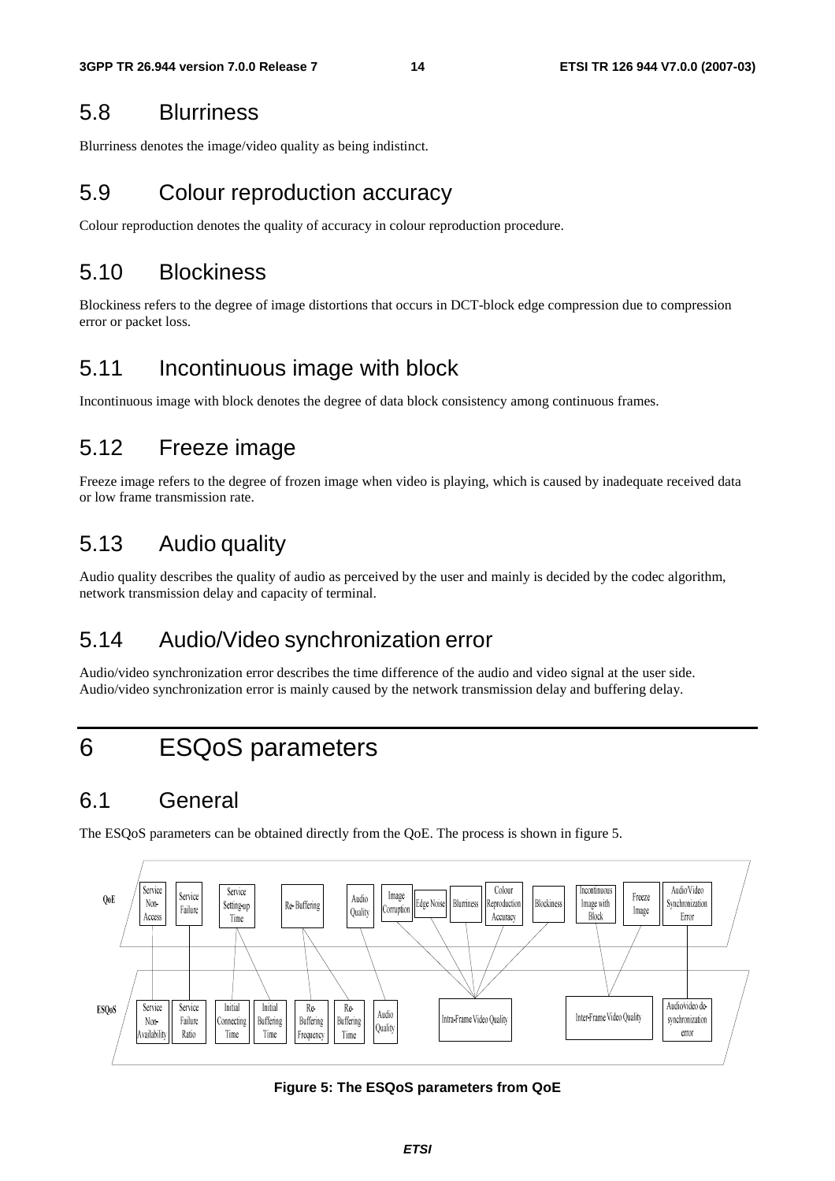## 5.8 Blurriness

Blurriness denotes the image/video quality as being indistinct.

## 5.9 Colour reproduction accuracy

Colour reproduction denotes the quality of accuracy in colour reproduction procedure.

## 5.10 Blockiness

Blockiness refers to the degree of image distortions that occurs in DCT-block edge compression due to compression error or packet loss.

## 5.11 Incontinuous image with block

Incontinuous image with block denotes the degree of data block consistency among continuous frames.

## 5.12 Freeze image

Freeze image refers to the degree of frozen image when video is playing, which is caused by inadequate received data or low frame transmission rate.

## 5.13 Audio quality

Audio quality describes the quality of audio as perceived by the user and mainly is decided by the codec algorithm, network transmission delay and capacity of terminal.

## 5.14 Audio/Video synchronization error

Audio/video synchronization error describes the time difference of the audio and video signal at the user side. Audio/video synchronization error is mainly caused by the network transmission delay and buffering delay.

# 6 ESQoS parameters

## 6.1 General

The ESQoS parameters can be obtained directly from the QoE. The process is shown in figure 5.

**Figure 5: The ESQoS parameters from QoE**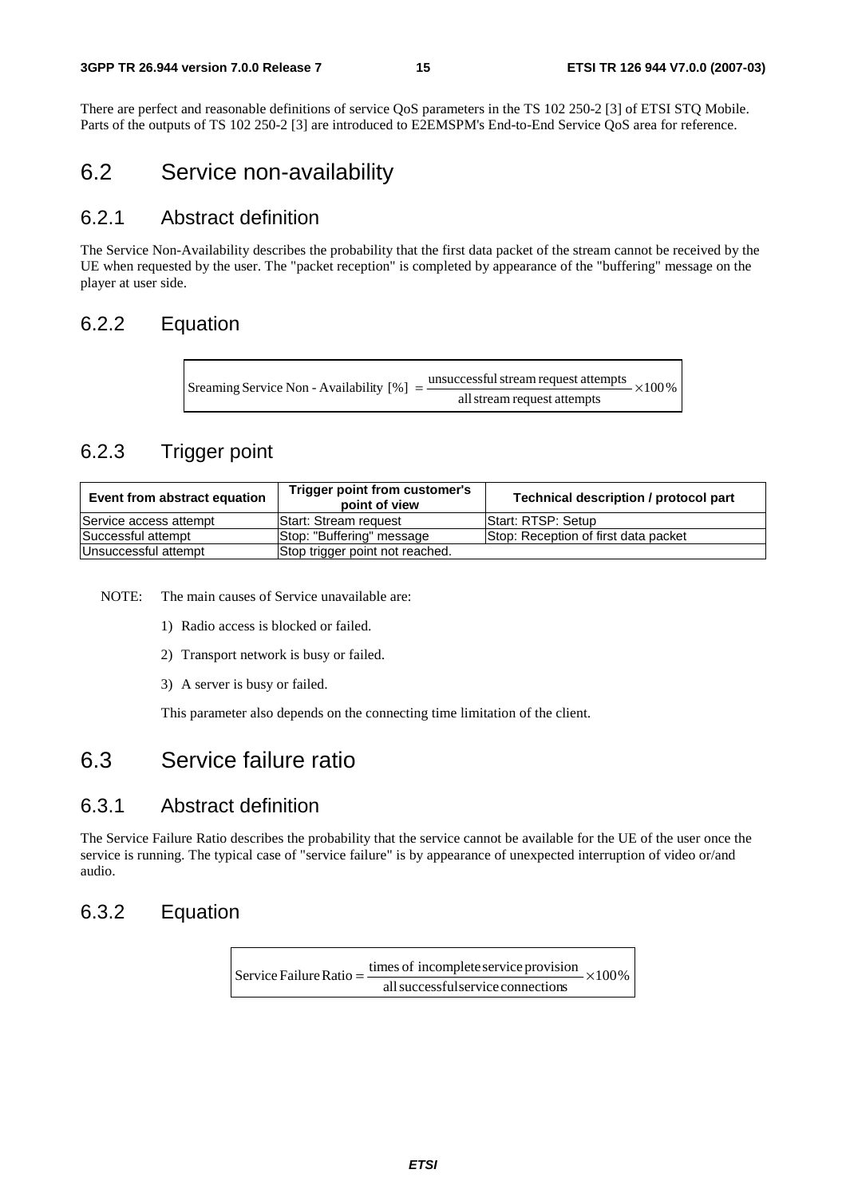There are perfect and reasonable definitions of service QoS parameters in the TS 102 250-2 [3] of ETSI STQ Mobile. Parts of the outputs of TS 102 250-2 [3] are introduced to E2EMSPM's End-to-End Service QoS area for reference.

## 6.2 Service non-availability

### 6.2.1 Abstract definition

The Service Non-Availability describes the probability that the first data packet of the stream cannot be received by the UE when requested by the user. The "packet reception" is completed by appearance of the "buffering" message on the player at user side.

### 6.2.2 Equation

$$\text{Sreaming Service Non - Availability } [\%] = \frac{\text{unsuccessful stream request attempts}}{\text{all stream request attempts}} \times 100\%$$

### 6.2.3 Trigger point

| Event from abstract equation | Trigger point from customer's point of view | Technical description / protocol part |
|---|---|---|
| Service access attempt | Start: Stream request | Start: RTSP: Setup |
| Successful attempt | Stop: "Buffering" message | Stop: Reception of first data packet |
| Unsuccessful attempt | Stop trigger point not reached. | |

NOTE: The main causes of Service unavailable are:

1) Radio access is blocked or failed.
2) Transport network is busy or failed.
3) A server is busy or failed.

This parameter also depends on the connecting time limitation of the client.

## 6.3 Service failure ratio

### 6.3.1 Abstract definition

The Service Failure Ratio describes the probability that the service cannot be available for the UE of the user once the service is running. The typical case of "service failure" is by appearance of unexpected interruption of video or/and audio.

### 6.3.2 Equation

$$\text{Service Failure Ratio} = \frac{\text{times of incomplete service provision}}{\text{all successful service connections}} \times 100\%$$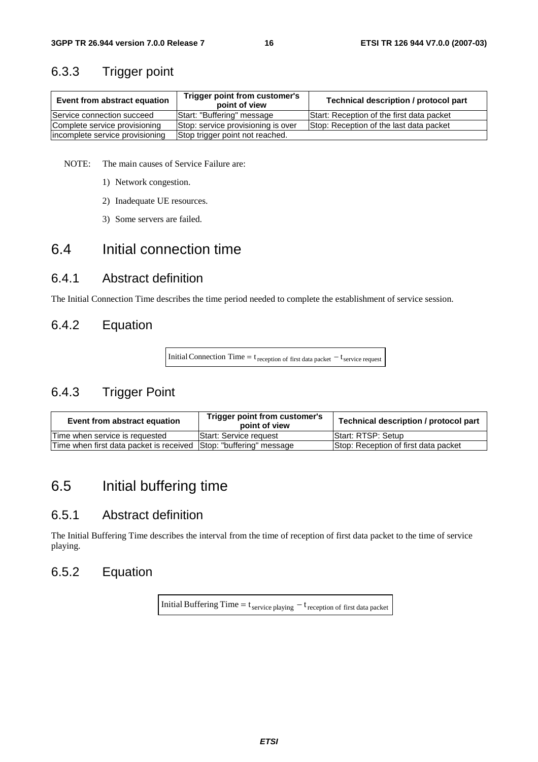### 6.3.3 Trigger point

| Event from abstract equation | Trigger point from customer's point of view | Technical description / protocol part |
|---|---|---|
| Service connection succeed | Start: "Buffering" message | Start: Reception of the first data packet |
| Complete service provisioning | Stop: service provisioning is over | Stop: Reception of the last data packet |
| incomplete service provisioning | Stop trigger point not reached. | |

NOTE: The main causes of Service Failure are:

1) Network congestion.

2) Inadequate UE resources.

3) Some servers are failed.

## 6.4 Initial connection time

### 6.4.1 Abstract definition

The Initial Connection Time describes the time period needed to complete the establishment of service session.

### 6.4.2 Equation

$$\text{Initial Connection Time} = t_{\text{reception of first data packet}} - t_{\text{service request}}$$

### 6.4.3 Trigger Point

| Event from abstract equation | Trigger point from customer's point of view | Technical description / protocol part |
|---|---|---|
| Time when service is requested | Start: Service request | Start: RTSP: Setup |
| Time when first data packet is received | Stop: "buffering" message | Stop: Reception of first data packet |

## 6.5 Initial buffering time

### 6.5.1 Abstract definition

The Initial Buffering Time describes the interval from the time of reception of first data packet to the time of service playing.

### 6.5.2 Equation

$$\text{Initial Buffering Time} = t_{\text{service playing}} - t_{\text{reception of first data packet}}$$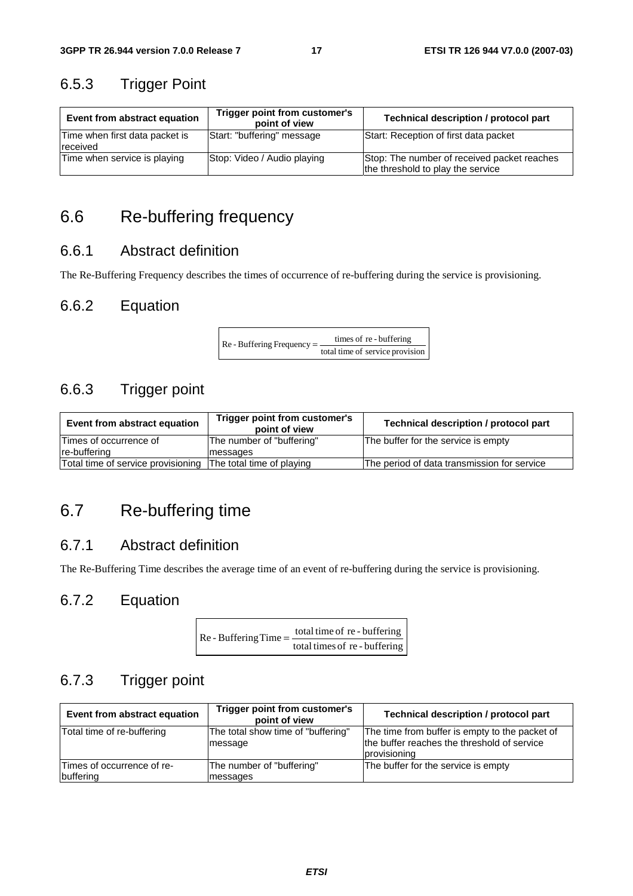### 6.5.3 Trigger Point

| Event from abstract equation | Trigger point from customer's point of view | Technical description / protocol part |
|---|---|---|
| Time when first data packet is received | Start: "buffering" message | Start: Reception of first data packet |
| Time when service is playing | Stop: Video / Audio playing | Stop: The number of received packet reaches the threshold to play the service |

## 6.6 Re-buffering frequency

### 6.6.1 Abstract definition

The Re-Buffering Frequency describes the times of occurrence of re-buffering during the service is provisioning.

### 6.6.2 Equation

$$\text{Re - Buffering Frequency} = \frac{\text{times of re - buffering}}{\text{total time of service provision}}$$

### 6.6.3 Trigger point

| Event from abstract equation | Trigger point from customer's point of view | Technical description / protocol part |
|---|---|---|
| Times of occurrence of re-buffering | The number of "buffering" messages | The buffer for the service is empty |
| Total time of service provisioning | The total time of playing | The period of data transmission for service |

## 6.7 Re-buffering time

### 6.7.1 Abstract definition

The Re-Buffering Time describes the average time of an event of re-buffering during the service is provisioning.

### 6.7.2 Equation

$$\text{Re - Buffering Time} = \frac{\text{total time of re - buffering}}{\text{total times of re - buffering}}$$

### 6.7.3 Trigger point

| Event from abstract equation | Trigger point from customer's point of view | Technical description / protocol part |
|---|---|---|
| Total time of re-buffering | The total show time of "buffering" message | The time from buffer is empty to the packet of the buffer reaches the threshold of service provisioning |
| Times of occurrence of re-buffering | The number of "buffering" messages | The buffer for the service is empty |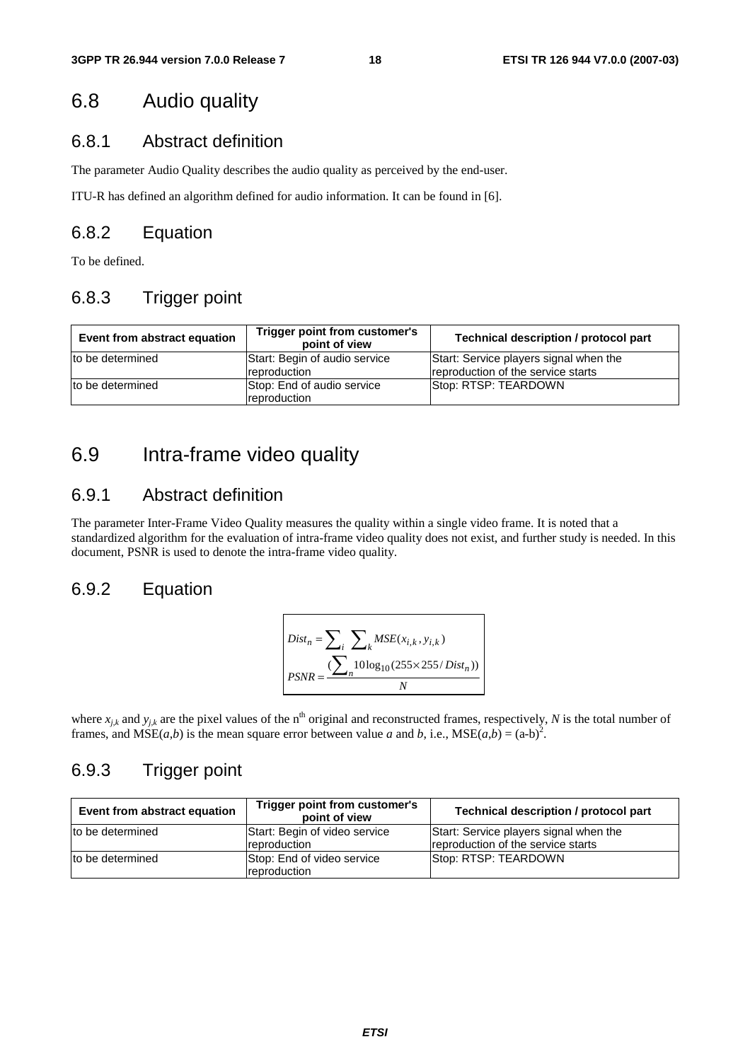## 6.8 Audio quality

### 6.8.1 Abstract definition

The parameter Audio Quality describes the audio quality as perceived by the end-user.

ITU-R has defined an algorithm defined for audio information. It can be found in [6].

### 6.8.2 Equation

To be defined.

### 6.8.3 Trigger point

| Event from abstract equation | Trigger point from customer's point of view | Technical description / protocol part |
|---|---|---|
| to be determined | Start: Begin of audio service reproduction | Start: Service players signal when the reproduction of the service starts |
| to be determined | Stop: End of audio service reproduction | Stop: RTSP: TEARDOWN |

## 6.9 Intra-frame video quality

### 6.9.1 Abstract definition

The parameter Inter-Frame Video Quality measures the quality within a single video frame. It is noted that a standardized algorithm for the evaluation of intra-frame video quality does not exist, and further study is needed. In this document, PSNR is used to denote the intra-frame video quality.

### 6.9.2 Equation

$$Dist_n = \sum_i \sum_k MSE(x_{i,k}, y_{i,k})$$

$$PSNR = \frac{(\sum_n 10\log_{10}(255 \times 255 / Dist_n))}{N}$$

where $x_{j,k}$ and $y_{j,k}$ are the pixel values of the n[th] original and reconstructed frames, respectively, $N$ is the total number of frames, and MSE($a$,$b$) is the mean square error between value $a$ and $b$, i.e., $MSE(a,b) = (a-b)^2$.

### 6.9.3 Trigger point

| Event from abstract equation | Trigger point from customer's point of view | Technical description / protocol part |
|---|---|---|
| to be determined | Start: Begin of video service reproduction | Start: Service players signal when the reproduction of the service starts |
| to be determined | Stop: End of video service reproduction | Stop: RTSP: TEARDOWN |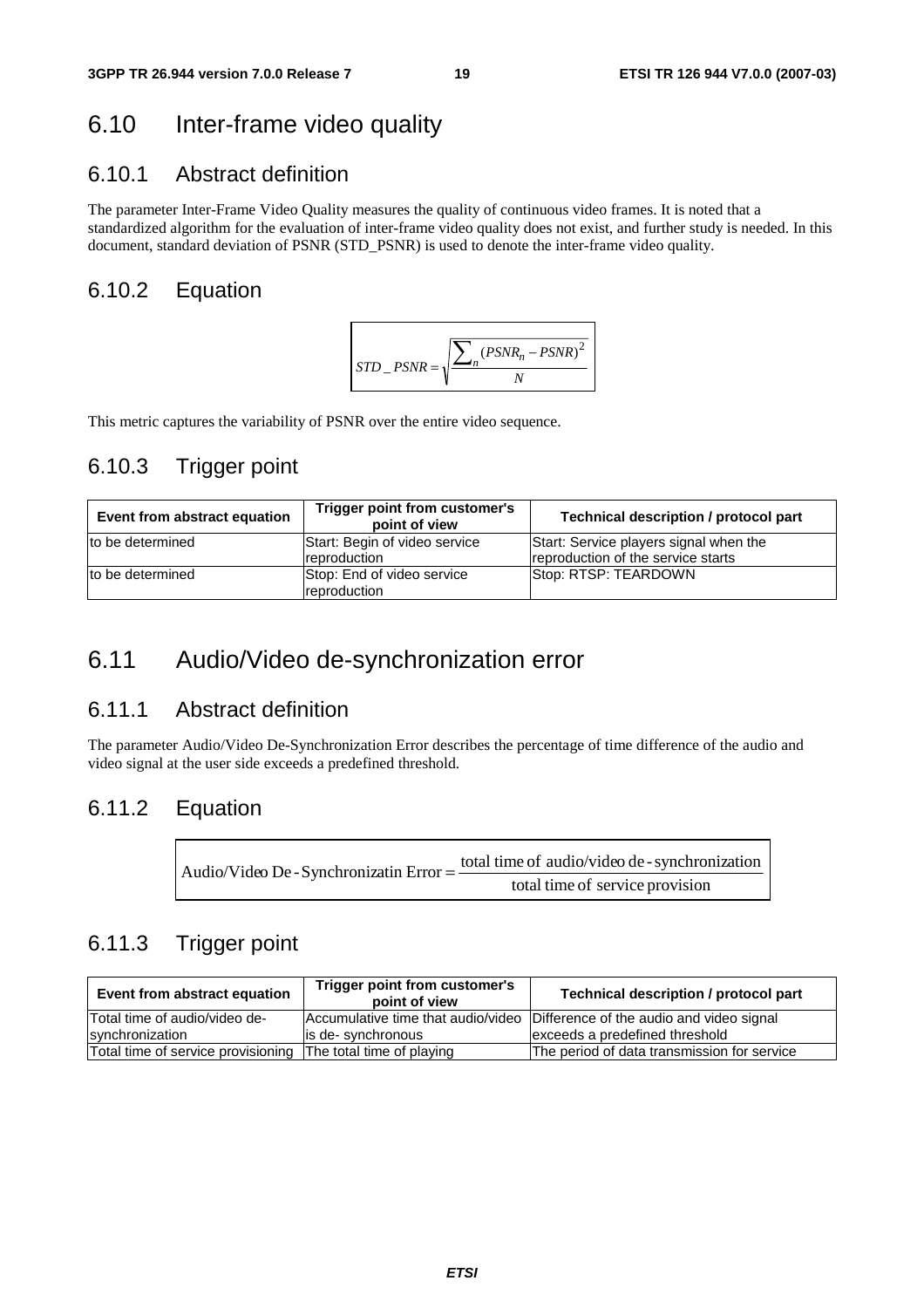## 6.10 Inter-frame video quality

### 6.10.1 Abstract definition

The parameter Inter-Frame Video Quality measures the quality of continuous video frames. It is noted that a standardized algorithm for the evaluation of inter-frame video quality does not exist, and further study is needed. In this document, standard deviation of PSNR (STD_PSNR) is used to denote the inter-frame video quality.

### 6.10.2 Equation

$$STD\_PSNR = \sqrt{\frac{\sum_n (PSNR_n - PSNR)^2}{N}}$$

This metric captures the variability of PSNR over the entire video sequence.

### 6.10.3 Trigger point

| Event from abstract equation | Trigger point from customer's point of view | Technical description / protocol part |
|---|---|---|
| to be determined | Start: Begin of video service reproduction | Start: Service players signal when the reproduction of the service starts |
| to be determined | Stop: End of video service reproduction | Stop: RTSP: TEARDOWN |

## 6.11 Audio/Video de-synchronization error

### 6.11.1 Abstract definition

The parameter Audio/Video De-Synchronization Error describes the percentage of time difference of the audio and video signal at the user side exceeds a predefined threshold.

### 6.11.2 Equation

$$\text{Audio/Video De-Synchronizatin Error} = \frac{\text{total time of audio/video de-synchronization}}{\text{total time of service provision}}$$

### 6.11.3 Trigger point

| Event from abstract equation | Trigger point from customer's point of view | Technical description / protocol part |
|---|---|---|
| Total time of audio/video de-synchronization | Accumulative time that audio/video is de- synchronous | Difference of the audio and video signal exceeds a predefined threshold |
| Total time of service provisioning | The total time of playing | The period of data transmission for service |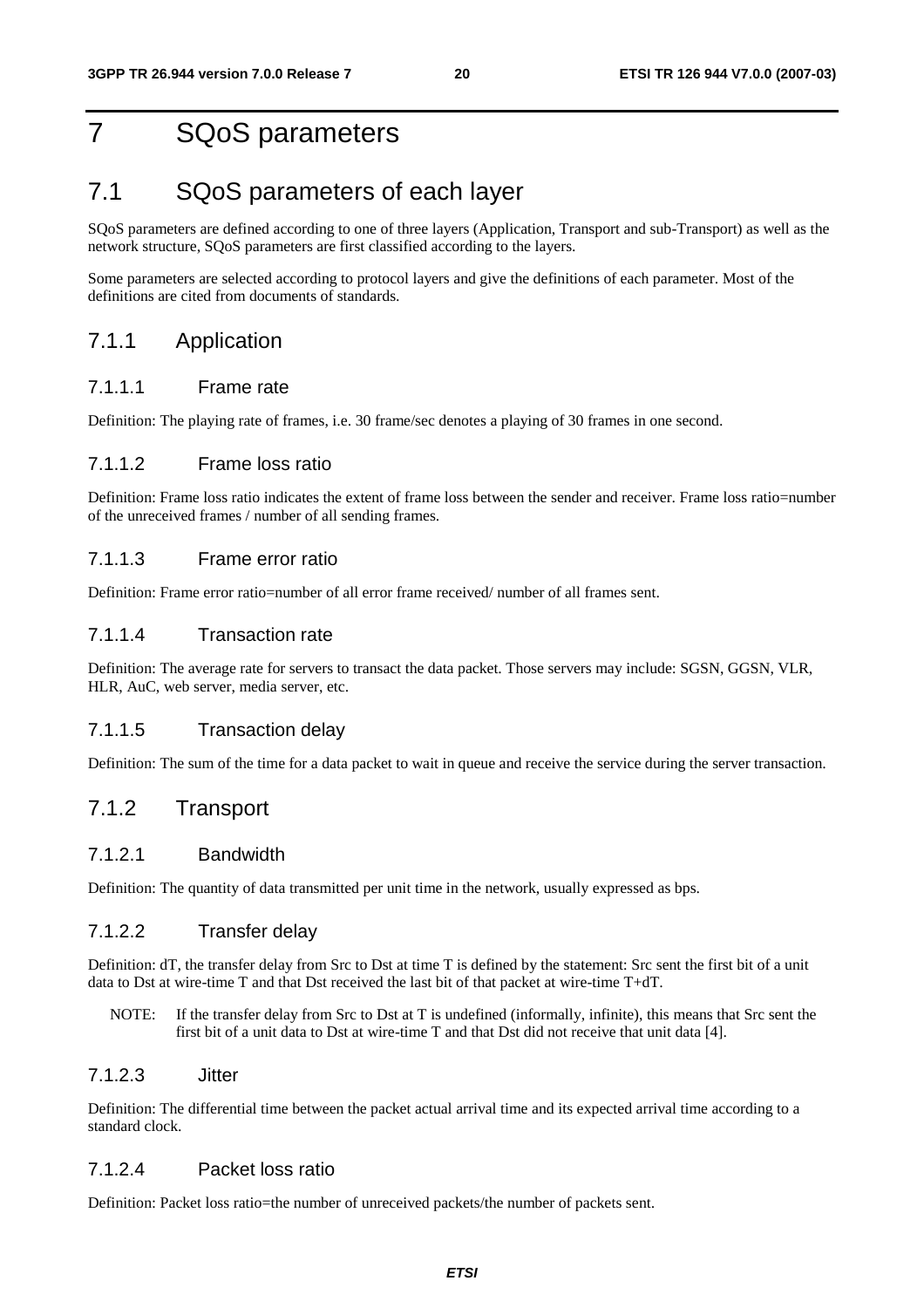# 7 SQoS parameters

## 7.1 SQoS parameters of each layer

SQoS parameters are defined according to one of three layers (Application, Transport and sub-Transport) as well as the network structure, SQoS parameters are first classified according to the layers.

Some parameters are selected according to protocol layers and give the definitions of each parameter. Most of the definitions are cited from documents of standards.

### 7.1.1 Application

#### 7.1.1.1 Frame rate

Definition: The playing rate of frames, i.e. 30 frame/sec denotes a playing of 30 frames in one second.

#### 7.1.1.2 Frame loss ratio

Definition: Frame loss ratio indicates the extent of frame loss between the sender and receiver. Frame loss ratio=number of the unreceived frames / number of all sending frames.

#### 7.1.1.3 Frame error ratio

Definition: Frame error ratio=number of all error frame received/ number of all frames sent.

#### 7.1.1.4 Transaction rate

Definition: The average rate for servers to transact the data packet. Those servers may include: SGSN, GGSN, VLR, HLR, AuC, web server, media server, etc.

#### 7.1.1.5 Transaction delay

Definition: The sum of the time for a data packet to wait in queue and receive the service during the server transaction.

### 7.1.2 Transport

#### 7.1.2.1 Bandwidth

Definition: The quantity of data transmitted per unit time in the network, usually expressed as bps.

#### 7.1.2.2 Transfer delay

Definition: dT, the transfer delay from Src to Dst at time T is defined by the statement: Src sent the first bit of a unit data to Dst at wire-time T and that Dst received the last bit of that packet at wire-time T+dT.

NOTE: If the transfer delay from Src to Dst at T is undefined (informally, infinite), this means that Src sent the first bit of a unit data to Dst at wire-time T and that Dst did not receive that unit data [4].

#### 7.1.2.3 Jitter

Definition: The differential time between the packet actual arrival time and its expected arrival time according to a standard clock.

#### 7.1.2.4 Packet loss ratio

Definition: Packet loss ratio=the number of unreceived packets/the number of packets sent.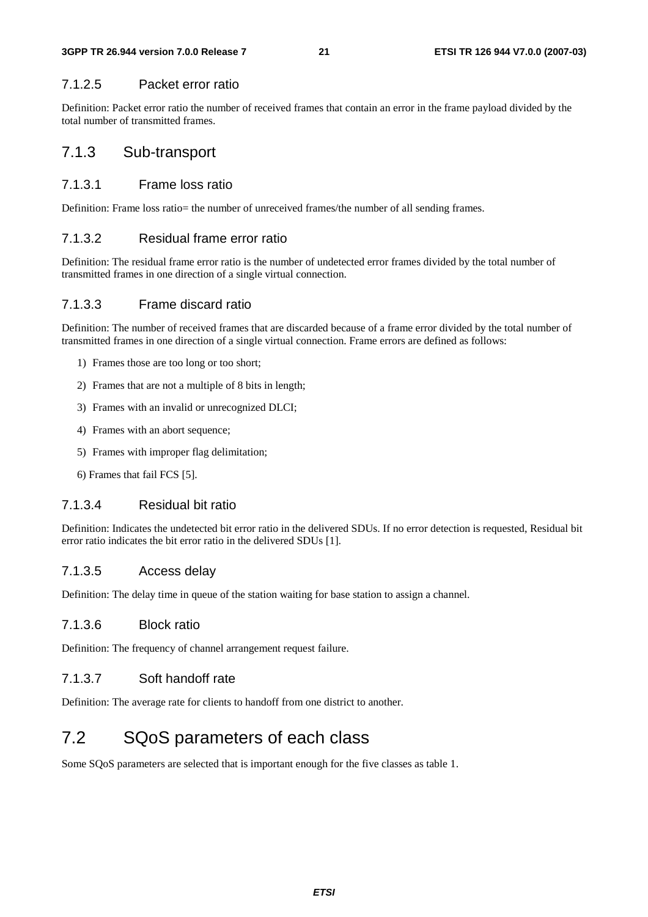#### 7.1.2.5 Packet error ratio

Definition: Packet error ratio the number of received frames that contain an error in the frame payload divided by the total number of transmitted frames.

### 7.1.3 Sub-transport

#### 7.1.3.1 Frame loss ratio

Definition: Frame loss ratio= the number of unreceived frames/the number of all sending frames.

#### 7.1.3.2 Residual frame error ratio

Definition: The residual frame error ratio is the number of undetected error frames divided by the total number of transmitted frames in one direction of a single virtual connection.

#### 7.1.3.3 Frame discard ratio

Definition: The number of received frames that are discarded because of a frame error divided by the total number of transmitted frames in one direction of a single virtual connection. Frame errors are defined as follows:

1) Frames those are too long or too short;
2) Frames that are not a multiple of 8 bits in length;
3) Frames with an invalid or unrecognized DLCI;
4) Frames with an abort sequence;
5) Frames with improper flag delimitation;
6) Frames that fail FCS [5].

#### 7.1.3.4 Residual bit ratio

Definition: Indicates the undetected bit error ratio in the delivered SDUs. If no error detection is requested, Residual bit error ratio indicates the bit error ratio in the delivered SDUs [1].

#### 7.1.3.5 Access delay

Definition: The delay time in queue of the station waiting for base station to assign a channel.

#### 7.1.3.6 Block ratio

Definition: The frequency of channel arrangement request failure.

#### 7.1.3.7 Soft handoff rate

Definition: The average rate for clients to handoff from one district to another.

## 7.2 SQoS parameters of each class

Some SQoS parameters are selected that is important enough for the five classes as table 1.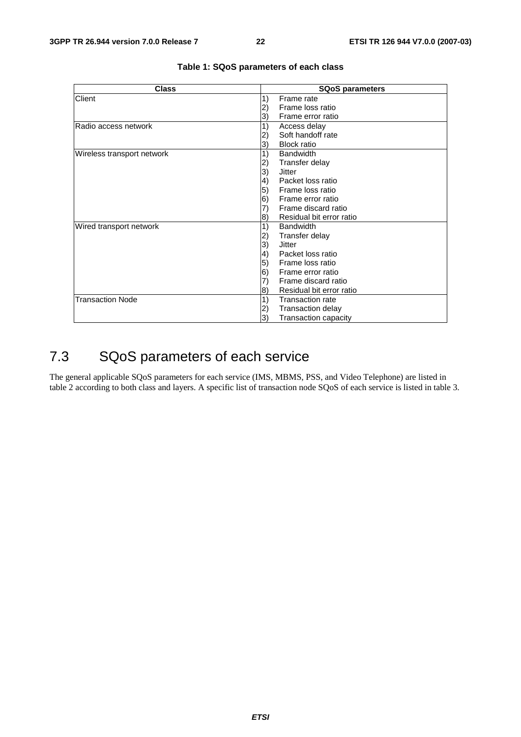**Table 1: SQoS parameters of each class**

| Class | SQoS parameters |
|---|---|
| Client | 1) Frame rate<br>2) Frame loss ratio<br>3) Frame error ratio |
| Radio access network | 1) Access delay<br>2) Soft handoff rate<br>3) Block ratio |
| Wireless transport network | 1) Bandwidth<br>2) Transfer delay<br>3) Jitter<br>4) Packet loss ratio<br>5) Frame loss ratio<br>6) Frame error ratio<br>7) Frame discard ratio<br>8) Residual bit error ratio |
| Wired transport network | 1) Bandwidth<br>2) Transfer delay<br>3) Jitter<br>4) Packet loss ratio<br>5) Frame loss ratio<br>6) Frame error ratio<br>7) Frame discard ratio<br>8) Residual bit error ratio |
| Transaction Node | 1) Transaction rate<br>2) Transaction delay<br>3) Transaction capacity |

## 7.3 SQoS parameters of each service

The general applicable SQoS parameters for each service (IMS, MBMS, PSS, and Video Telephone) are listed in table 2 according to both class and layers. A specific list of transaction node SQoS of each service is listed in table 3.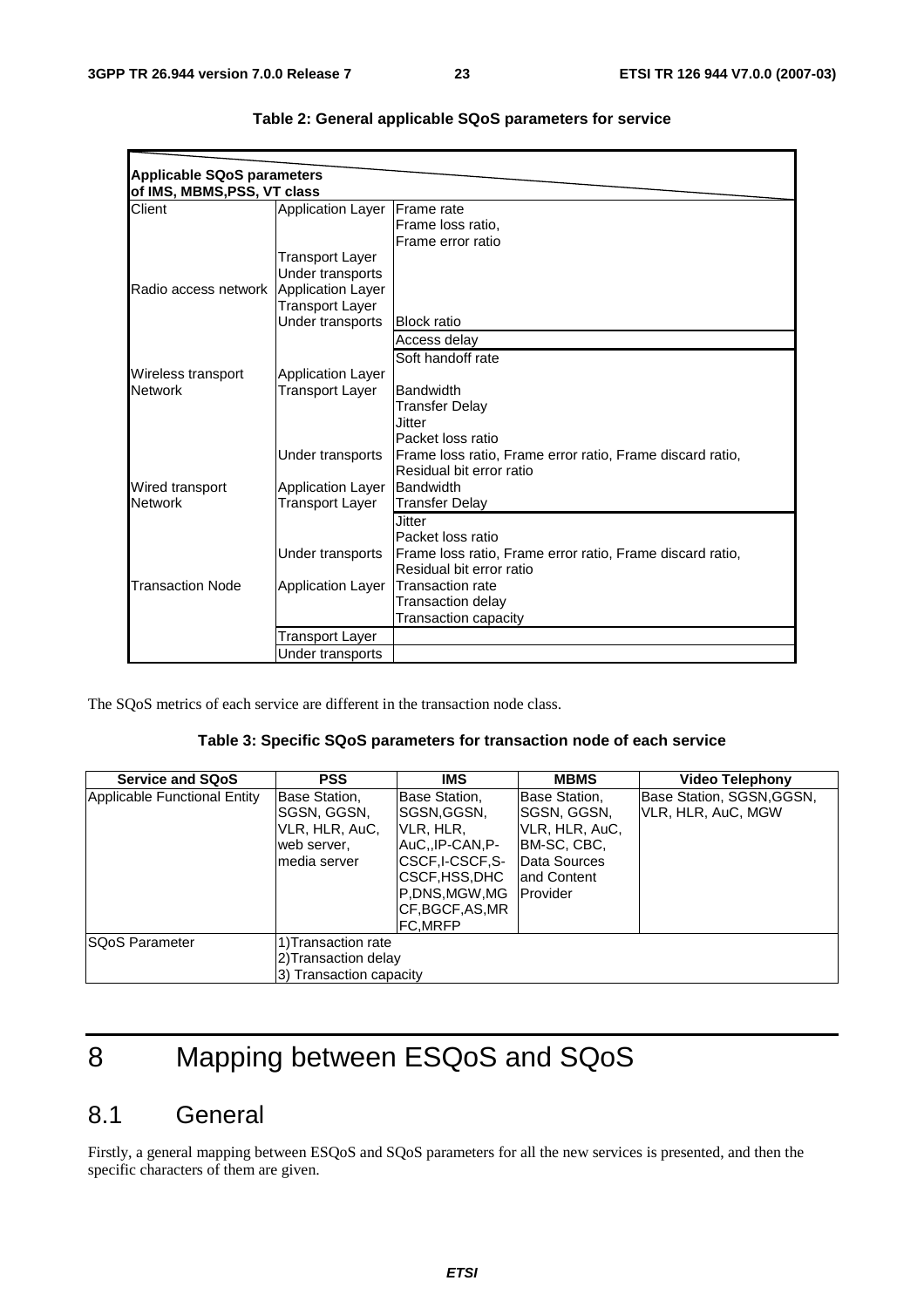**Table 2: General applicable SQoS parameters for service**

| Applicable SQoS parameters of IMS, MBMS,PSS, VT class | | |
|---|---|---|
| Client | Application Layer | Frame rate<br>Frame loss ratio,<br>Frame error ratio |
| | Transport Layer | |
| | Under transports | |
| Radio access network | Application Layer | |
| | Transport Layer | |
| | Under transports | Block ratio |
| | | Access delay |
| | | Soft handoff rate |
| Wireless transport Network | Application Layer | |
| | Transport Layer | Bandwidth<br>Transfer Delay<br>Jitter<br>Packet loss ratio |
| | Under transports | Frame loss ratio, Frame error ratio, Frame discard ratio,<br>Residual bit error ratio |
| Wired transport Network | Application Layer | Bandwidth |
| | Transport Layer | Transfer Delay |
| | | Jitter<br>Packet loss ratio |
| | Under transports | Frame loss ratio, Frame error ratio, Frame discard ratio,<br>Residual bit error ratio |
| Transaction Node | Application Layer | Transaction rate<br>Transaction delay<br>Transaction capacity |
| | Transport Layer | |
| | Under transports | |

The SQoS metrics of each service are different in the transaction node class.

**Table 3: Specific SQoS parameters for transaction node of each service**

| Service and SQoS | PSS | IMS | MBMS | Video Telephony |
|---|---|---|---|---|
| Applicable Functional Entity | Base Station, SGSN, GGSN, VLR, HLR, AuC, web server, media server | Base Station, SGSN,GGSN, VLR, HLR, AuC,,IP-CAN,P-CSCF,I-CSCF,S-CSCF,HSS,DHCP,DNS,MGW,MGCF,BGCF,AS,MRFC,MRFP | Base Station, SGSN, GGSN, VLR, HLR, AuC, BM-SC, CBC, Data Sources and Content Provider | Base Station, SGSN,GGSN, VLR, HLR, AuC, MGW |
| SQoS Parameter | 1)Transaction rate<br>2)Transaction delay<br>3) Transaction capacity | | | |

# 8 Mapping between ESQoS and SQoS

## 8.1 General

Firstly, a general mapping between ESQoS and SQoS parameters for all the new services is presented, and then the specific characters of them are given.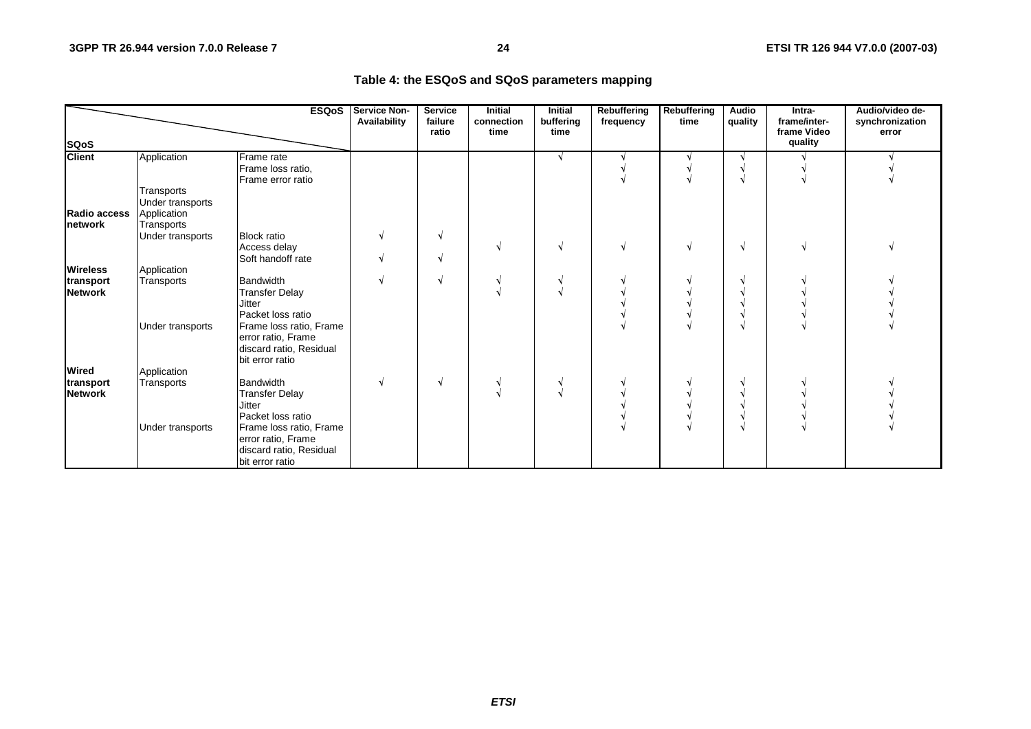**Table 4: the ESQoS and SQoS parameters mapping**

| SQoS \ ESQoS | | | Service Non-Availability | Service failure ratio | Initial connection time | Initial buffering time | Rebuffering frequency | Rebuffering time | Audio quality | Intra-frame/inter-frame Video quality | Audio/video de-synchronization error |
|---|---|---|---|---|---|---|---|---|---|---|---|
| **Client** | Application | Frame rate | | | | √ | √ | √ | √ | √ | √ |
| | | Frame loss ratio, | | | | | √ | √ | √ | √ | √ |
| | | Frame error ratio | | | | | √ | √ | √ | √ | √ |
| | Transports | | | | | | | | | | |
| | Under transports | | | | | | | | | | |
| **Radio access network** | Application | | | | | | | | | | |
| | Transports | | | | | | | | | | |
| | Under transports | Block ratio | √ | √ | | | | | | | |
| | | Access delay | | | √ | √ | √ | √ | √ | √ | √ |
| | | Soft handoff rate | √ | √ | | | | | | | |
| **Wireless transport Network** | Application | | | | | | | | | | |
| | Transports | Bandwidth | √ | √ | √ | √ | √ | √ | √ | √ | √ |
| | | Transfer Delay | | | √ | √ | √ | √ | √ | √ | √ |
| | | Jitter | | | | | √ | √ | √ | √ | √ |
| | | Packet loss ratio | | | | | √ | √ | √ | √ | √ |
| | Under transports | Frame loss ratio, Frame error ratio, Frame discard ratio, Residual bit error ratio | | | | | √ | √ | √ | √ | √ |
| **Wired transport Network** | Application | | | | | | | | | | |
| | Transports | Bandwidth | √ | √ | √ | √ | √ | √ | √ | √ | √ |
| | | Transfer Delay | | | √ | √ | √ | √ | √ | √ | √ |
| | | Jitter | | | | | √ | √ | √ | √ | √ |
| | | Packet loss ratio | | | | | √ | √ | √ | √ | √ |
| | Under transports | Frame loss ratio, Frame error ratio, Frame discard ratio, Residual bit error ratio | | | | | √ | √ | √ | √ | √ |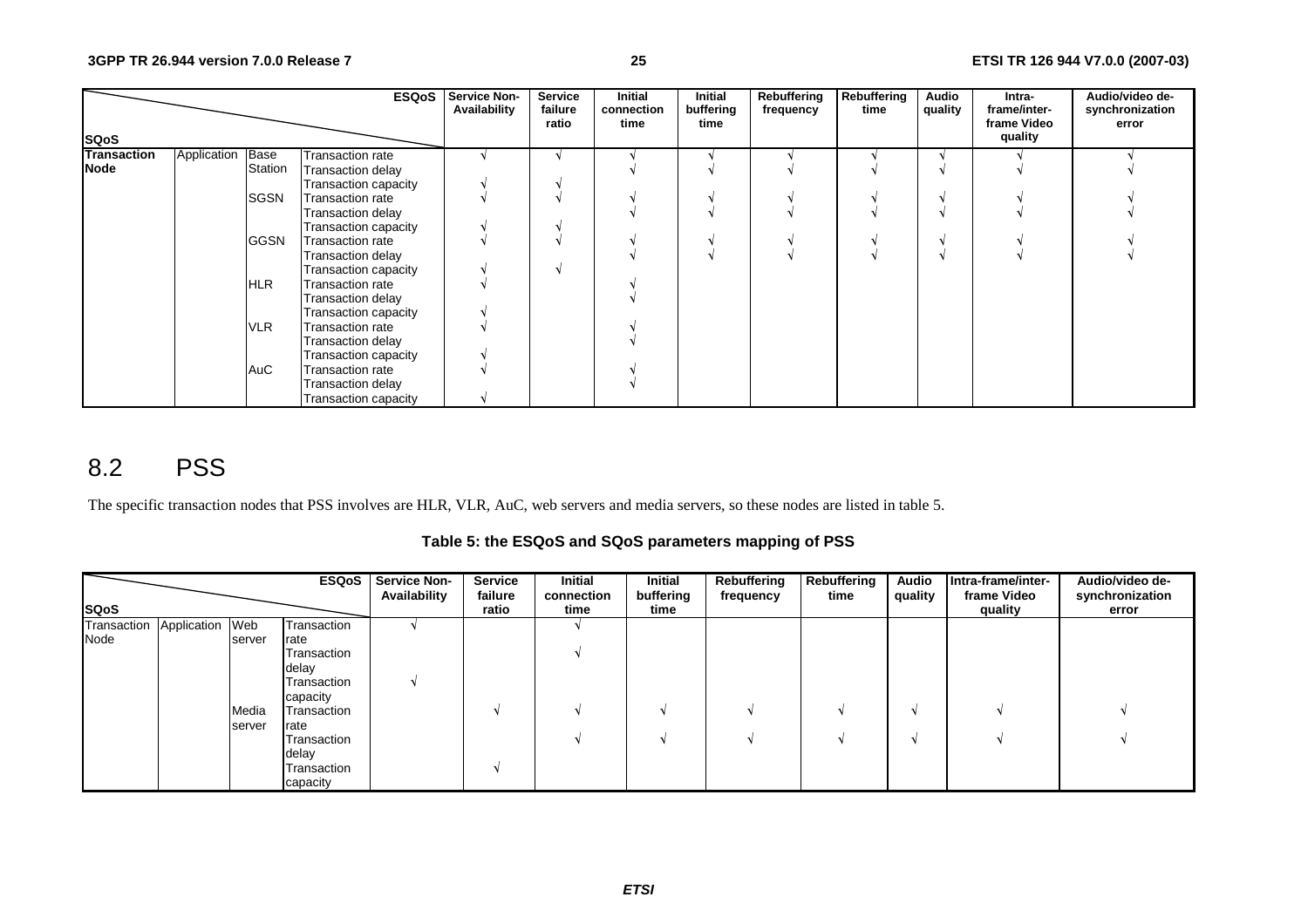| SQoS | | | | Service Non-Availability | Service failure ratio | Initial connection time | Initial buffering time | Rebuffering frequency | Rebuffering time | Audio quality | Intra-frame/inter-frame Video quality | Audio/video de-synchronization error |
|---|---|---|---|---|---|---|---|---|---|---|---|---|
| **Transaction Node** | Application | Base Station | Transaction rate | √ | √ | √ | √ | √ | √ | √ | √ | √ |
| | | | Transaction delay | | | √ | √ | √ | √ | √ | √ | √ |
| | | | Transaction capacity | √ | √ | | | | | | | |
| | | SGSN | Transaction rate | √ | √ | √ | √ | √ | √ | √ | √ | √ |
| | | | Transaction delay | | | √ | √ | √ | √ | √ | √ | √ |
| | | | Transaction capacity | √ | √ | | | | | | | |
| | | GGSN | Transaction rate | √ | √ | √ | √ | √ | √ | √ | √ | √ |
| | | | Transaction delay | | | √ | √ | √ | √ | √ | √ | √ |
| | | | Transaction capacity | √ | √ | | | | | | | |
| | | HLR | Transaction rate | √ | | √ | | | | | | |
| | | | Transaction delay | | | √ | | | | | | |
| | | | Transaction capacity | √ | | | | | | | | |
| | | VLR | Transaction rate | √ | | √ | | | | | | |
| | | | Transaction delay | | | √ | | | | | | |
| | | | Transaction capacity | √ | | | | | | | | |
| | | AuC | Transaction rate | √ | | √ | | | | | | |
| | | | Transaction delay | | | √ | | | | | | |
| | | | Transaction capacity | √ | | | | | | | | |

# 8.2 PSS

The specific transaction nodes that PSS involves are HLR, VLR, AuC, web servers and media servers, so these nodes are listed in table 5.

**Table 5: the ESQoS and SQoS parameters mapping of PSS**

| SQoS | | | | Service Non-Availability | Service failure ratio | Initial connection time | Initial buffering time | Rebuffering frequency | Rebuffering time | Audio quality | Intra-frame/inter-frame Video quality | Audio/video de-synchronization error |
|---|---|---|---|---|---|---|---|---|---|---|---|---|
| Transaction Node | Application | Web server | Transaction rate | √ | | √ | | | | | | |
| | | | Transaction delay | | | √ | | | | | | |
| | | | Transaction capacity | √ | | | | | | | | |
| | | Media server | Transaction rate | | √ | √ | √ | √ | √ | √ | √ | √ |
| | | | Transaction delay | | | √ | √ | √ | √ | √ | √ | √ |
| | | | Transaction capacity | | √ | | | | | | | |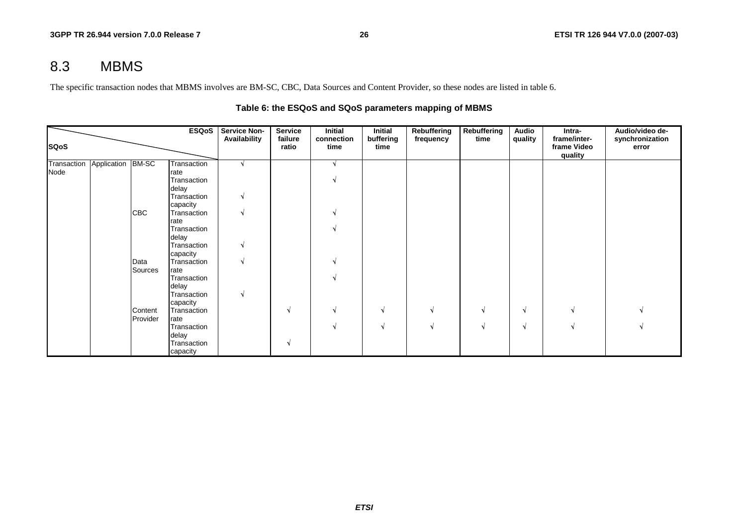# 8.3 MBMS

The specific transaction nodes that MBMS involves are BM-SC, CBC, Data Sources and Content Provider, so these nodes are listed in table 6.

**Table 6: the ESQoS and SQoS parameters mapping of MBMS**

| SQoS \ ESQoS | | | | Service Non-Availability | Service failure ratio | Initial connection time | Initial buffering time | Rebuffering frequency | Rebuffering time | Audio quality | Intra-frame/inter-frame Video quality | Audio/video de-synchronization error |
|---|---|---|---|---|---|---|---|---|---|---|---|---|
| Transaction Node | Application | BM-SC | Transaction rate | √ | | √ | | | | | | |
| | | | Transaction delay | | | √ | | | | | | |
| | | | Transaction capacity | √ | | | | | | | | |
| | | CBC | Transaction rate | √ | | √ | | | | | | |
| | | | Transaction delay | | | √ | | | | | | |
| | | | Transaction capacity | √ | | | | | | | | |
| | | Data Sources | Transaction rate | √ | | √ | | | | | | |
| | | | Transaction delay | | | √ | | | | | | |
| | | | Transaction capacity | √ | | | | | | | | |
| | | Content Provider | Transaction rate | | √ | √ | √ | √ | √ | √ | √ | √ |
| | | | Transaction delay | | | √ | √ | √ | √ | √ | √ | √ |
| | | | Transaction capacity | | √ | | | | | | | |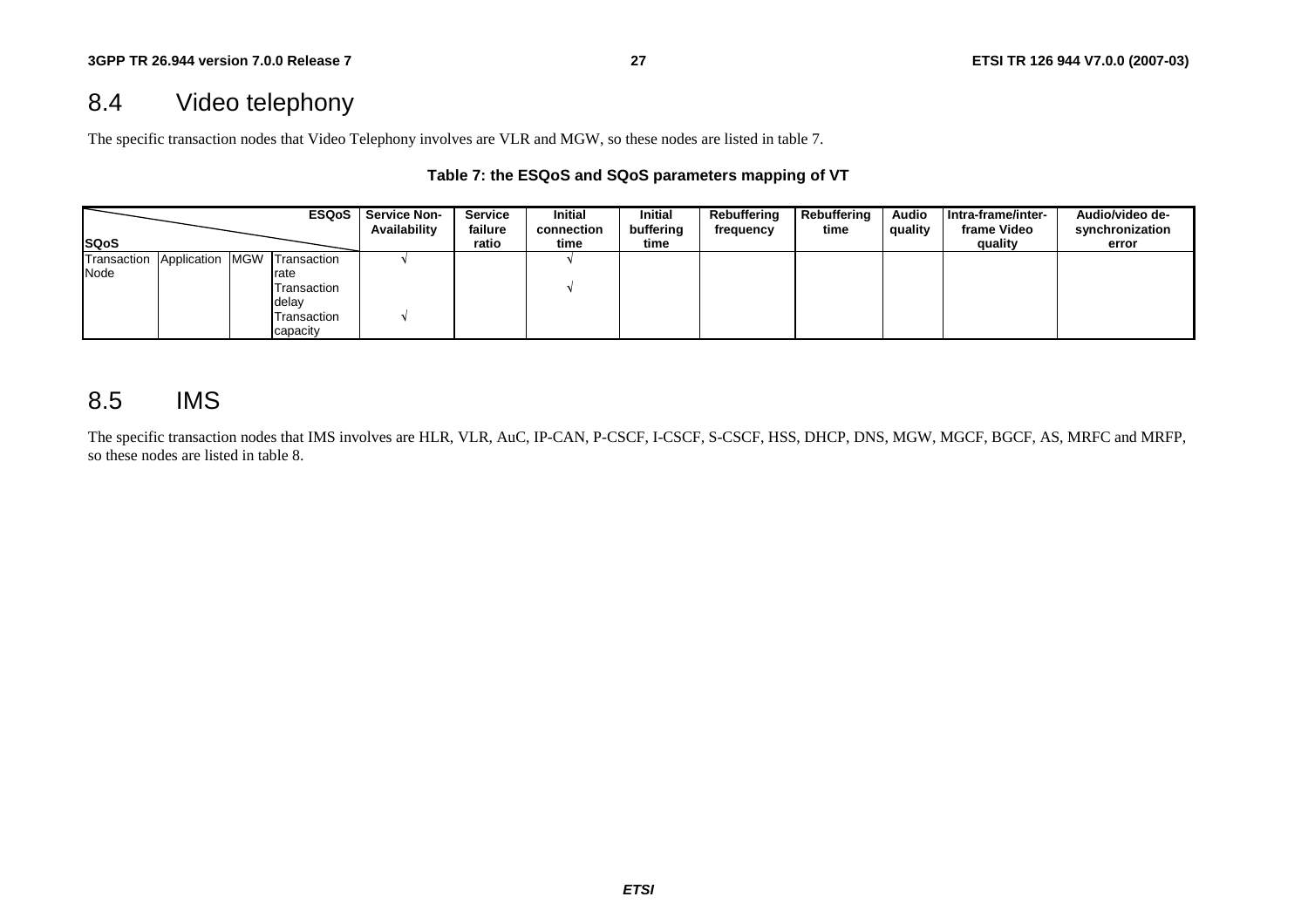## 8.4 Video telephony

The specific transaction nodes that Video Telephony involves are VLR and MGW, so these nodes are listed in table 7.

**Table 7: the ESQoS and SQoS parameters mapping of VT**

| SQoS \ ESQoS | | | | Service Non-Availability | Service failure ratio | Initial connection time | Initial buffering time | Rebuffering frequency | Rebuffering time | Audio quality | Intra-frame/inter-frame Video quality | Audio/video de-synchronization error |
|---|---|---|---|---|---|---|---|---|---|---|---|---|
| Transaction Node | Application | MGW | Transaction rate | √ | | √ | | | | | | |
| | | | Transaction delay | | | √ | | | | | | |
| | | | Transaction capacity | √ | | | | | | | | |

## 8.5 IMS

The specific transaction nodes that IMS involves are HLR, VLR, AuC, IP-CAN, P-CSCF, I-CSCF, S-CSCF, HSS, DHCP, DNS, MGW, MGCF, BGCF, AS, MRFC and MRFP, so these nodes are listed in table 8.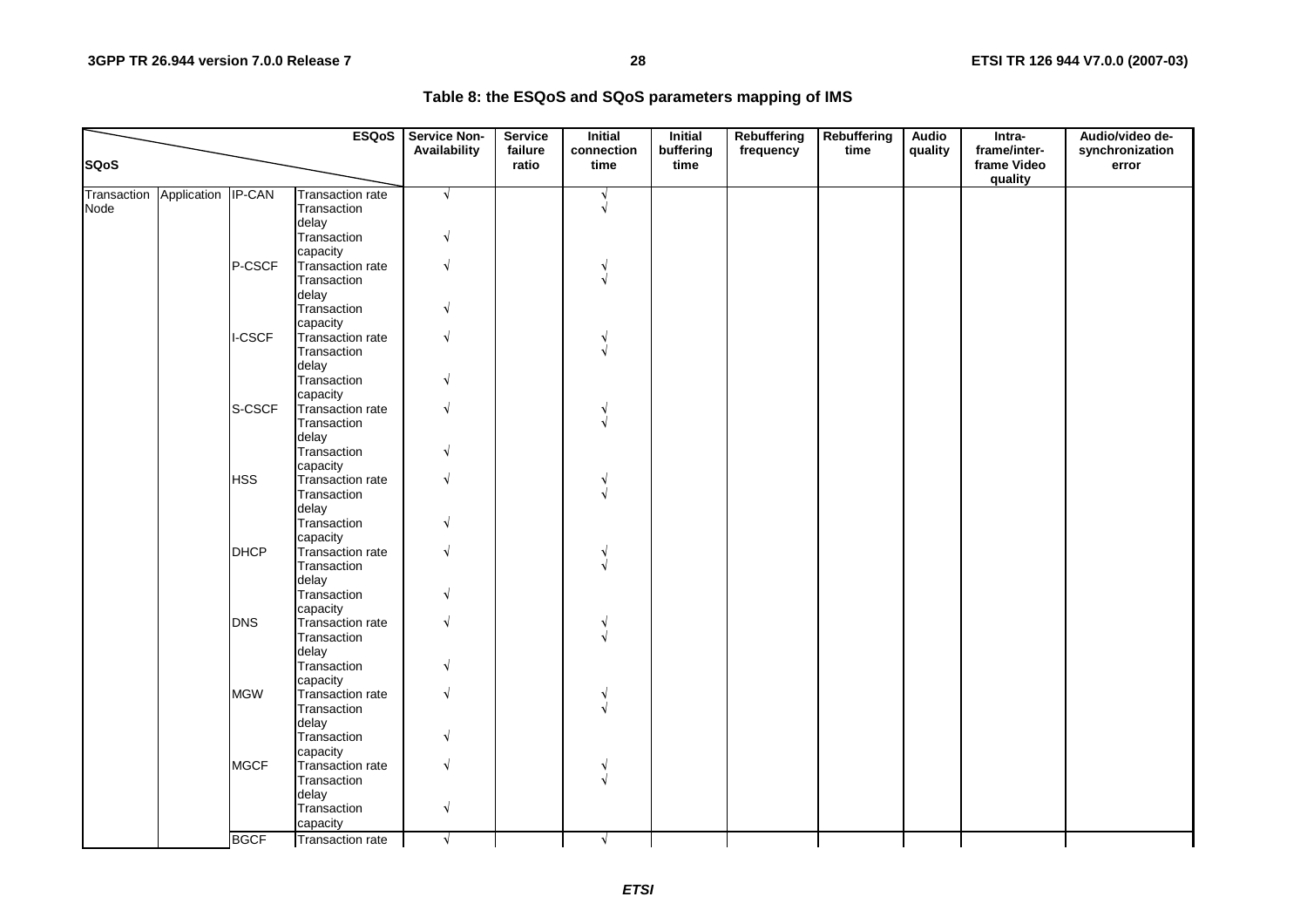**Table 8: the ESQoS and SQoS parameters mapping of IMS**

| SQoS \ ESQoS | | | | Service Non-Availability | Service failure ratio | Initial connection time | Initial buffering time | Rebuffering frequency | Rebuffering time | Audio quality | Intra-frame/inter-frame Video quality | Audio/video de-synchronization error |
|---|---|---|---|---|---|---|---|---|---|---|---|---|
| Transaction Node | Application | IP-CAN | Transaction rate | √ | | √ | | | | | | |
| | | | Transaction delay | | | √ | | | | | | |
| | | | Transaction capacity | √ | | | | | | | | |
| | | P-CSCF | Transaction rate | √ | | √ | | | | | | |
| | | | Transaction delay | | | √ | | | | | | |
| | | | Transaction capacity | √ | | | | | | | | |
| | | I-CSCF | Transaction rate | √ | | √ | | | | | | |
| | | | Transaction delay | | | √ | | | | | | |
| | | | Transaction capacity | √ | | | | | | | | |
| | | S-CSCF | Transaction rate | √ | | √ | | | | | | |
| | | | Transaction delay | | | √ | | | | | | |
| | | | Transaction capacity | √ | | | | | | | | |
| | | HSS | Transaction rate | √ | | √ | | | | | | |
| | | | Transaction delay | | | √ | | | | | | |
| | | | Transaction capacity | √ | | | | | | | | |
| | | DHCP | Transaction rate | √ | | √ | | | | | | |
| | | | Transaction delay | | | √ | | | | | | |
| | | | Transaction capacity | √ | | | | | | | | |
| | | DNS | Transaction rate | √ | | √ | | | | | | |
| | | | Transaction delay | | | √ | | | | | | |
| | | | Transaction capacity | √ | | | | | | | | |
| | | MGW | Transaction rate | √ | | √ | | | | | | |
| | | | Transaction delay | | | √ | | | | | | |
| | | | Transaction capacity | √ | | | | | | | | |
| | | MGCF | Transaction rate | √ | | √ | | | | | | |
| | | | Transaction delay | | | √ | | | | | | |
| | | | Transaction capacity | √ | | | | | | | | |
| | | BGCF | Transaction rate | √ | | √ | | | | | | |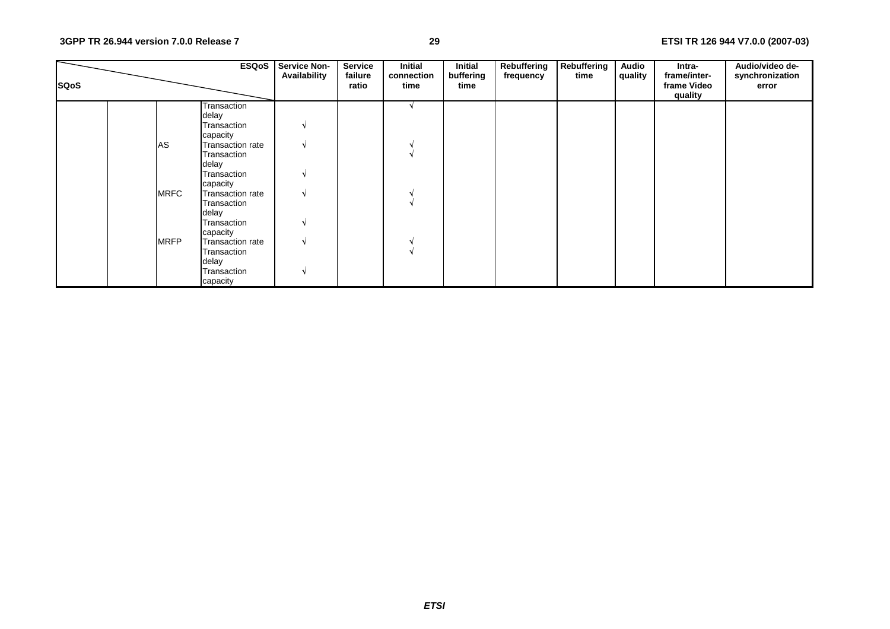| SQoS | | | ESQoS | Service Non-Availability | Service failure ratio | Initial connection time | Initial buffering time | Rebuffering frequency | Rebuffering time | Audio quality | Intra-frame/inter-frame Video quality | Audio/video de-synchronization error |
|---|---|---|---|---|---|---|---|---|---|---|---|---|
| | | | Transaction delay | | | √ | | | | | | |
| | | | Transaction capacity | √ | | | | | | | | |
| | | AS | Transaction rate | √ | | √ | | | | | | |
| | | | Transaction delay | | | √ | | | | | | |
| | | | Transaction capacity | √ | | | | | | | | |
| | | MRFC | Transaction rate | √ | | √ | | | | | | |
| | | | Transaction delay | | | √ | | | | | | |
| | | | Transaction capacity | √ | | | | | | | | |
| | | MRFP | Transaction rate | √ | | √ | | | | | | |
| | | | Transaction delay | | | √ | | | | | | |
| | | | Transaction capacity | √ | | | | | | | | |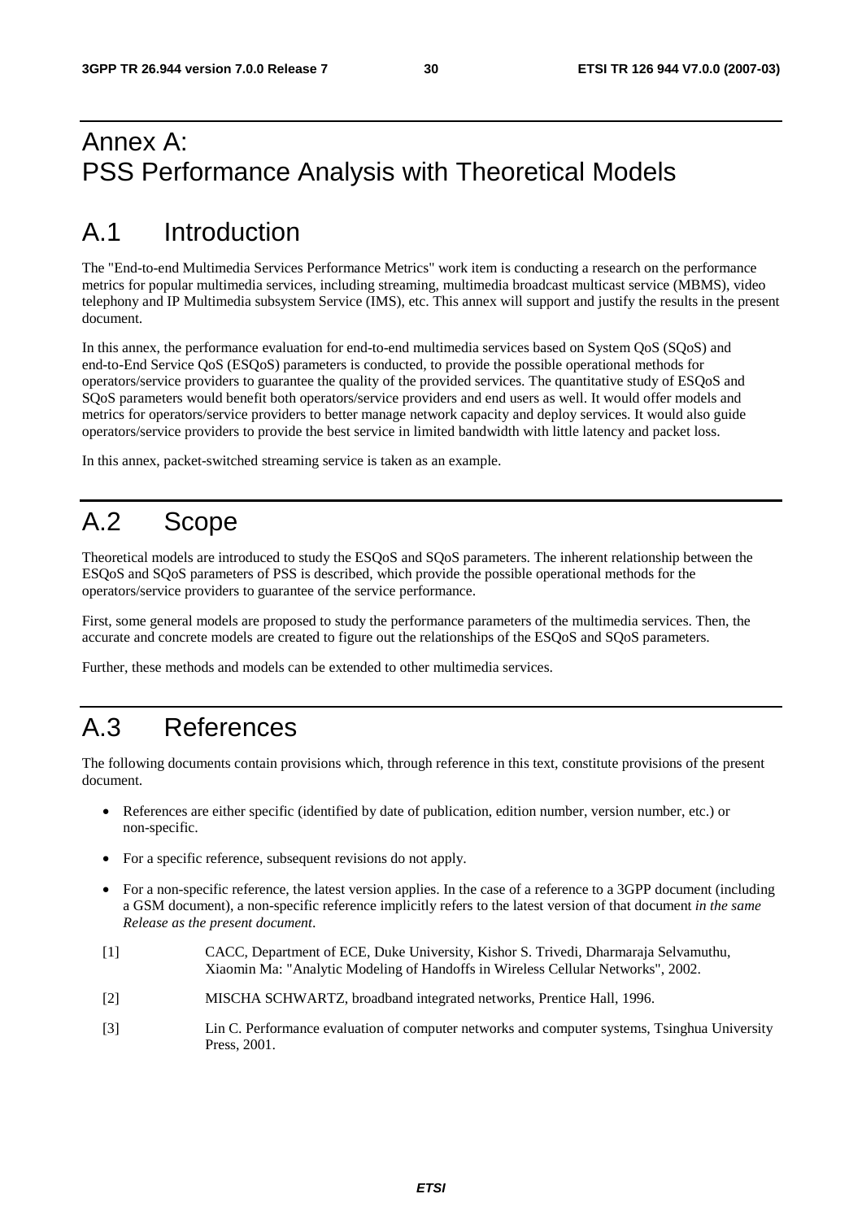# Annex A: PSS Performance Analysis with Theoretical Models

## A.1 Introduction

The "End-to-end Multimedia Services Performance Metrics" work item is conducting a research on the performance metrics for popular multimedia services, including streaming, multimedia broadcast multicast service (MBMS), video telephony and IP Multimedia subsystem Service (IMS), etc. This annex will support and justify the results in the present document.

In this annex, the performance evaluation for end-to-end multimedia services based on System QoS (SQoS) and end-to-End Service QoS (ESQoS) parameters is conducted, to provide the possible operational methods for operators/service providers to guarantee the quality of the provided services. The quantitative study of ESQoS and SQoS parameters would benefit both operators/service providers and end users as well. It would offer models and metrics for operators/service providers to better manage network capacity and deploy services. It would also guide operators/service providers to provide the best service in limited bandwidth with little latency and packet loss.

In this annex, packet-switched streaming service is taken as an example.

## A.2 Scope

Theoretical models are introduced to study the ESQoS and SQoS parameters. The inherent relationship between the ESQoS and SQoS parameters of PSS is described, which provide the possible operational methods for the operators/service providers to guarantee of the service performance.

First, some general models are proposed to study the performance parameters of the multimedia services. Then, the accurate and concrete models are created to figure out the relationships of the ESQoS and SQoS parameters.

Further, these methods and models can be extended to other multimedia services.

## A.3 References

The following documents contain provisions which, through reference in this text, constitute provisions of the present document.

- References are either specific (identified by date of publication, edition number, version number, etc.) or non-specific.
- For a specific reference, subsequent revisions do not apply.
- For a non-specific reference, the latest version applies. In the case of a reference to a 3GPP document (including a GSM document), a non-specific reference implicitly refers to the latest version of that document *in the same Release as the present document*.

[1] CACC, Department of ECE, Duke University, Kishor S. Trivedi, Dharmaraja Selvamuthu, Xiaomin Ma: "Analytic Modeling of Handoffs in Wireless Cellular Networks", 2002.

[2] MISCHA SCHWARTZ, broadband integrated networks, Prentice Hall, 1996.

[3] Lin C. Performance evaluation of computer networks and computer systems, Tsinghua University Press, 2001.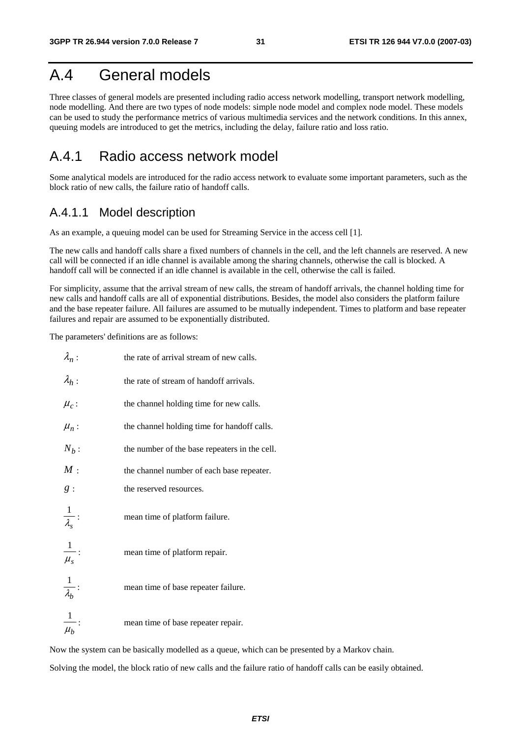# A.4 General models

Three classes of general models are presented including radio access network modelling, transport network modelling, node modelling. And there are two types of node models: simple node model and complex node model. These models can be used to study the performance metrics of various multimedia services and the network conditions. In this annex, queuing models are introduced to get the metrics, including the delay, failure ratio and loss ratio.

## A.4.1 Radio access network model

Some analytical models are introduced for the radio access network to evaluate some important parameters, such as the block ratio of new calls, the failure ratio of handoff calls.

### A.4.1.1 Model description

As an example, a queuing model can be used for Streaming Service in the access cell [1].

The new calls and handoff calls share a fixed numbers of channels in the cell, and the left channels are reserved. A new call will be connected if an idle channel is available among the sharing channels, otherwise the call is blocked. A handoff call will be connected if an idle channel is available in the cell, otherwise the call is failed.

For simplicity, assume that the arrival stream of new calls, the stream of handoff arrivals, the channel holding time for new calls and handoff calls are all of exponential distributions. Besides, the model also considers the platform failure and the base repeater failure. All failures are assumed to be mutually independent. Times to platform and base repeater failures and repair are assumed to be exponentially distributed.

The parameters' definitions are as follows:

$\lambda_n$ : the rate of arrival stream of new calls.

$\lambda_h$ : the rate of stream of handoff arrivals.

$\mu_c$ : the channel holding time for new calls.

$\mu_n$ : the channel holding time for handoff calls.

$N_b$ : the number of the base repeaters in the cell.

$M$ : the channel number of each base repeater.

$g$ : the reserved resources.

$\frac{1}{\lambda_s}$ : mean time of platform failure.

$\frac{1}{\mu_s}$ : mean time of platform repair.

$\frac{1}{\lambda_b}$ : mean time of base repeater failure.

$\frac{1}{\mu_b}$ : mean time of base repeater repair.

Now the system can be basically modelled as a queue, which can be presented by a Markov chain.

Solving the model, the block ratio of new calls and the failure ratio of handoff calls can be easily obtained.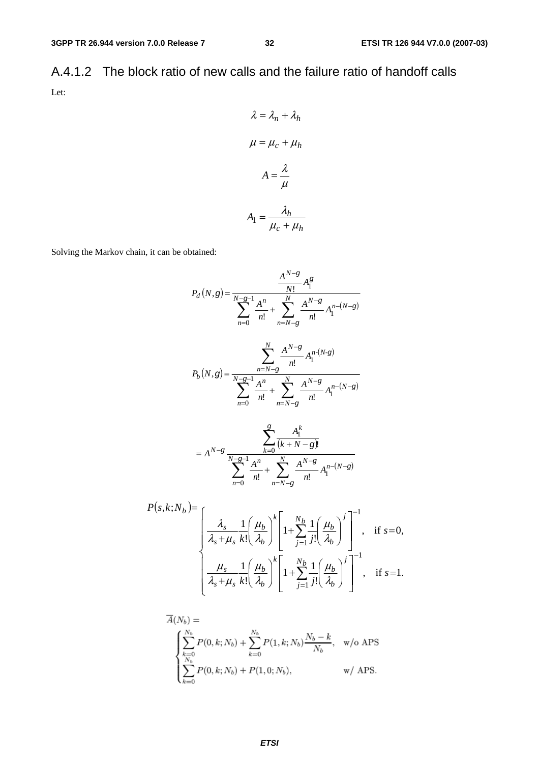### A.4.1.2 The block ratio of new calls and the failure ratio of handoff calls

Let:

$$\lambda = \lambda_n + \lambda_h$$

$$\mu = \mu_c + \mu_h$$

$$A = \frac{\lambda}{\mu}$$

$$A_1 = \frac{\lambda_h}{\mu_c + \mu_h}$$

Solving the Markov chain, it can be obtained:

$$P_d(N,g) = \frac{\dfrac{A^{N-g}}{N!} A_1^g}{\displaystyle\sum_{n=0}^{N-g-1} \frac{A^n}{n!} + \sum_{n=N-g}^{N} \frac{A^{N-g}}{n!} A_1^{n-(N-g)}}$$

$$P_b(N,g) = \frac{\displaystyle\sum_{n=N-g}^{N} \frac{A^{N-g}}{n!} A_1^{n-(N-g)}}{\displaystyle\sum_{n=0}^{N-g-1} \frac{A^n}{n!} + \sum_{n=N-g}^{N} \frac{A^{N-g}}{n!} A_1^{n-(N-g)}}$$

$$= A^{N-g} \frac{\displaystyle\sum_{k=0}^{g} \frac{A_1^k}{(k+N-g)!}}{\displaystyle\sum_{n=0}^{N-g-1} \frac{A^n}{n!} + \sum_{n=N-g}^{N} \frac{A^{N-g}}{n!} A_1^{n-(N-g)}}$$

$$P(s,k;N_b) = \begin{cases} \dfrac{\lambda_s}{\lambda_s + \mu_s} \dfrac{1}{k!} \left( \dfrac{\mu_b}{\lambda_b} \right)^k \left[ 1 + \displaystyle\sum_{j=1}^{N_b} \dfrac{1}{j!} \left( \dfrac{\mu_b}{\lambda_b} \right)^j \right]^{-1}, & \text{if } s=0, \\ \dfrac{\mu_s}{\lambda_s + \mu_s} \dfrac{1}{k!} \left( \dfrac{\mu_b}{\lambda_b} \right)^k \left[ 1 + \displaystyle\sum_{j=1}^{N_b} \dfrac{1}{j!} \left( \dfrac{\mu_b}{\lambda_b} \right)^j \right]^{-1}, & \text{if } s=1. \end{cases}$$

$$\overline{A}(N_b) = \begin{cases} \displaystyle\sum_{k=0}^{N_b} P(0,k;N_b) + \sum_{k=0}^{N_b} P(1,k;N_b) \frac{N_b - k}{N_b}, & \text{w/o APS} \\ \displaystyle\sum_{k=0}^{N_b} P(0,k;N_b) + P(1,0;N_b), & \text{w/ APS.} \end{cases}$$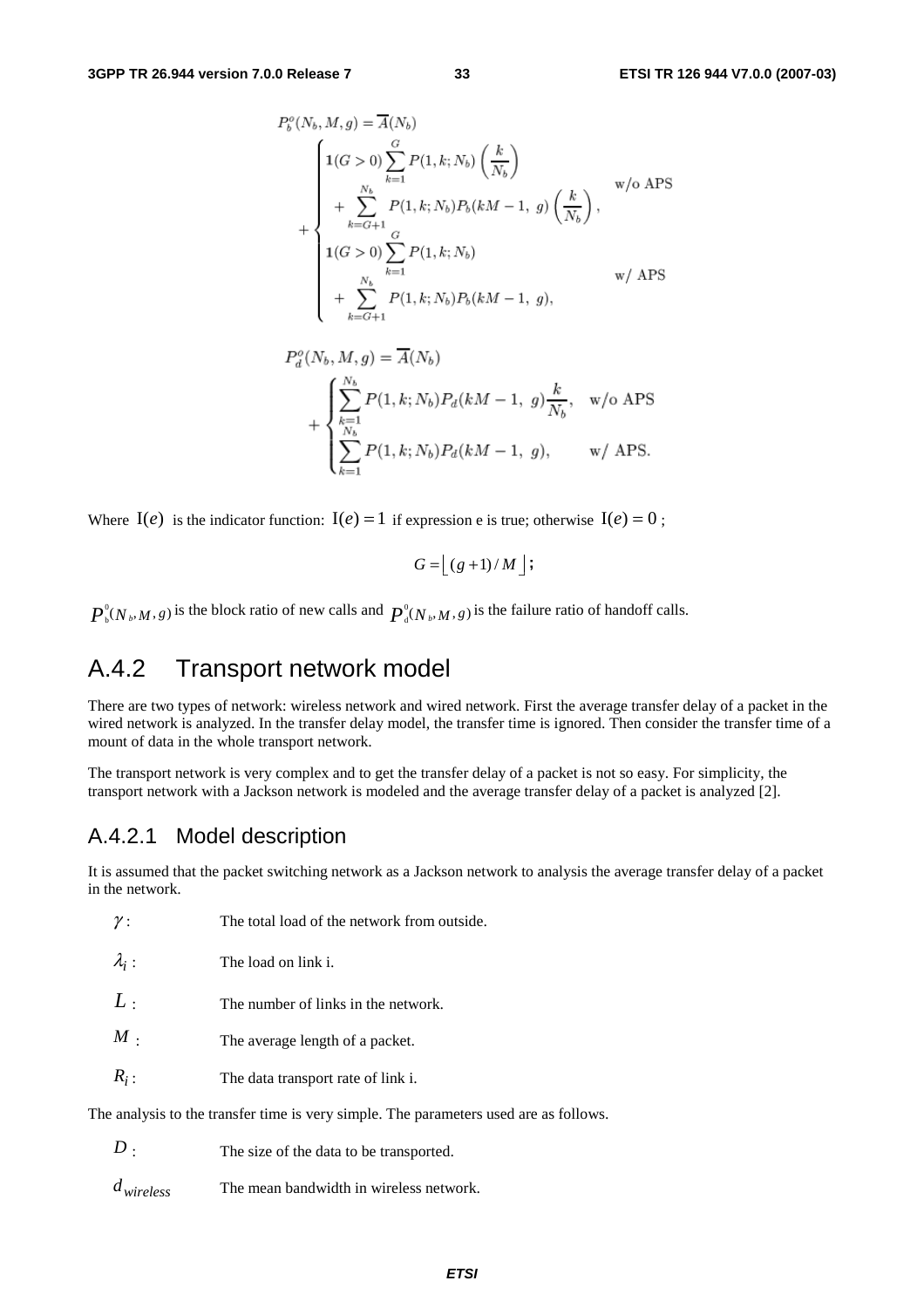$$P_b^o(N_b, M, g) = \overline{A}(N_b) + \begin{cases} \mathbf{1}(G > 0) \sum_{k=1}^{G} P(1, k; N_b) \left( \frac{k}{N_b} \right) \\ \quad + \sum_{k=G+1}^{N_b} P(1, k; N_b) P_b(kM - 1,\ g) \left( \frac{k}{N_b} \right), & \text{w/o APS} \\ \mathbf{1}(G > 0) \sum_{k=1}^{G} P(1, k; N_b) \\ \quad + \sum_{k=G+1}^{N_b} P(1, k; N_b) P_b(kM - 1,\ g), & \text{w/ APS} \end{cases}$$

$$P_d^o(N_b, M, g) = \overline{A}(N_b) + \begin{cases} \sum_{k=1}^{N_b} P(1, k; N_b) P_d(kM - 1,\ g) \frac{k}{N_b}, & \text{w/o APS} \\ \sum_{k=1}^{N_b} P(1, k; N_b) P_d(kM - 1,\ g), & \text{w/ APS.} \end{cases}$$

Where $\mathrm{I}(e)$ is the indicator function: $\mathrm{I}(e) = 1$ if expression e is true; otherwise $\mathrm{I}(e) = 0$ ;

$$G = \lfloor (g+1)/M \rfloor;$$

$P_b^0(N_b, M, g)$ is the block ratio of new calls and $P_d^0(N_b, M, g)$ is the failure ratio of handoff calls.

## A.4.2 Transport network model

There are two types of network: wireless network and wired network. First the average transfer delay of a packet in the wired network is analyzed. In the transfer delay model, the transfer time is ignored. Then consider the transfer time of a mount of data in the whole transport network.

The transport network is very complex and to get the transfer delay of a packet is not so easy. For simplicity, the transport network with a Jackson network is modeled and the average transfer delay of a packet is analyzed [2].

### A.4.2.1 Model description

It is assumed that the packet switching network as a Jackson network to analysis the average transfer delay of a packet in the network.

| | |
|---|---|
| $\gamma$ : | The total load of the network from outside. |
| $\lambda_i$ : | The load on link i. |
| $L$ : | The number of links in the network. |
| $M$ : | The average length of a packet. |
| $R_i$ : | The data transport rate of link i. |

The analysis to the transfer time is very simple. The parameters used are as follows.

| | |
|---|---|
| $D$ : | The size of the data to be transported. |
| $d_{wireless}$ | The mean bandwidth in wireless network. |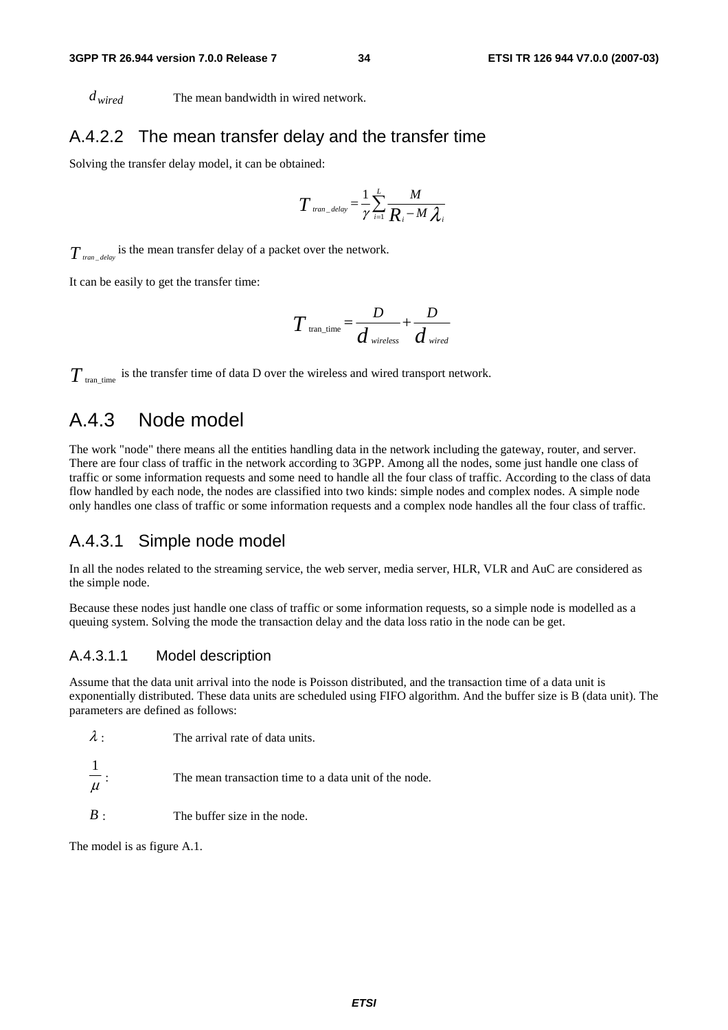$d_{wired}$ The mean bandwidth in wired network.

### A.4.2.2 The mean transfer delay and the transfer time

Solving the transfer delay model, it can be obtained:

$$T_{tran\_delay} = \frac{1}{\gamma} \sum_{i=1}^{L} \frac{M}{R_i - M\lambda_i}$$

$T_{tran\_delay}$ is the mean transfer delay of a packet over the network.

It can be easily to get the transfer time:

$$T_{\text{tran\_time}} = \frac{D}{d_{wireless}} + \frac{D}{d_{wired}}$$

$T_{\text{tran\_time}}$ is the transfer time of data D over the wireless and wired transport network.

## A.4.3 Node model

The work "node" there means all the entities handling data in the network including the gateway, router, and server. There are four class of traffic in the network according to 3GPP. Among all the nodes, some just handle one class of traffic or some information requests and some need to handle all the four class of traffic. According to the class of data flow handled by each node, the nodes are classified into two kinds: simple nodes and complex nodes. A simple node only handles one class of traffic or some information requests and a complex node handles all the four class of traffic.

### A.4.3.1 Simple node model

In all the nodes related to the streaming service, the web server, media server, HLR, VLR and AuC are considered as the simple node.

Because these nodes just handle one class of traffic or some information requests, so a simple node is modelled as a queuing system. Solving the mode the transaction delay and the data loss ratio in the node can be get.

#### A.4.3.1.1 Model description

Assume that the data unit arrival into the node is Poisson distributed, and the transaction time of a data unit is exponentially distributed. These data units are scheduled using FIFO algorithm. And the buffer size is B (data unit). The parameters are defined as follows:

$\lambda$: The arrival rate of data units.

$\frac{1}{\mu}$: The mean transaction time to a data unit of the node.

$B$: The buffer size in the node.

The model is as figure A.1.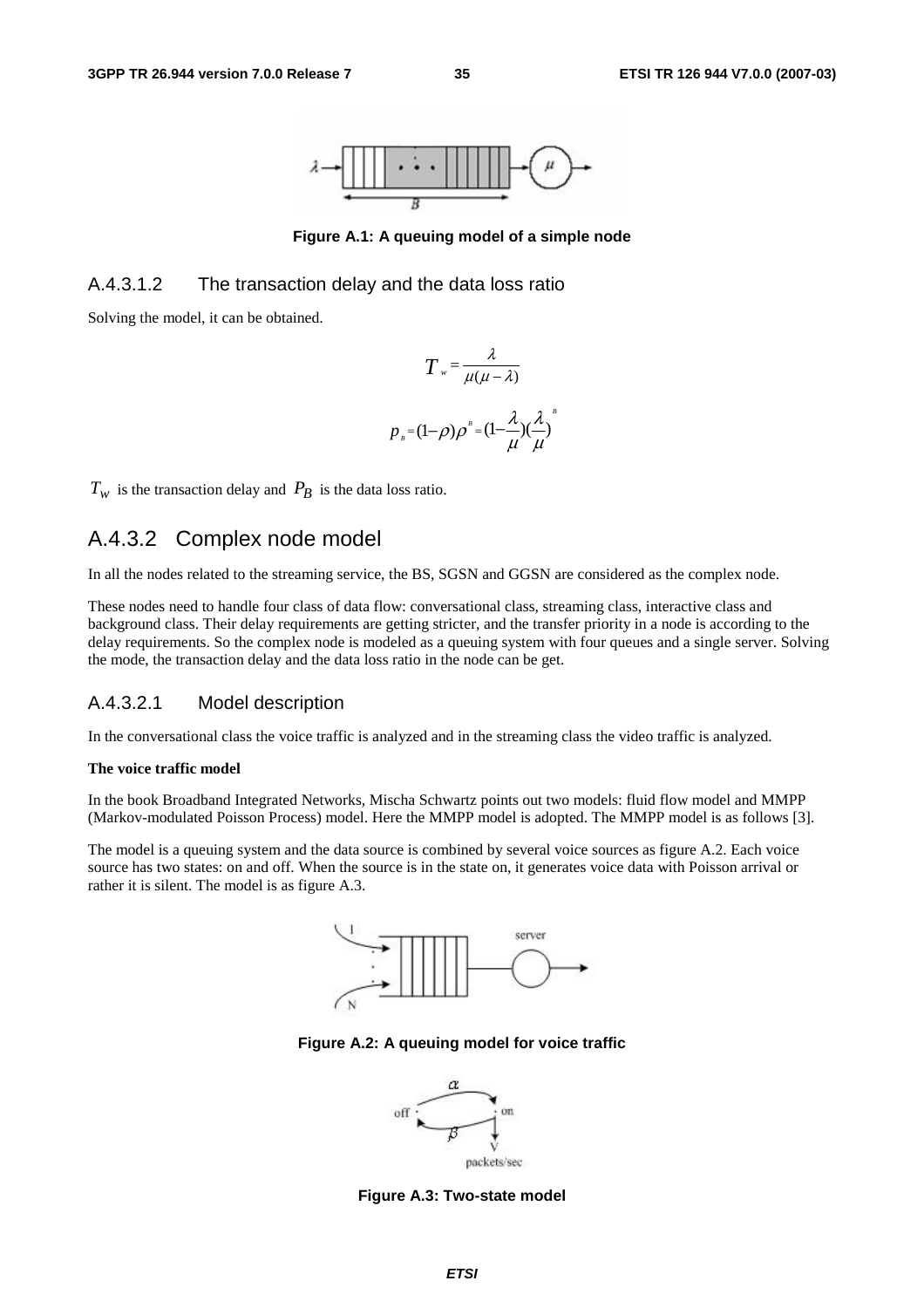Figure A.1: A queuing model of a simple node

#### A.4.3.1.2 The transaction delay and the data loss ratio

Solving the model, it can be obtained.

$$T_w = \frac{\lambda}{\mu(\mu - \lambda)}$$

$$p_B = (1-\rho)\rho^B = (1-\frac{\lambda}{\mu})(\frac{\lambda}{\mu})^B$$

$T_w$ is the transaction delay and $P_B$ is the data loss ratio.

### A.4.3.2 Complex node model

In all the nodes related to the streaming service, the BS, SGSN and GGSN are considered as the complex node.

These nodes need to handle four class of data flow: conversational class, streaming class, interactive class and background class. Their delay requirements are getting stricter, and the transfer priority in a node is according to the delay requirements. So the complex node is modeled as a queuing system with four queues and a single server. Solving the mode, the transaction delay and the data loss ratio in the node can be get.

#### A.4.3.2.1 Model description

In the conversational class the voice traffic is analyzed and in the streaming class the video traffic is analyzed.

**The voice traffic model**

In the book Broadband Integrated Networks, Mischa Schwartz points out two models: fluid flow model and MMPP (Markov-modulated Poisson Process) model. Here the MMPP model is adopted. The MMPP model is as follows [3].

The model is a queuing system and the data source is combined by several voice sources as figure A.2. Each voice source has two states: on and off. When the source is in the state on, it generates voice data with Poisson arrival or rather it is silent. The model is as figure A.3.

Figure A.2: A queuing model for voice traffic

Figure A.3: Two-state model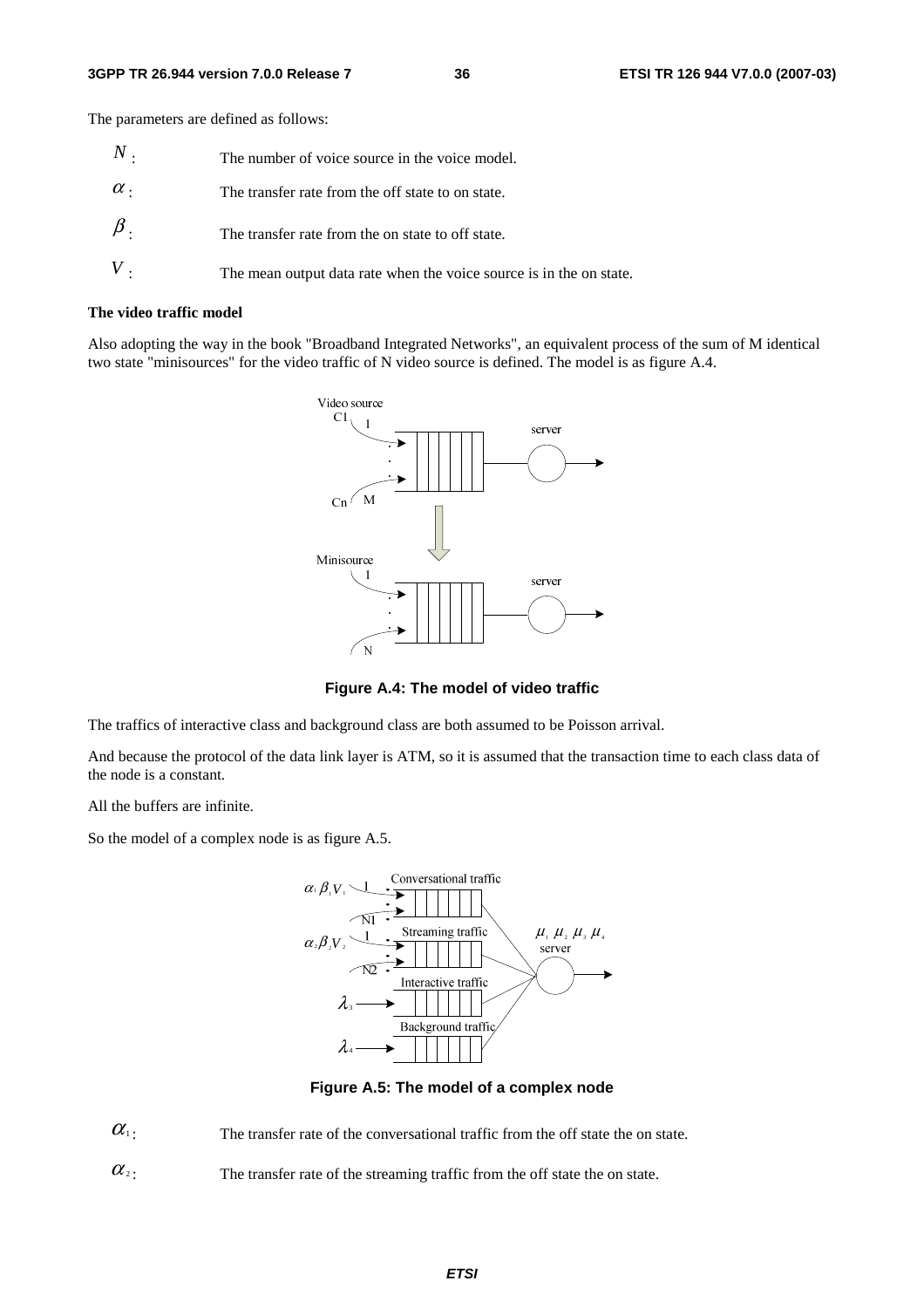The parameters are defined as follows:

$N$: The number of voice source in the voice model.

$\alpha$: The transfer rate from the off state to on state.

$\beta$: The transfer rate from the on state to off state.

$V$: The mean output data rate when the voice source is in the on state.

**The video traffic model**

Also adopting the way in the book "Broadband Integrated Networks", an equivalent process of the sum of M identical two state "minisources" for the video traffic of N video source is defined. The model is as figure A.4.

**Figure A.4: The model of video traffic**

The traffics of interactive class and background class are both assumed to be Poisson arrival.

And because the protocol of the data link layer is ATM, so it is assumed that the transaction time to each class data of the node is a constant.

All the buffers are infinite.

So the model of a complex node is as figure A.5.

**Figure A.5: The model of a complex node**

$\alpha_1$: The transfer rate of the conversational traffic from the off state the on state.

$\alpha_2$: The transfer rate of the streaming traffic from the off state the on state.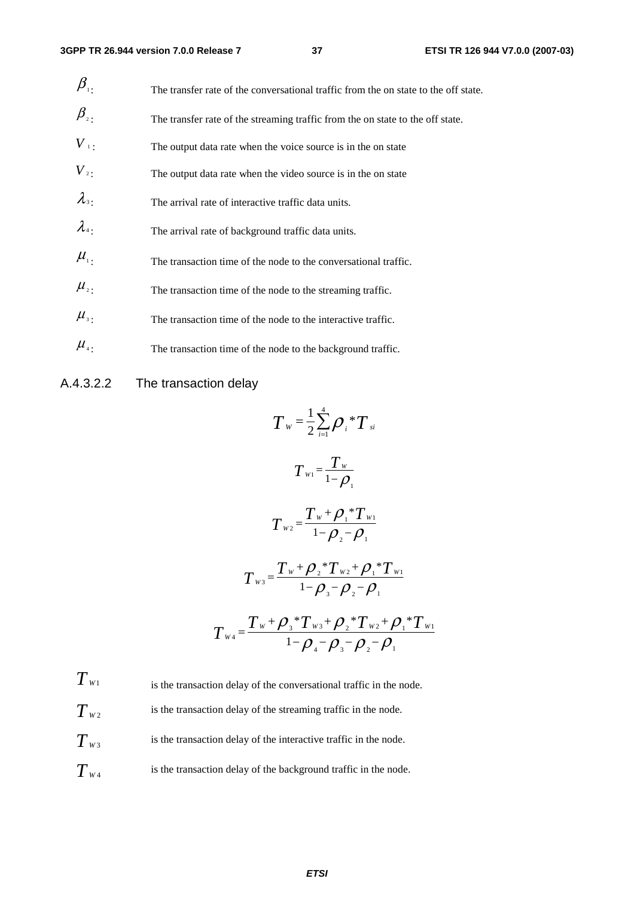$\beta_1$: The transfer rate of the conversational traffic from the on state to the off state.

$\beta_2$: The transfer rate of the streaming traffic from the on state to the off state.

$V_1$: The output data rate when the voice source is in the on state

$V_2$: The output data rate when the video source is in the on state

$\lambda_3$: The arrival rate of interactive traffic data units.

$\lambda_4$: The arrival rate of background traffic data units.

$\mu_1$: The transaction time of the node to the conversational traffic.

$\mu_2$: The transaction time of the node to the streaming traffic.

$\mu_3$: The transaction time of the node to the interactive traffic.

$\mu_4$: The transaction time of the node to the background traffic.

#### A.4.3.2.2 The transaction delay

$$T_W = \frac{1}{2}\sum_{i=1}^{4}\rho_i * T_{si}$$

$$T_{W1} = \frac{T_W}{1-\rho_1}$$

$$T_{W2} = \frac{T_W + \rho_1 * T_{W1}}{1-\rho_2-\rho_1}$$

$$T_{W3} = \frac{T_W + \rho_2 * T_{W2} + \rho_1 * T_{W1}}{1-\rho_3-\rho_2-\rho_1}$$

$$T_{W4} = \frac{T_W + \rho_3 * T_{W3} + \rho_2 * T_{W2} + \rho_1 * T_{W1}}{1-\rho_4-\rho_3-\rho_2-\rho_1}$$

$T_{W1}$ is the transaction delay of the conversational traffic in the node.

$T_{W2}$ is the transaction delay of the streaming traffic in the node.

$T_{W3}$ is the transaction delay of the interactive traffic in the node.

$T_{W4}$ is the transaction delay of the background traffic in the node.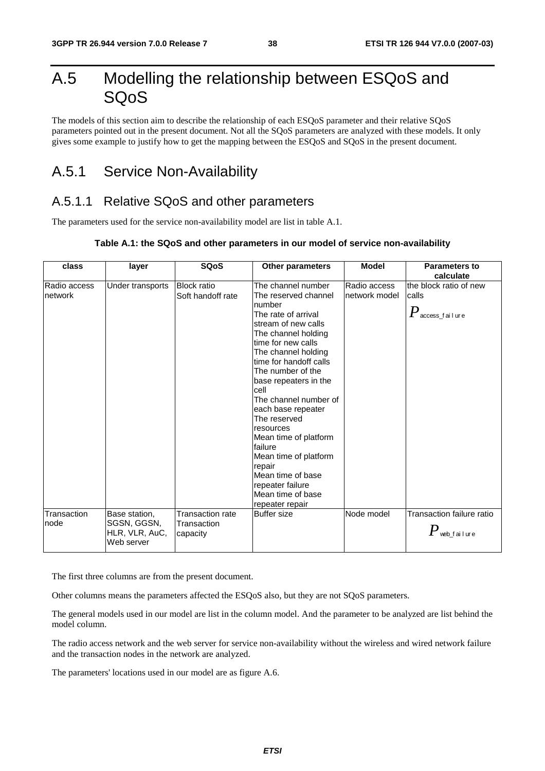# A.5 Modelling the relationship between ESQoS and SQoS

The models of this section aim to describe the relationship of each ESQoS parameter and their relative SQoS parameters pointed out in the present document. Not all the SQoS parameters are analyzed with these models. It only gives some example to justify how to get the mapping between the ESQoS and SQoS in the present document.

## A.5.1 Service Non-Availability

### A.5.1.1 Relative SQoS and other parameters

The parameters used for the service non-availability model are list in table A.1.

**Table A.1: the SQoS and other parameters in our model of service non-availability**

| class | layer | SQoS | Other parameters | Model | Parameters to calculate |
|---|---|---|---|---|---|
| Radio access network | Under transports | Block ratio<br>Soft handoff rate | The channel number<br>The reserved channel number<br>The rate of arrival stream of new calls<br>The channel holding time for new calls<br>The channel holding time for handoff calls<br>The number of the base repeaters in the cell<br>The channel number of each base repeater<br>The reserved resources<br>Mean time of platform failure<br>Mean time of platform repair<br>Mean time of base repeater failure<br>Mean time of base repeater repair | Radio access network model | the block ratio of new calls<br>$P_{access\_failure}$ |
| Transaction node | Base station, SGSN, GGSN, HLR, VLR, AuC, Web server | Transaction rate<br>Transaction capacity | Buffer size | Node model | Transaction failure ratio<br>$P_{web\_failure}$ |

The first three columns are from the present document.

Other columns means the parameters affected the ESQoS also, but they are not SQoS parameters.

The general models used in our model are list in the column model. And the parameter to be analyzed are list behind the model column.

The radio access network and the web server for service non-availability without the wireless and wired network failure and the transaction nodes in the network are analyzed.

The parameters' locations used in our model are as figure A.6.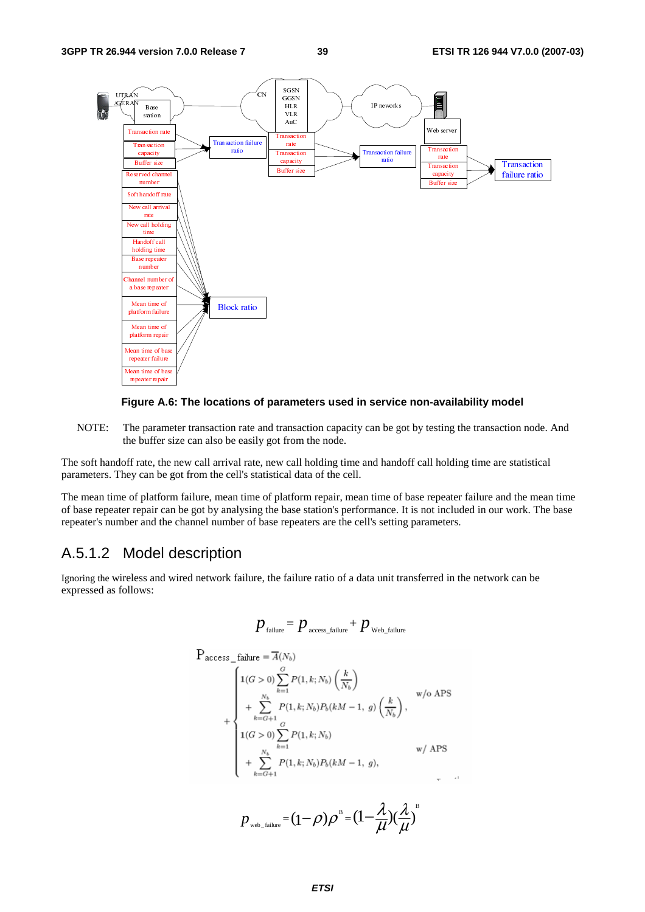UTRAN /GERAN

Base station

CN

SGSN GGSN HLR VLR AuC

IP networks

Web server

Transaction rate

Transaction capacity

Buffer size

Reserved channel number

Soft handoff rate

New call arrival rate

New call holding time

Handoff call holding time

Base repeater number

Channel number of a base repeater

Mean time of platform failure

Mean time of platform repair

Mean time of base repeater failure

Mean time of base repeater repair

Transaction failure ratio

Block ratio

Transaction rate

Transaction capacity

Buffer size

Transaction failure ratio

Transaction rate

Transaction capacity

Buffer size

Transaction failure ratio

**Figure A.6: The locations of parameters used in service non-availability model**

NOTE: The parameter transaction rate and transaction capacity can be got by testing the transaction node. And the buffer size can also be easily got from the node.

The soft handoff rate, the new call arrival rate, new call holding time and handoff call holding time are statistical parameters. They can be got from the cell's statistical data of the cell.

The mean time of platform failure, mean time of platform repair, mean time of base repeater failure and the mean time of base repeater repair can be got by analysing the base station's performance. It is not included in our work. The base repeater's number and the channel number of base repeaters are the cell's setting parameters.

## A.5.1.2 Model description

Ignoring the wireless and wired network failure, the failure ratio of a data unit transferred in the network can be expressed as follows:

$$p_{\text{failure}} = p_{\text{access\_failure}} + p_{\text{Web\_failure}}$$

$$P_{\text{access\_failure}} = \overline{A}(N_b) + \begin{cases} \mathbf{1}(G>0)\displaystyle\sum_{k=1}^{G} P(1,k;N_b)\left(\frac{k}{N_b}\right) \\ \quad + \displaystyle\sum_{k=G+1}^{N_b} P(1,k;N_b)P_b(kM-1,\ g)\left(\frac{k}{N_b}\right), & \text{w/o APS} \\ \mathbf{1}(G>0)\displaystyle\sum_{k=1}^{G} P(1,k;N_b) \\ \quad + \displaystyle\sum_{k=G+1}^{N_b} P(1,k;N_b)P_b(kM-1,\ g), & \text{w/ APS} \end{cases}$$

$$p_{\text{web\_failure}} = (1-\rho)\rho^{B} = \left(1-\frac{\lambda}{\mu}\right)\left(\frac{\lambda}{\mu}\right)^{B}$$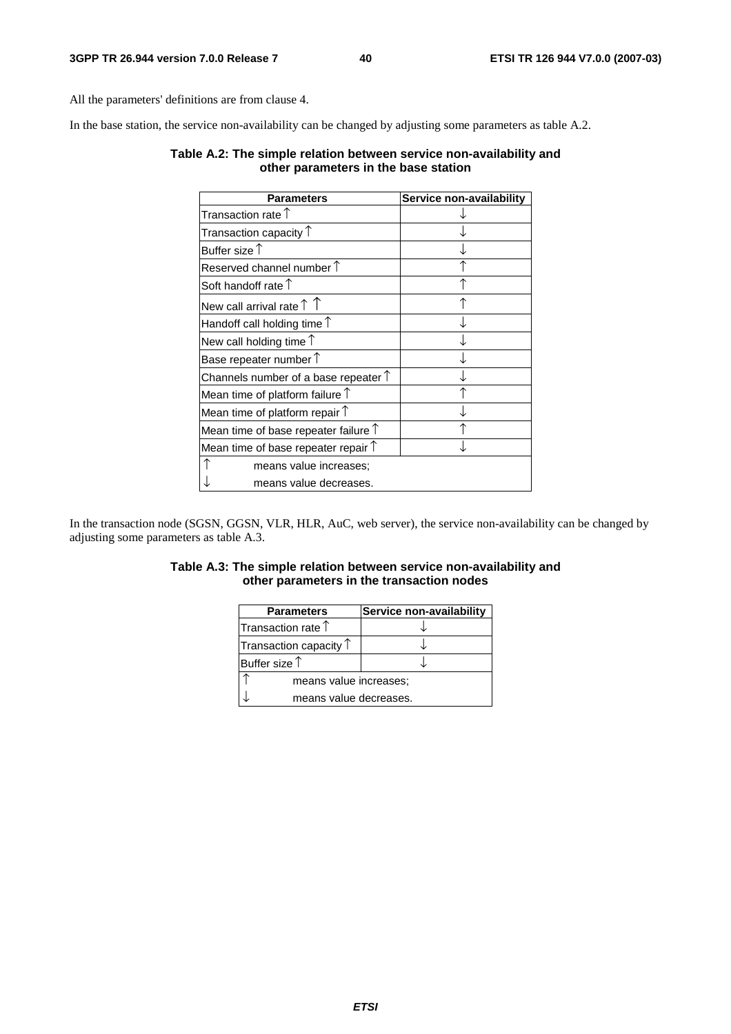All the parameters' definitions are from clause 4.

In the base station, the service non-availability can be changed by adjusting some parameters as table A.2.

**Table A.2: The simple relation between service non-availability and other parameters in the base station**

| Parameters | Service non-availability |
|---|---|
| Transaction rate ↑ | ↓ |
| Transaction capacity ↑ | ↓ |
| Buffer size ↑ | ↓ |
| Reserved channel number ↑ | ↑ |
| Soft handoff rate ↑ | ↑ |
| New call arrival rate ↑ ↑ | ↑ |
| Handoff call holding time ↑ | ↓ |
| New call holding time ↑ | ↓ |
| Base repeater number ↑ | ↓ |
| Channels number of a base repeater ↑ | ↓ |
| Mean time of platform failure ↑ | ↑ |
| Mean time of platform repair ↑ | ↓ |
| Mean time of base repeater failure ↑ | ↑ |
| Mean time of base repeater repair ↑ | ↓ |
| ↑ means value increases; | |
| ↓ means value decreases. | |

In the transaction node (SGSN, GGSN, VLR, HLR, AuC, web server), the service non-availability can be changed by adjusting some parameters as table A.3.

**Table A.3: The simple relation between service non-availability and other parameters in the transaction nodes**

| Parameters | Service non-availability |
|---|---|
| Transaction rate ↑ | ↓ |
| Transaction capacity ↑ | ↓ |
| Buffer size ↑ | ↓ |
| ↑ means value increases; | |
| ↓ means value decreases. | |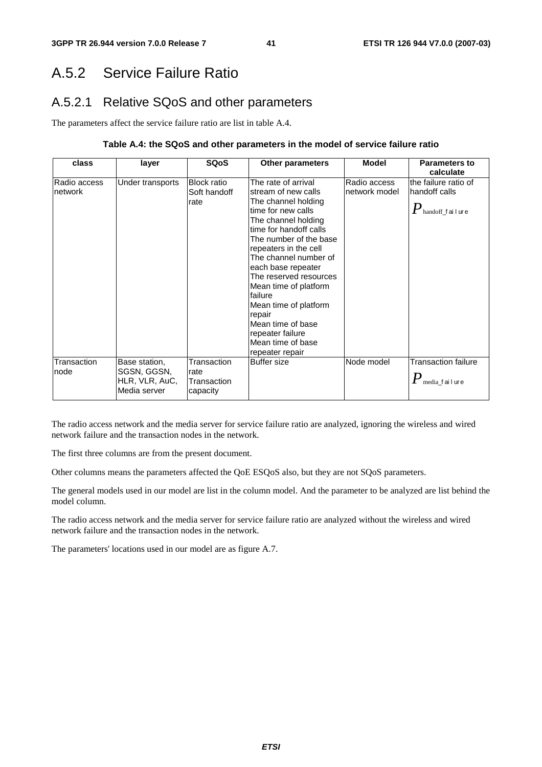## A.5.2 Service Failure Ratio

### A.5.2.1 Relative SQoS and other parameters

The parameters affect the service failure ratio are list in table A.4.

**Table A.4: the SQoS and other parameters in the model of service failure ratio**

| class | layer | SQoS | Other parameters | Model | Parameters to calculate |
|---|---|---|---|---|---|
| Radio access network | Under transports | Block ratio<br>Soft handoff rate | The rate of arrival stream of new calls<br>The channel holding time for new calls<br>The channel holding time for handoff calls<br>The number of the base repeaters in the cell<br>The channel number of each base repeater<br>The reserved resources<br>Mean time of platform failure<br>Mean time of platform repair<br>Mean time of base repeater failure<br>Mean time of base repeater repair | Radio access network model | the failure ratio of handoff calls<br>$P_{\text{handoff\_failure}}$ |
| Transaction node | Base station, SGSN, GGSN, HLR, VLR, AuC, Media server | Transaction rate<br>Transaction capacity | Buffer size | Node model | Transaction failure<br>$P_{\text{media\_failure}}$ |

The radio access network and the media server for service failure ratio are analyzed, ignoring the wireless and wired network failure and the transaction nodes in the network.

The first three columns are from the present document.

Other columns means the parameters affected the QoE ESQoS also, but they are not SQoS parameters.

The general models used in our model are list in the column model. And the parameter to be analyzed are list behind the model column.

The radio access network and the media server for service failure ratio are analyzed without the wireless and wired network failure and the transaction nodes in the network.

The parameters' locations used in our model are as figure A.7.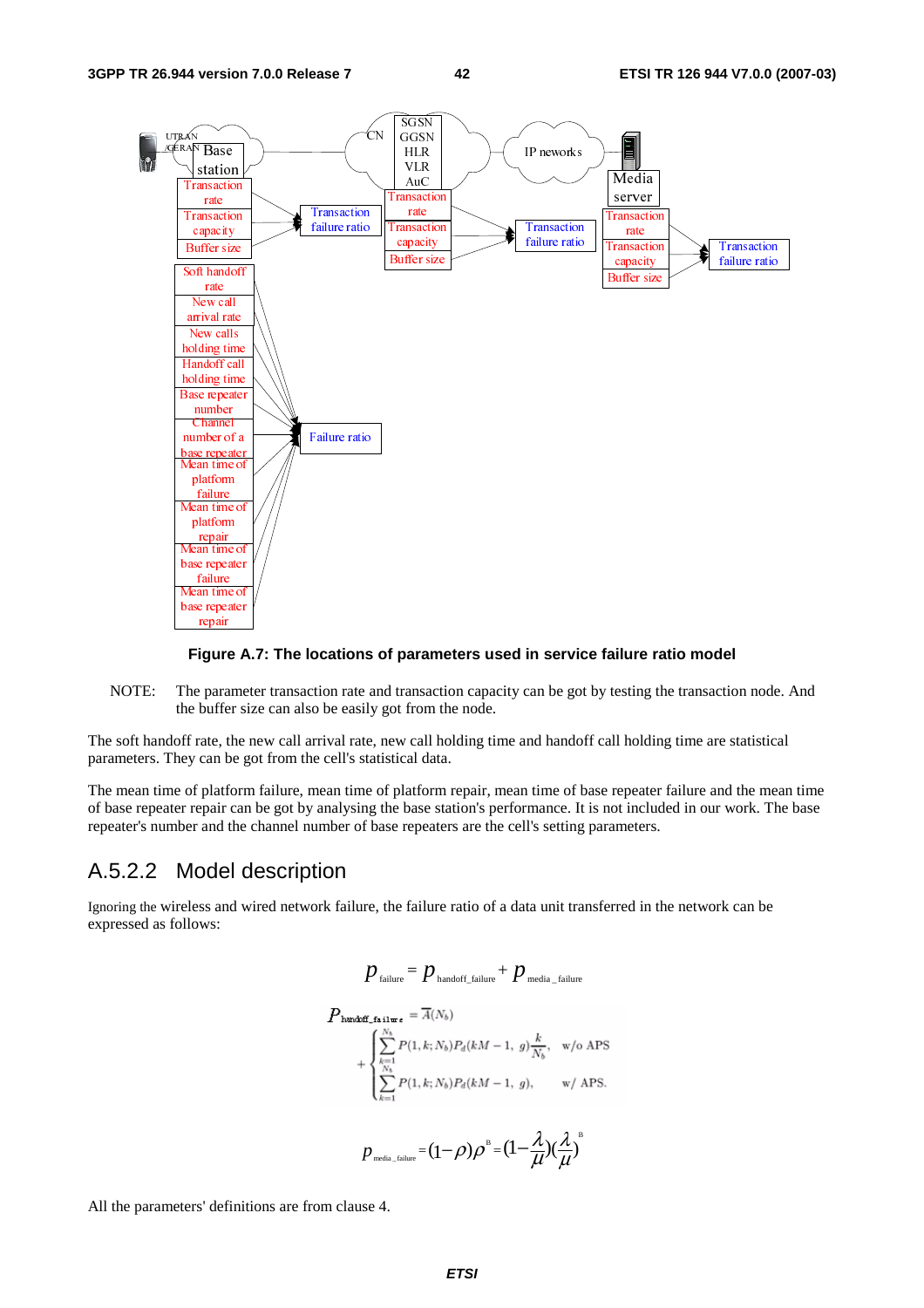Figure A.7: The locations of parameters used in service failure ratio model

NOTE: The parameter transaction rate and transaction capacity can be got by testing the transaction node. And the buffer size can also be easily got from the node.

The soft handoff rate, the new call arrival rate, new call holding time and handoff call holding time are statistical parameters. They can be got from the cell's statistical data.

The mean time of platform failure, mean time of platform repair, mean time of base repeater failure and the mean time of base repeater repair can be got by analysing the base station's performance. It is not included in our work. The base repeater's number and the channel number of base repeaters are the cell's setting parameters.

## A.5.2.2 Model description

Ignoring the wireless and wired network failure, the failure ratio of a data unit transferred in the network can be expressed as follows:

$$p_{\text{failure}} = p_{\text{handoff\_failure}} + p_{\text{media\_failure}}$$

$$P_{\text{handoff\_failure}} = \overline{A}(N_b) + \begin{cases} \sum_{k=1}^{N_b} P(1,k;N_b) P_d(kM-1,\ g)\frac{k}{N_b}, & \text{w/o APS} \\ \sum_{k=1}^{N_b} P(1,k;N_b) P_d(kM-1,\ g), & \text{w/ APS.} \end{cases}$$

$$p_{\text{media\_failure}} = (1-\rho)\rho^{B} = (1-\frac{\lambda}{\mu})(\frac{\lambda}{\mu})^{B}$$

All the parameters' definitions are from clause 4.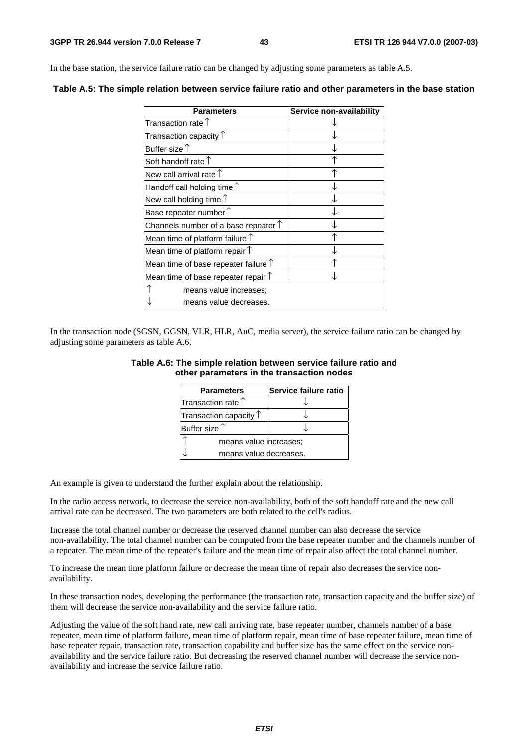In the base station, the service failure ratio can be changed by adjusting some parameters as table A.5.

**Table A.5: The simple relation between service failure ratio and other parameters in the base station**

| Parameters | Service non-availability |
|---|---|
| Transaction rate ↑ | ↓ |
| Transaction capacity ↑ | ↓ |
| Buffer size ↑ | ↓ |
| Soft handoff rate ↑ | ↑ |
| New call arrival rate ↑ | ↑ |
| Handoff call holding time ↑ | ↓ |
| New call holding time ↑ | ↓ |
| Base repeater number ↑ | ↓ |
| Channels number of a base repeater ↑ | ↓ |
| Mean time of platform failure ↑ | ↑ |
| Mean time of platform repair ↑ | ↓ |
| Mean time of base repeater failure ↑ | ↑ |
| Mean time of base repeater repair ↑ | ↓ |
| ↑ means value increases; | |
| ↓ means value decreases. | |

In the transaction node (SGSN, GGSN, VLR, HLR, AuC, media server), the service failure ratio can be changed by adjusting some parameters as table A.6.

**Table A.6: The simple relation between service failure ratio and other parameters in the transaction nodes**

| Parameters | Service failure ratio |
|---|---|
| Transaction rate ↑ | ↓ |
| Transaction capacity ↑ | ↓ |
| Buffer size ↑ | ↓ |
| ↑ means value increases; | |
| ↓ means value decreases. | |

An example is given to understand the further explain about the relationship.

In the radio access network, to decrease the service non-availability, both of the soft handoff rate and the new call arrival rate can be decreased. The two parameters are both related to the cell's radius.

Increase the total channel number or decrease the reserved channel number can also decrease the service non-availability. The total channel number can be computed from the base repeater number and the channels number of a repeater. The mean time of the repeater's failure and the mean time of repair also affect the total channel number.

To increase the mean time platform failure or decrease the mean time of repair also decreases the service non-availability.

In these transaction nodes, developing the performance (the transaction rate, transaction capacity and the buffer size) of them will decrease the service non-availability and the service failure ratio.

Adjusting the value of the soft hand rate, new call arriving rate, base repeater number, channels number of a base repeater, mean time of platform failure, mean time of platform repair, mean time of base repeater failure, mean time of base repeater repair, transaction rate, transaction capability and buffer size has the same effect on the service non-availability and the service failure ratio. But decreasing the reserved channel number will decrease the service non-availability and increase the service failure ratio.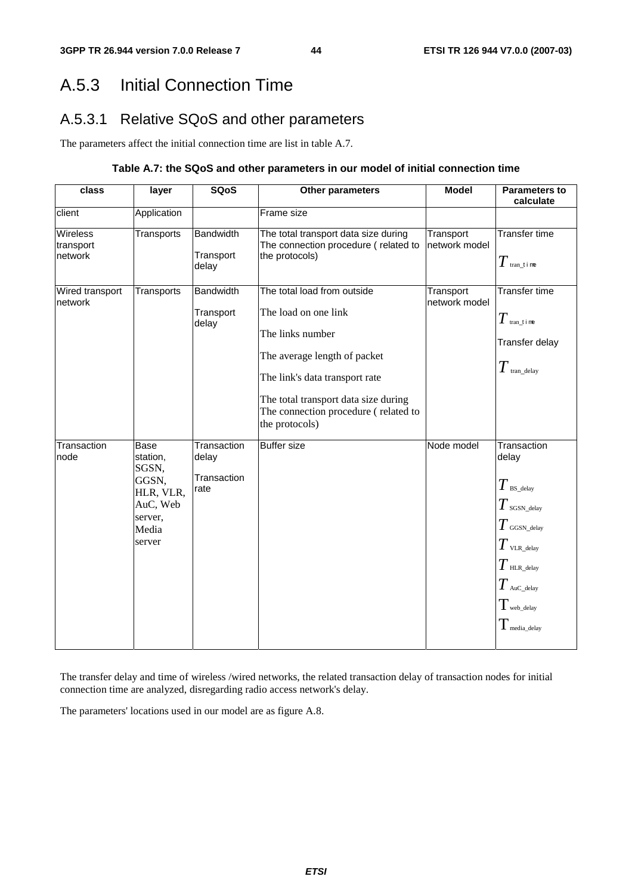# A.5.3 Initial Connection Time

## A.5.3.1 Relative SQoS and other parameters

The parameters affect the initial connection time are list in table A.7.

**Table A.7: the SQoS and other parameters in our model of initial connection time**

| class | layer | SQoS | Other parameters | Model | Parameters to calculate |
|---|---|---|---|---|---|
| client | Application | | Frame size | | |
| Wireless transport network | Transports | Bandwidth<br>Transport delay | The total transport data size during The connection procedure ( related to the protocols) | Transport network model | Transfer time<br>$T_{tran\_time}$ |
| Wired transport network | Transports | Bandwidth<br>Transport delay | The total load from outside<br>The load on one link<br>The links number<br>The average length of packet<br>The link's data transport rate<br>The total transport data size during The connection procedure ( related to the protocols) | Transport network model | Transfer time<br>$T_{tran\_time}$<br>Transfer delay<br>$T_{tran\_delay}$ |
| Transaction node | Base station, SGSN, GGSN, HLR, VLR, AuC, Web server, Media server | Transaction delay<br>Transaction rate | Buffer size | Node model | Transaction delay<br>$T_{BS\_delay}$<br>$T_{SGSN\_delay}$<br>$T_{GGSN\_delay}$<br>$T_{VLR\_delay}$<br>$T_{HLR\_delay}$<br>$T_{AuC\_delay}$<br>$T_{web\_delay}$<br>$T_{media\_delay}$ |

The transfer delay and time of wireless /wired networks, the related transaction delay of transaction nodes for initial connection time are analyzed, disregarding radio access network's delay.

The parameters' locations used in our model are as figure A.8.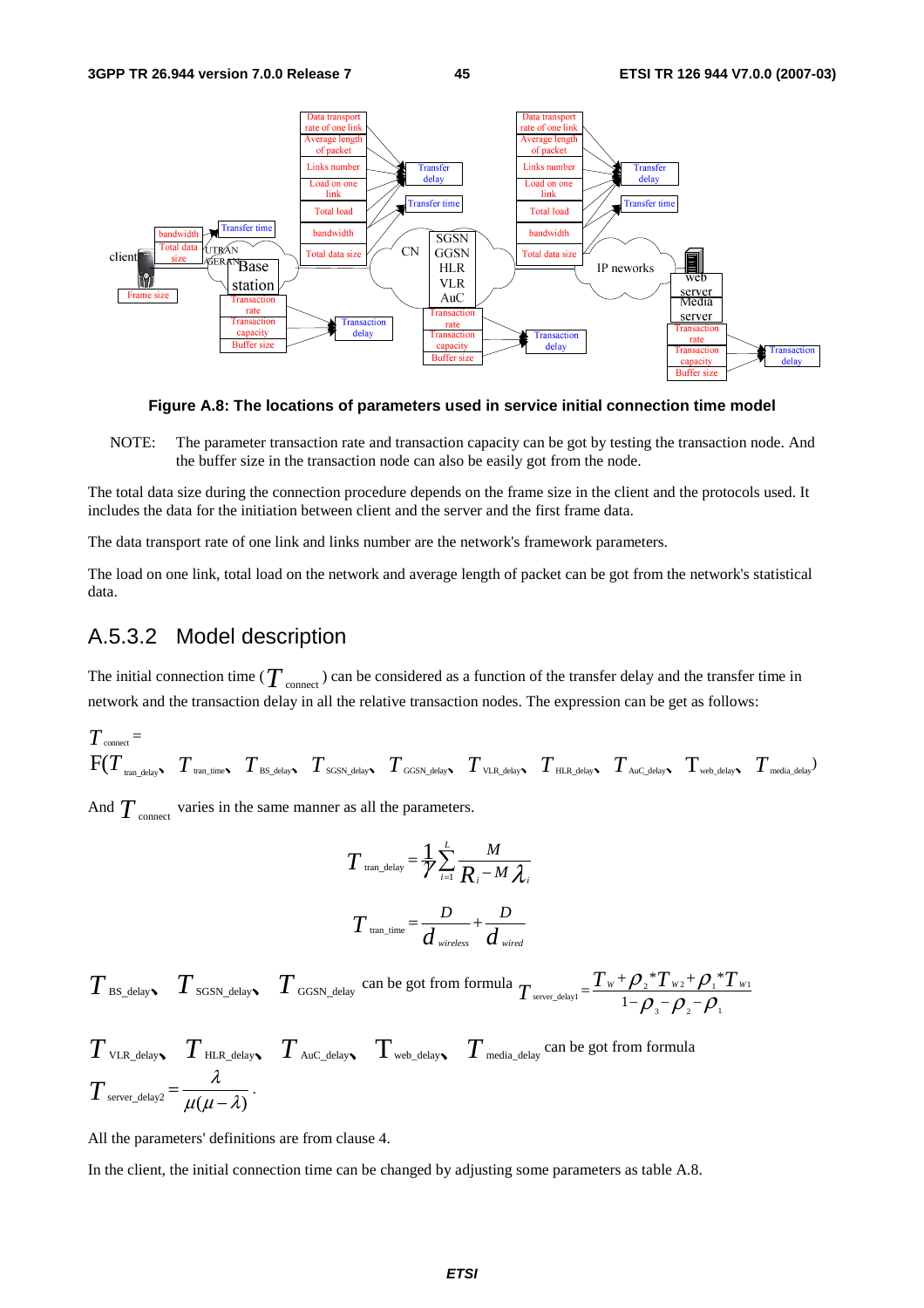Figure A.8: The locations of parameters used in service initial connection time model

NOTE: The parameter transaction rate and transaction capacity can be got by testing the transaction node. And the buffer size in the transaction node can also be easily got from the node.

The total data size during the connection procedure depends on the frame size in the client and the protocols used. It includes the data for the initiation between client and the server and the first frame data.

The data transport rate of one link and links number are the network's framework parameters.

The load on one link, total load on the network and average length of packet can be got from the network's statistical data.

## A.5.3.2 Model description

The initial connection time ($T_{\text{connect}}$) can be considered as a function of the transfer delay and the transfer time in network and the transaction delay in all the relative transaction nodes. The expression can be get as follows:

$T_{\text{connect}} =$
$F(T_{\text{tran\_delay}},\ T_{\text{tran\_time}},\ T_{\text{BS\_delay}},\ T_{\text{SGSN\_delay}},\ T_{\text{GGSN\_delay}},\ T_{\text{VLR\_delay}},\ T_{\text{HLR\_delay}},\ T_{\text{AuC\_delay}},\ T_{\text{web\_delay}},\ T_{\text{media\_delay}})$

And $T_{\text{connect}}$ varies in the same manner as all the parameters.

$$T_{\text{tran\_delay}} = \frac{1}{\gamma} \sum_{i=1}^{L} \frac{M}{R_i - M\lambda_i}$$

$$T_{\text{tran\_time}} = \frac{D}{d_{wireless}} + \frac{D}{d_{wired}}$$

$T_{\text{BS\_delay}},\ T_{\text{SGSN\_delay}},\ T_{\text{GGSN\_delay}}$ can be got from formula $T_{\text{server\_delay1}} = \dfrac{T_w + \rho_2 * T_{w2} + \rho_1 * T_{w1}}{1 - \rho_3 - \rho_2 - \rho_1}$

$T_{\text{VLR\_delay}},\ T_{\text{HLR\_delay}},\ T_{\text{AuC\_delay}},\ T_{\text{web\_delay}},\ T_{\text{media\_delay}}$ can be got from formula $T_{\text{server\_delay2}} = \dfrac{\lambda}{\mu(\mu - \lambda)}$.

All the parameters' definitions are from clause 4.

In the client, the initial connection time can be changed by adjusting some parameters as table A.8.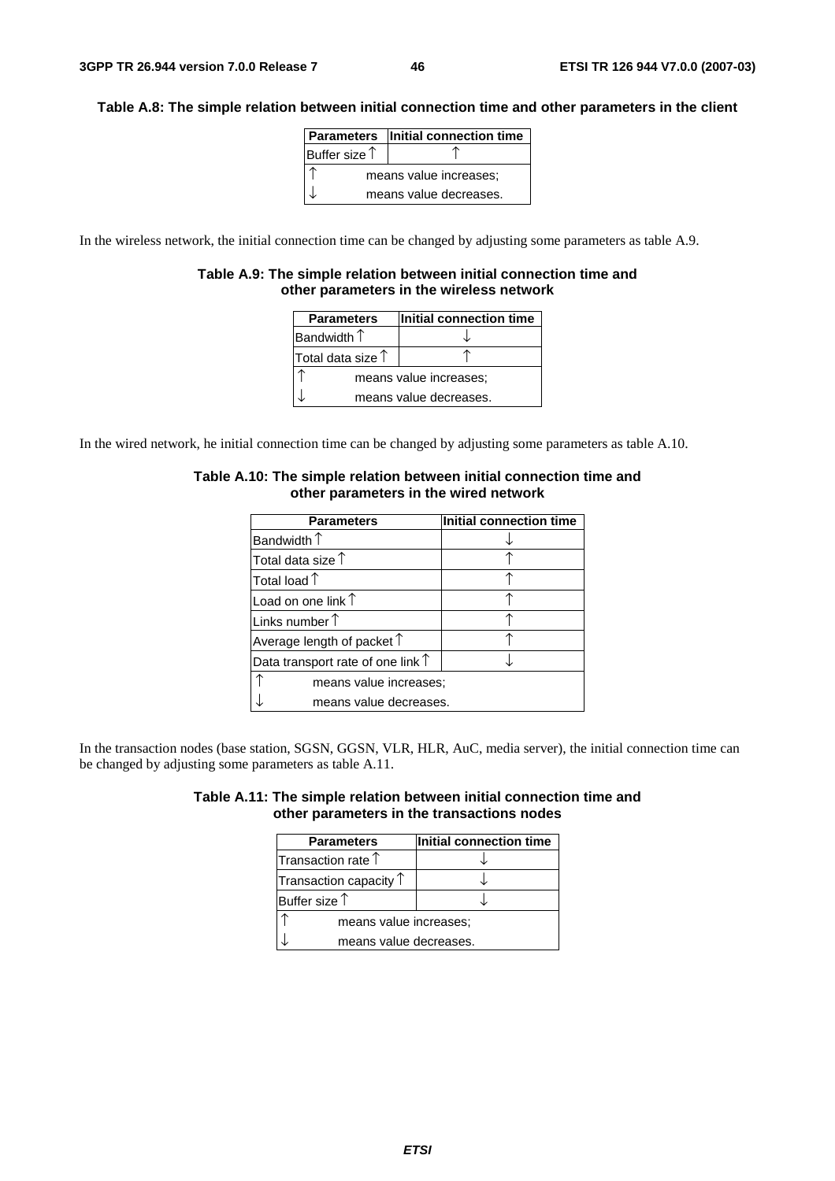**Table A.8: The simple relation between initial connection time and other parameters in the client**

| Parameters | Initial connection time |
|---|---|
| Buffer size ↑ | ↑ |
| ↑ means value increases; | |
| ↓ means value decreases. | |

In the wireless network, the initial connection time can be changed by adjusting some parameters as table A.9.

**Table A.9: The simple relation between initial connection time and other parameters in the wireless network**

| Parameters | Initial connection time |
|---|---|
| Bandwidth ↑ | ↓ |
| Total data size ↑ | ↑ |
| ↑ means value increases; | |
| ↓ means value decreases. | |

In the wired network, he initial connection time can be changed by adjusting some parameters as table A.10.

**Table A.10: The simple relation between initial connection time and other parameters in the wired network**

| Parameters | Initial connection time |
|---|---|
| Bandwidth ↑ | ↓ |
| Total data size ↑ | ↑ |
| Total load ↑ | ↑ |
| Load on one link ↑ | ↑ |
| Links number ↑ | ↑ |
| Average length of packet ↑ | ↑ |
| Data transport rate of one link ↑ | ↓ |
| ↑ means value increases; | |
| ↓ means value decreases. | |

In the transaction nodes (base station, SGSN, GGSN, VLR, HLR, AuC, media server), the initial connection time can be changed by adjusting some parameters as table A.11.

**Table A.11: The simple relation between initial connection time and other parameters in the transactions nodes**

| Parameters | Initial connection time |
|---|---|
| Transaction rate ↑ | ↓ |
| Transaction capacity ↑ | ↓ |
| Buffer size ↑ | ↓ |
| ↑ means value increases; | |
| ↓ means value decreases. | |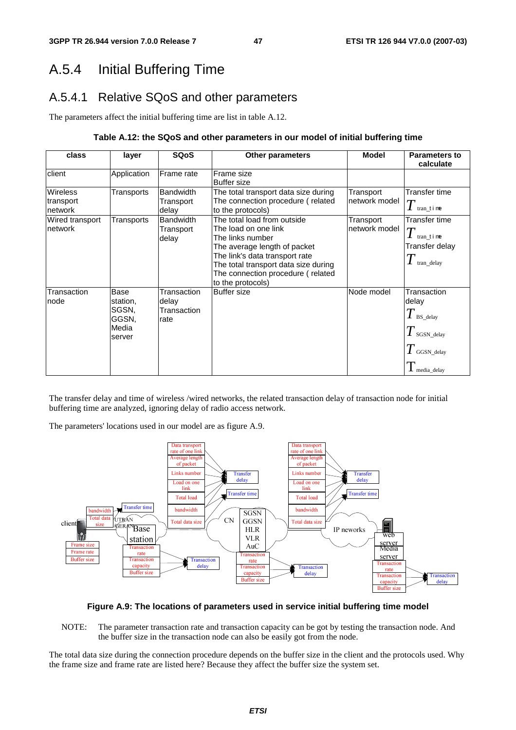## A.5.4 Initial Buffering Time

### A.5.4.1 Relative SQoS and other parameters

The parameters affect the initial buffering time are list in table A.12.

**Table A.12: the SQoS and other parameters in our model of initial buffering time**

| class | layer | SQoS | Other parameters | Model | Parameters to calculate |
|---|---|---|---|---|---|
| client | Application | Frame rate | Frame size<br>Buffer size | | |
| Wireless transport network | Transports | Bandwidth<br>Transport delay | The total transport data size during The connection procedure ( related to the protocols) | Transport network model | Transfer time<br>$T_{tran\_time}$ |
| Wired transport network | Transports | Bandwidth<br>Transport delay | The total load from outside<br>The load on one link<br>The links number<br>The average length of packet<br>The link's data transport rate<br>The total transport data size during The connection procedure ( related to the protocols) | Transport network model | Transfer time<br>$T_{tran\_time}$<br>Transfer delay<br>$T_{tran\_delay}$ |
| Transaction node | Base station, SGSN, GGSN, Media server | Transaction delay<br>Transaction rate | Buffer size | Node model | Transaction delay<br>$T_{BS\_delay}$<br>$T_{SGSN\_delay}$<br>$T_{GGSN\_delay}$<br>$T_{media\_delay}$ |

The transfer delay and time of wireless /wired networks, the related transaction delay of transaction node for initial buffering time are analyzed, ignoring delay of radio access network.

The parameters' locations used in our model are as figure A.9.

**Figure A.9: The locations of parameters used in service initial buffering time model**

NOTE: The parameter transaction rate and transaction capacity can be got by testing the transaction node. And the buffer size in the transaction node can also be easily got from the node.

The total data size during the connection procedure depends on the buffer size in the client and the protocols used. Why the frame size and frame rate are listed here? Because they affect the buffer size the system set.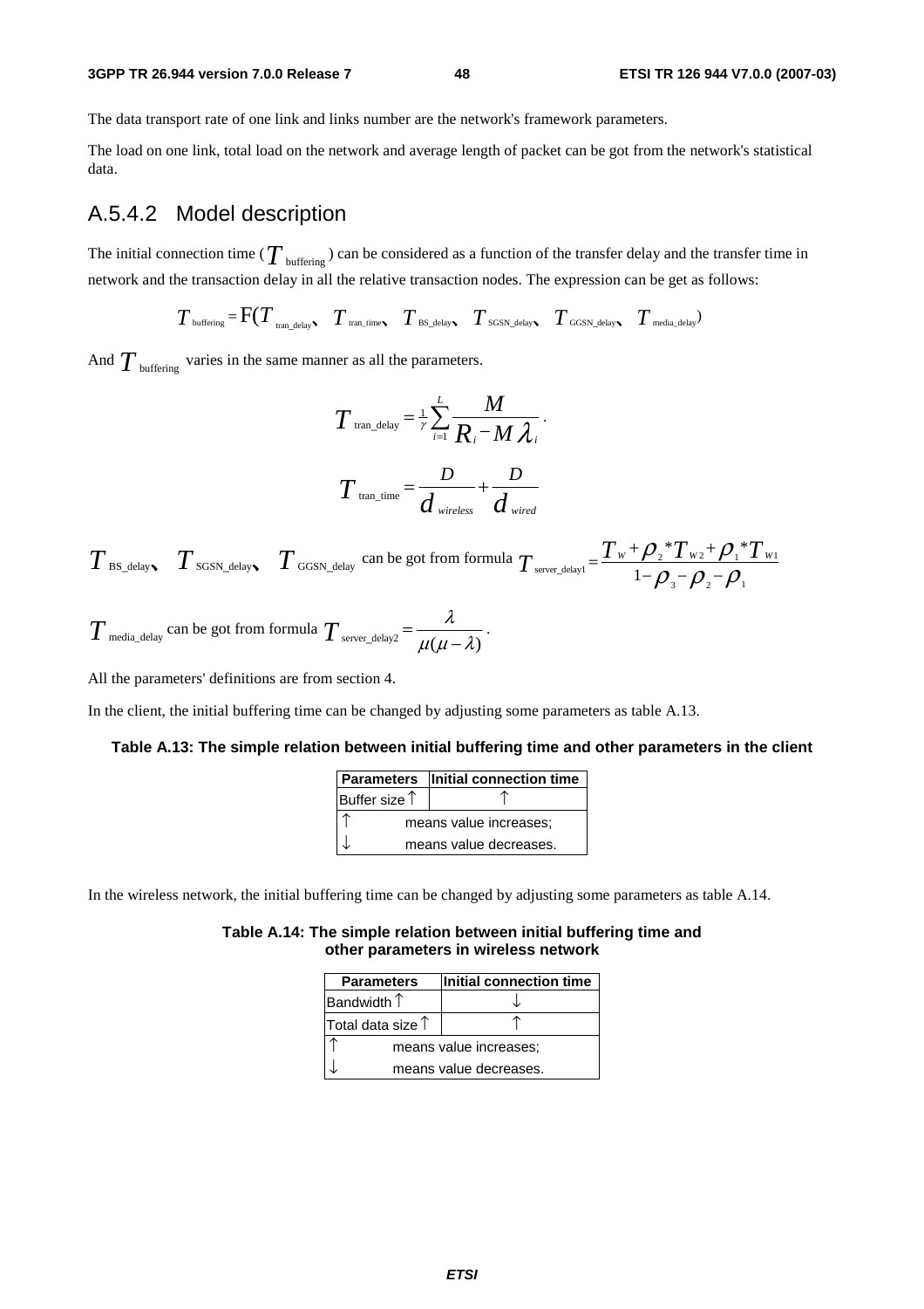The data transport rate of one link and links number are the network's framework parameters.

The load on one link, total load on the network and average length of packet can be got from the network's statistical data.

## A.5.4.2 Model description

The initial connection time ($T_{\text{buffering}}$) can be considered as a function of the transfer delay and the transfer time in network and the transaction delay in all the relative transaction nodes. The expression can be get as follows:

$$T_{\text{buffering}} = F(T_{\text{tran\_delay}}、T_{\text{tran\_time}}、T_{\text{BS\_delay}}、T_{\text{SGSN\_delay}}、T_{\text{GGSN\_delay}}、T_{\text{media\_delay}})$$

And $T_{\text{buffering}}$ varies in the same manner as all the parameters.

$$T_{\text{tran\_delay}} = \frac{1}{\gamma}\sum_{i=1}^{L}\frac{M}{R_i - M\lambda_i}.$$

$$T_{\text{tran\_time}} = \frac{D}{d_{wireless}} + \frac{D}{d_{wired}}$$

$T_{\text{BS\_delay}}$、$T_{\text{SGSN\_delay}}$、$T_{\text{GGSN\_delay}}$ can be got from formula $T_{\text{server\_delay1}} = \dfrac{T_W + \rho_2 * T_{W2} + \rho_1 * T_{W1}}{1 - \rho_3 - \rho_2 - \rho_1}$

$T_{\text{media\_delay}}$ can be got from formula $T_{\text{server\_delay2}} = \dfrac{\lambda}{\mu(\mu - \lambda)}$.

All the parameters' definitions are from section 4.

In the client, the initial buffering time can be changed by adjusting some parameters as table A.13.

**Table A.13: The simple relation between initial buffering time and other parameters in the client**

| Parameters | Initial connection time |
|---|---|
| Buffer size ↑ | ↑ |
| ↑ | means value increases; |
| ↓ | means value decreases. |

In the wireless network, the initial buffering time can be changed by adjusting some parameters as table A.14.

**Table A.14: The simple relation between initial buffering time and other parameters in wireless network**

| Parameters | Initial connection time |
|---|---|
| Bandwidth ↑ | ↓ |
| Total data size ↑ | ↑ |
| ↑ | means value increases; |
| ↓ | means value decreases. |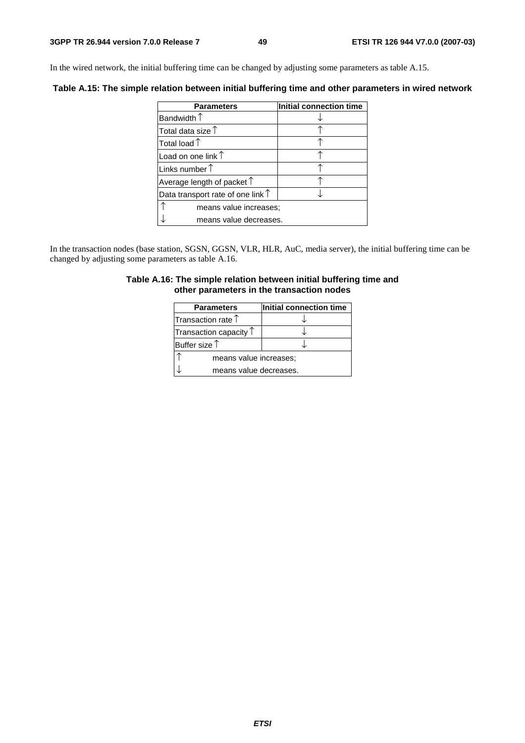In the wired network, the initial buffering time can be changed by adjusting some parameters as table A.15.

**Table A.15: The simple relation between initial buffering time and other parameters in wired network**

| Parameters | Initial connection time |
|---|---|
| Bandwidth ↑ | ↓ |
| Total data size ↑ | ↑ |
| Total load ↑ | ↑ |
| Load on one link ↑ | ↑ |
| Links number ↑ | ↑ |
| Average length of packet ↑ | ↑ |
| Data transport rate of one link ↑ | ↓ |
| ↑ means value increases; | |
| ↓ means value decreases. | |

In the transaction nodes (base station, SGSN, GGSN, VLR, HLR, AuC, media server), the initial buffering time can be changed by adjusting some parameters as table A.16.

**Table A.16: The simple relation between initial buffering time and other parameters in the transaction nodes**

| Parameters | Initial connection time |
|---|---|
| Transaction rate ↑ | ↓ |
| Transaction capacity ↑ | ↓ |
| Buffer size ↑ | ↓ |
| ↑ means value increases; | |
| ↓ means value decreases. | |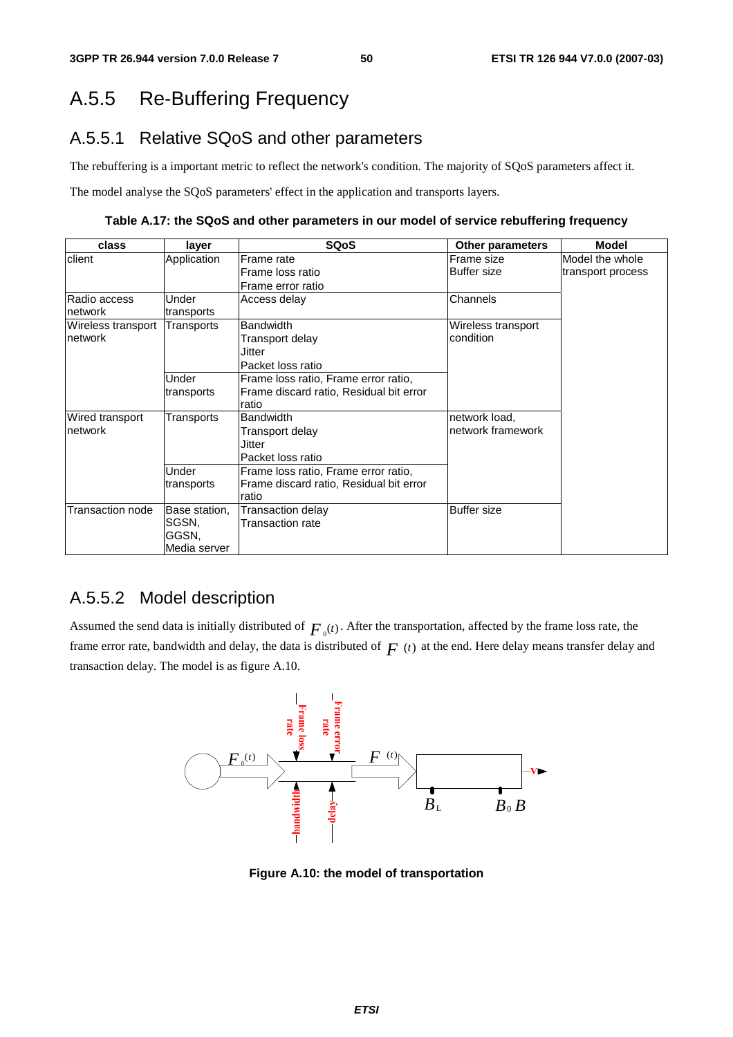# A.5.5 Re-Buffering Frequency

## A.5.5.1 Relative SQoS and other parameters

The rebuffering is a important metric to reflect the network's condition. The majority of SQoS parameters affect it.

The model analyse the SQoS parameters' effect in the application and transports layers.

**Table A.17: the SQoS and other parameters in our model of service rebuffering frequency**

| class | layer | SQoS | Other parameters | Model |
|---|---|---|---|---|
| client | Application | Frame rate<br>Frame loss ratio<br>Frame error ratio | Frame size<br>Buffer size | Model the whole transport process |
| Radio access network | Under transports | Access delay | Channels | |
| Wireless transport network | Transports | Bandwidth<br>Transport delay<br>Jitter<br>Packet loss ratio | Wireless transport condition | |
| | Under transports | Frame loss ratio, Frame error ratio, Frame discard ratio, Residual bit error ratio | | |
| Wired transport network | Transports | Bandwidth<br>Transport delay<br>Jitter<br>Packet loss ratio | network load, network framework | |
| | Under transports | Frame loss ratio, Frame error ratio, Frame discard ratio, Residual bit error ratio | | |
| Transaction node | Base station, SGSN, GGSN, Media server | Transaction delay<br>Transaction rate | Buffer size | |

## A.5.5.2 Model description

Assumed the send data is initially distributed of $F_0(t)$. After the transportation, affected by the frame loss rate, the frame error rate, bandwidth and delay, the data is distributed of $F(t)$ at the end. Here delay means transfer delay and transaction delay. The model is as figure A.10.

**Figure A.10: the model of transportation**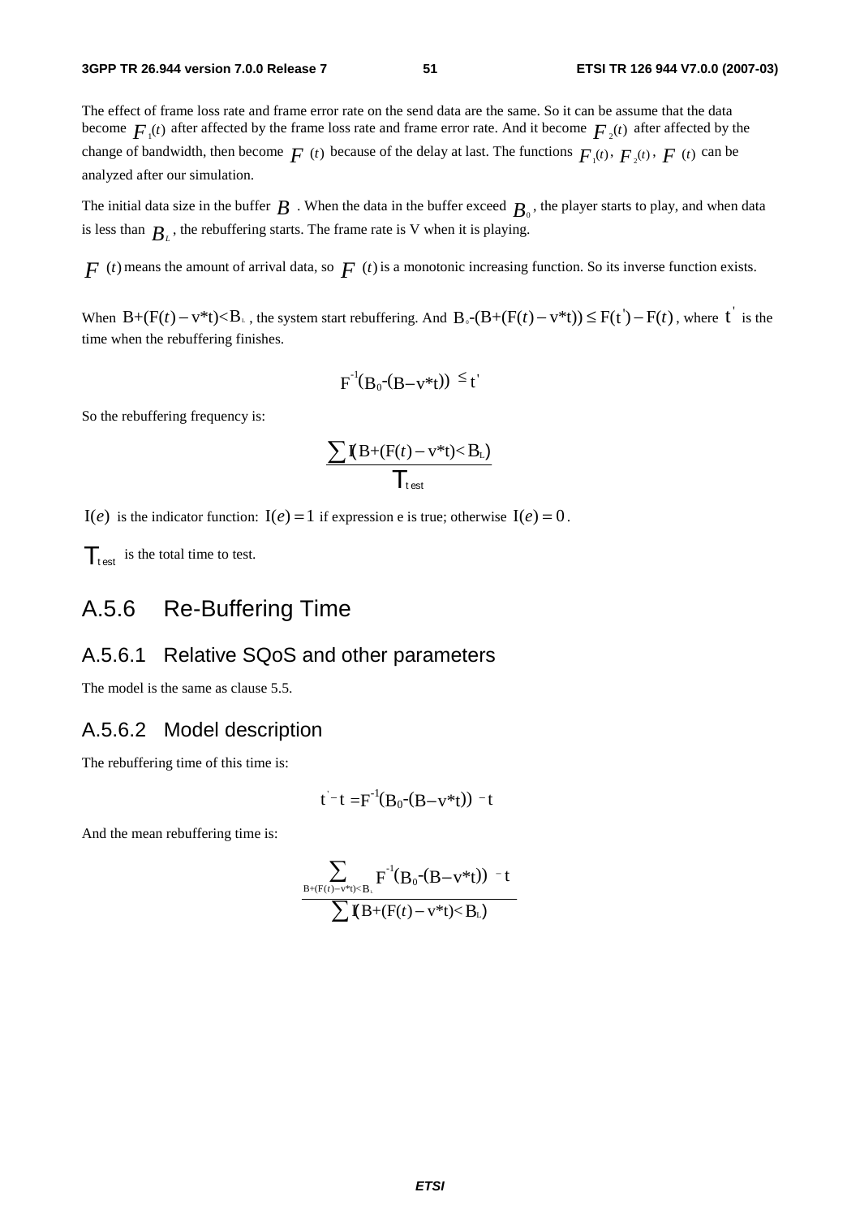The effect of frame loss rate and frame error rate on the send data are the same. So it can be assume that the data become $F_1(t)$ after affected by the frame loss rate and frame error rate. And it become $F_2(t)$ after affected by the change of bandwidth, then become $F(t)$ because of the delay at last. The functions $F_1(t)$, $F_2(t)$, $F(t)$ can be analyzed after our simulation.

The initial data size in the buffer $B$ . When the data in the buffer exceed $B_0$, the player starts to play, and when data is less than $B_L$, the rebuffering starts. The frame rate is V when it is playing.

$F(t)$ means the amount of arrival data, so $F(t)$ is a monotonic increasing function. So its inverse function exists.

When $B+(F(t)-v*t)<B_L$, the system start rebuffering. And $B_0-(B+(F(t)-v*t)) \le F(t')-F(t)$, where $t'$ is the time when the rebuffering finishes.

$$F^{-1}(B_0-(B-v*t)) \le t'$$

So the rebuffering frequency is:

$$\frac{\sum I(B+(F(t)-v*t)<B_L)}{T_{test}}$$

$I(e)$ is the indicator function: $I(e)=1$ if expression e is true; otherwise $I(e)=0$.

$T_{test}$ is the total time to test.

## A.5.6 Re-Buffering Time

### A.5.6.1 Relative SQoS and other parameters

The model is the same as clause 5.5.

### A.5.6.2 Model description

The rebuffering time of this time is:

$$t'-t = F^{-1}(B_0-(B-v*t)) - t$$

And the mean rebuffering time is:

$$\frac{\sum_{B+(F(t)-v*t)<B_L} F^{-1}(B_0-(B-v*t)) - t}{\sum I(B+(F(t)-v*t)<B_L)}$$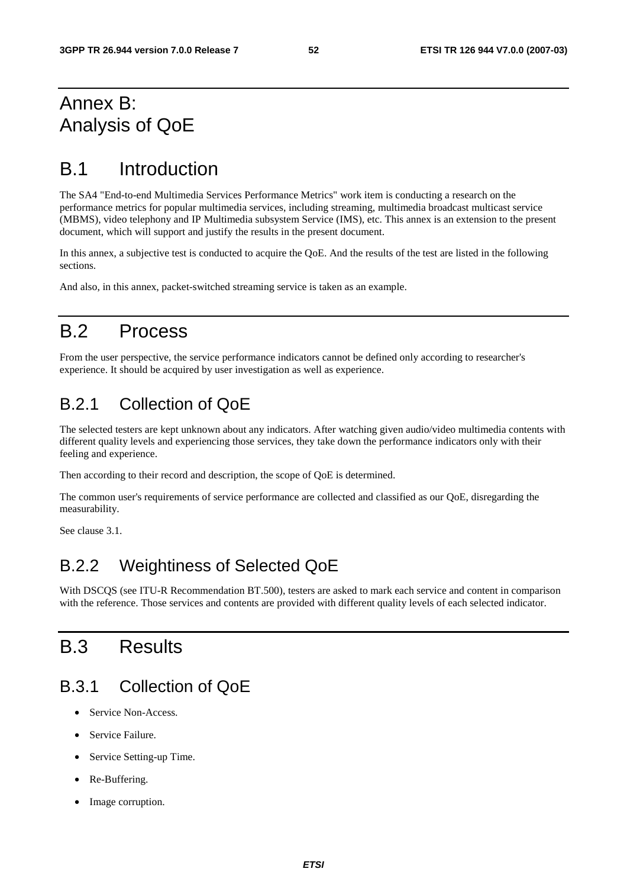# Annex B: Analysis of QoE

## B.1 Introduction

The SA4 "End-to-end Multimedia Services Performance Metrics" work item is conducting a research on the performance metrics for popular multimedia services, including streaming, multimedia broadcast multicast service (MBMS), video telephony and IP Multimedia subsystem Service (IMS), etc. This annex is an extension to the present document, which will support and justify the results in the present document.

In this annex, a subjective test is conducted to acquire the QoE. And the results of the test are listed in the following sections.

And also, in this annex, packet-switched streaming service is taken as an example.

## B.2 Process

From the user perspective, the service performance indicators cannot be defined only according to researcher's experience. It should be acquired by user investigation as well as experience.

### B.2.1 Collection of QoE

The selected testers are kept unknown about any indicators. After watching given audio/video multimedia contents with different quality levels and experiencing those services, they take down the performance indicators only with their feeling and experience.

Then according to their record and description, the scope of QoE is determined.

The common user's requirements of service performance are collected and classified as our QoE, disregarding the measurability.

See clause 3.1.

### B.2.2 Weightiness of Selected QoE

With DSCQS (see ITU-R Recommendation BT.500), testers are asked to mark each service and content in comparison with the reference. Those services and contents are provided with different quality levels of each selected indicator.

## B.3 Results

### B.3.1 Collection of QoE

- Service Non-Access.
- Service Failure.
- Service Setting-up Time.
- Re-Buffering.
- Image corruption.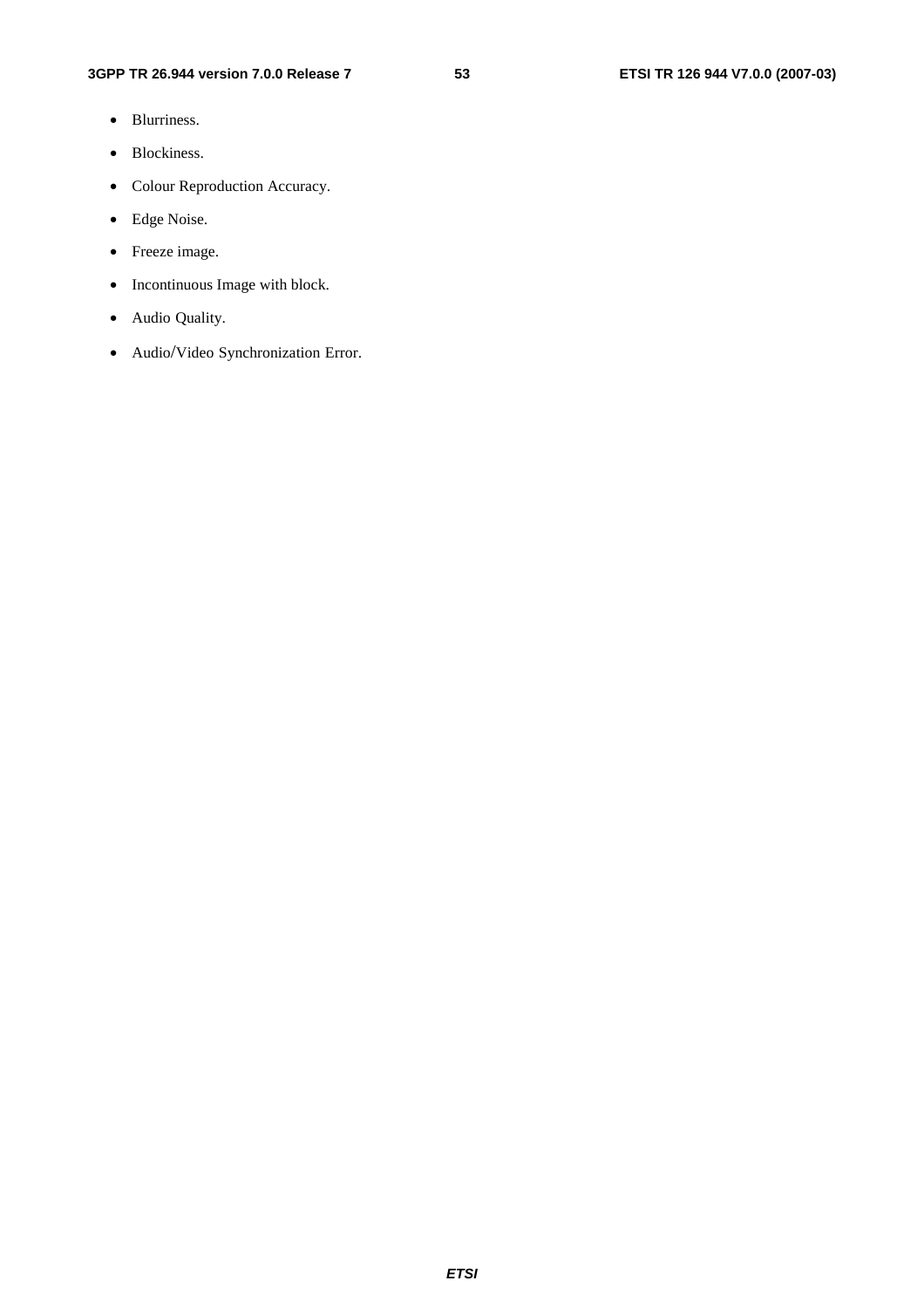- Blurriness.
- Blockiness.
- Colour Reproduction Accuracy.
- Edge Noise.
- Freeze image.
- Incontinuous Image with block.
- Audio Quality.
- Audio/Video Synchronization Error.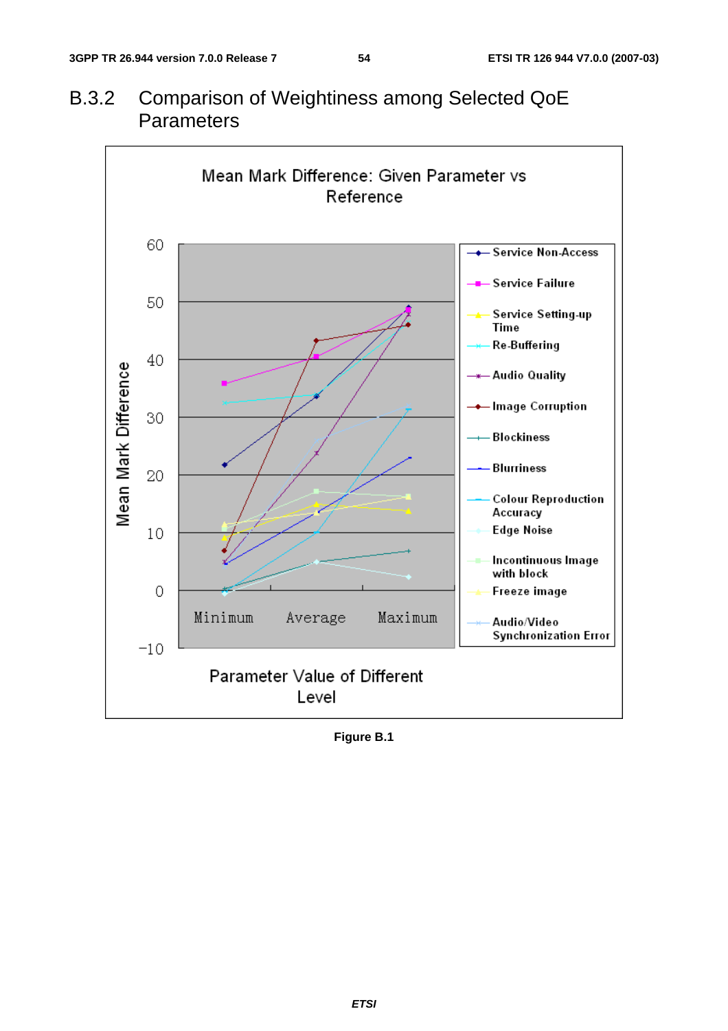## B.3.2 Comparison of Weightiness among Selected QoE Parameters

Figure B.1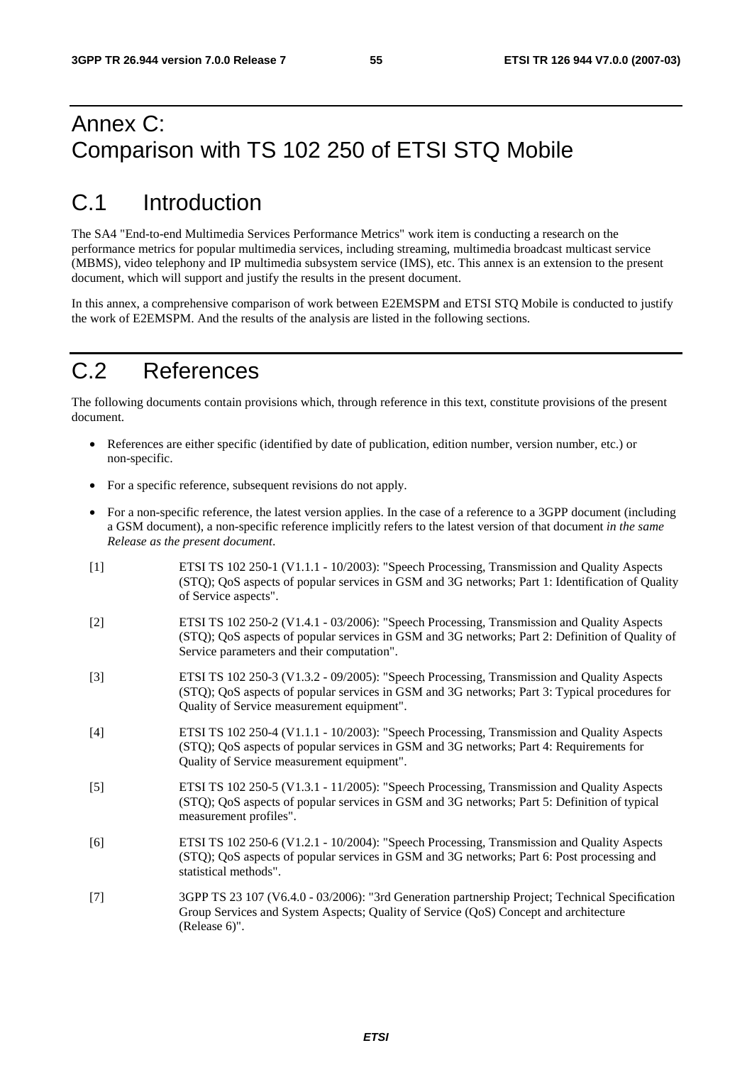# Annex C: Comparison with TS 102 250 of ETSI STQ Mobile

## C.1 Introduction

The SA4 "End-to-end Multimedia Services Performance Metrics" work item is conducting a research on the performance metrics for popular multimedia services, including streaming, multimedia broadcast multicast service (MBMS), video telephony and IP multimedia subsystem service (IMS), etc. This annex is an extension to the present document, which will support and justify the results in the present document.

In this annex, a comprehensive comparison of work between E2EMSPM and ETSI STQ Mobile is conducted to justify the work of E2EMSPM. And the results of the analysis are listed in the following sections.

## C.2 References

The following documents contain provisions which, through reference in this text, constitute provisions of the present document.

- References are either specific (identified by date of publication, edition number, version number, etc.) or non-specific.
- For a specific reference, subsequent revisions do not apply.
- For a non-specific reference, the latest version applies. In the case of a reference to a 3GPP document (including a GSM document), a non-specific reference implicitly refers to the latest version of that document *in the same Release as the present document*.

[1] ETSI TS 102 250-1 (V1.1.1 - 10/2003): "Speech Processing, Transmission and Quality Aspects (STQ); QoS aspects of popular services in GSM and 3G networks; Part 1: Identification of Quality of Service aspects".

[2] ETSI TS 102 250-2 (V1.4.1 - 03/2006): "Speech Processing, Transmission and Quality Aspects (STQ); QoS aspects of popular services in GSM and 3G networks; Part 2: Definition of Quality of Service parameters and their computation".

[3] ETSI TS 102 250-3 (V1.3.2 - 09/2005): "Speech Processing, Transmission and Quality Aspects (STQ); QoS aspects of popular services in GSM and 3G networks; Part 3: Typical procedures for Quality of Service measurement equipment".

[4] ETSI TS 102 250-4 (V1.1.1 - 10/2003): "Speech Processing, Transmission and Quality Aspects (STQ); QoS aspects of popular services in GSM and 3G networks; Part 4: Requirements for Quality of Service measurement equipment".

[5] ETSI TS 102 250-5 (V1.3.1 - 11/2005): "Speech Processing, Transmission and Quality Aspects (STQ); QoS aspects of popular services in GSM and 3G networks; Part 5: Definition of typical measurement profiles".

[6] ETSI TS 102 250-6 (V1.2.1 - 10/2004): "Speech Processing, Transmission and Quality Aspects (STQ); QoS aspects of popular services in GSM and 3G networks; Part 6: Post processing and statistical methods".

[7] 3GPP TS 23 107 (V6.4.0 - 03/2006): "3rd Generation partnership Project; Technical Specification Group Services and System Aspects; Quality of Service (QoS) Concept and architecture (Release 6)".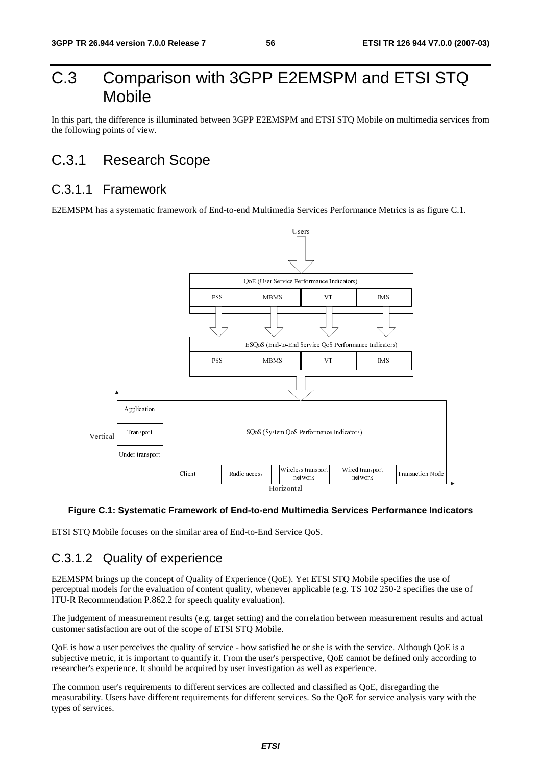# C.3 Comparison with 3GPP E2EMSPM and ETSI STQ Mobile

In this part, the difference is illuminated between 3GPP E2EMSPM and ETSI STQ Mobile on multimedia services from the following points of view.

## C.3.1 Research Scope

### C.3.1.1 Framework

E2EMSPM has a systematic framework of End-to-end Multimedia Services Performance Metrics is as figure C.1.

**Figure C.1: Systematic Framework of End-to-end Multimedia Services Performance Indicators**

ETSI STQ Mobile focuses on the similar area of End-to-End Service QoS.

### C.3.1.2 Quality of experience

E2EMSPM brings up the concept of Quality of Experience (QoE). Yet ETSI STQ Mobile specifies the use of perceptual models for the evaluation of content quality, whenever applicable (e.g. TS 102 250-2 specifies the use of ITU-R Recommendation P.862.2 for speech quality evaluation).

The judgement of measurement results (e.g. target setting) and the correlation between measurement results and actual customer satisfaction are out of the scope of ETSI STQ Mobile.

QoE is how a user perceives the quality of service - how satisfied he or she is with the service. Although QoE is a subjective metric, it is important to quantify it. From the user's perspective, QoE cannot be defined only according to researcher's experience. It should be acquired by user investigation as well as experience.

The common user's requirements to different services are collected and classified as QoE, disregarding the measurability. Users have different requirements for different services. So the QoE for service analysis vary with the types of services.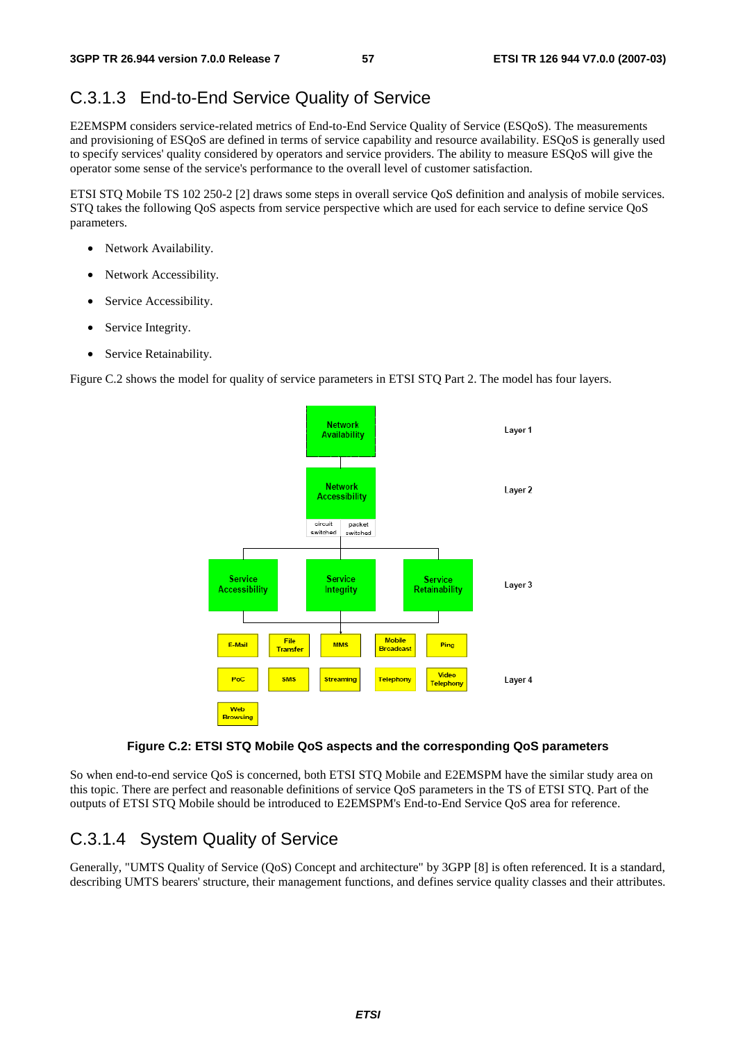## C.3.1.3 End-to-End Service Quality of Service

E2EMSPM considers service-related metrics of End-to-End Service Quality of Service (ESQoS). The measurements and provisioning of ESQoS are defined in terms of service capability and resource availability. ESQoS is generally used to specify services' quality considered by operators and service providers. The ability to measure ESQoS will give the operator some sense of the service's performance to the overall level of customer satisfaction.

ETSI STQ Mobile TS 102 250-2 [2] draws some steps in overall service QoS definition and analysis of mobile services. STQ takes the following QoS aspects from service perspective which are used for each service to define service QoS parameters.

- Network Availability.
- Network Accessibility.
- Service Accessibility.
- Service Integrity.
- Service Retainability.

Figure C.2 shows the model for quality of service parameters in ETSI STQ Part 2. The model has four layers.

**Figure C.2: ETSI STQ Mobile QoS aspects and the corresponding QoS parameters**

So when end-to-end service QoS is concerned, both ETSI STQ Mobile and E2EMSPM have the similar study area on this topic. There are perfect and reasonable definitions of service QoS parameters in the TS of ETSI STQ. Part of the outputs of ETSI STQ Mobile should be introduced to E2EMSPM's End-to-End Service QoS area for reference.

## C.3.1.4 System Quality of Service

Generally, "UMTS Quality of Service (QoS) Concept and architecture" by 3GPP [8] is often referenced. It is a standard, describing UMTS bearers' structure, their management functions, and defines service quality classes and their attributes.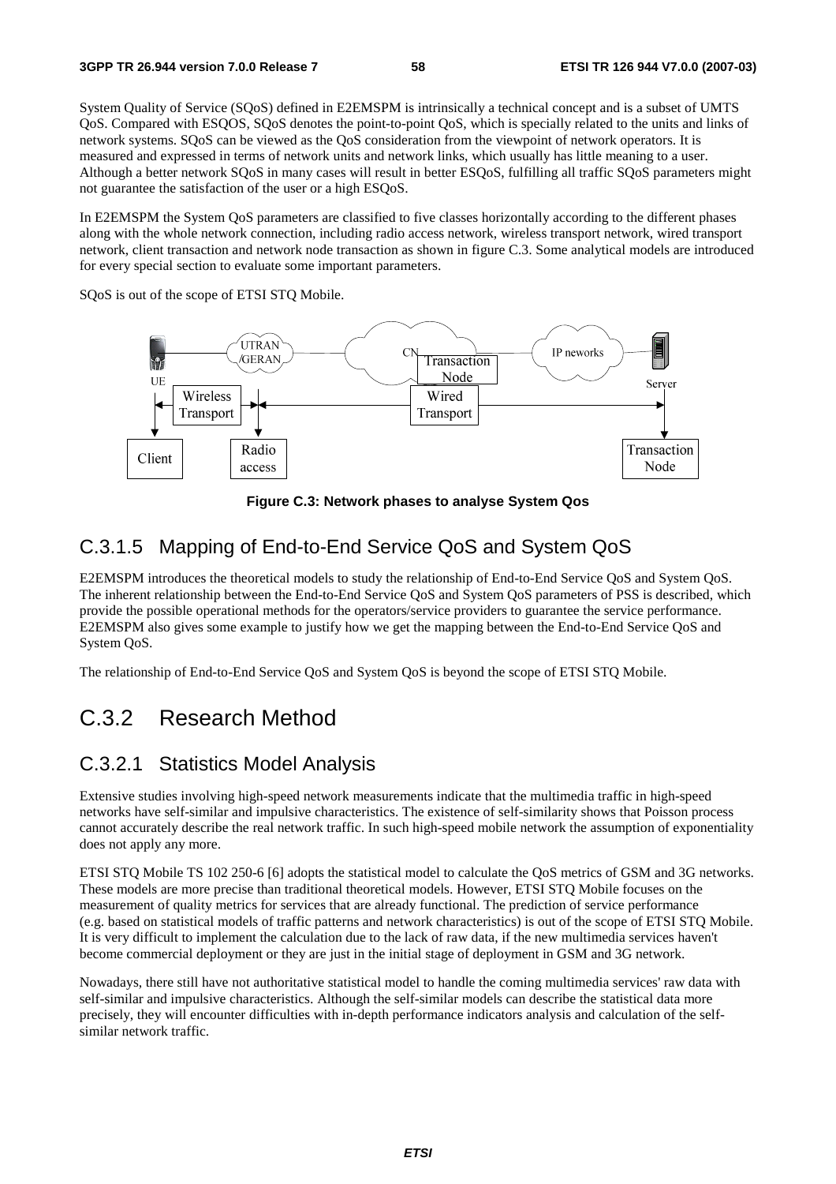System Quality of Service (SQoS) defined in E2EMSPM is intrinsically a technical concept and is a subset of UMTS QoS. Compared with ESQOS, SQoS denotes the point-to-point QoS, which is specially related to the units and links of network systems. SQoS can be viewed as the QoS consideration from the viewpoint of network operators. It is measured and expressed in terms of network units and network links, which usually has little meaning to a user. Although a better network SQoS in many cases will result in better ESQoS, fulfilling all traffic SQoS parameters might not guarantee the satisfaction of the user or a high ESQoS.

In E2EMSPM the System QoS parameters are classified to five classes horizontally according to the different phases along with the whole network connection, including radio access network, wireless transport network, wired transport network, client transaction and network node transaction as shown in figure C.3. Some analytical models are introduced for every special section to evaluate some important parameters.

SQoS is out of the scope of ETSI STQ Mobile.

**Figure C.3: Network phases to analyse System Qos**

## C.3.1.5 Mapping of End-to-End Service QoS and System QoS

E2EMSPM introduces the theoretical models to study the relationship of End-to-End Service QoS and System QoS. The inherent relationship between the End-to-End Service QoS and System QoS parameters of PSS is described, which provide the possible operational methods for the operators/service providers to guarantee the service performance. E2EMSPM also gives some example to justify how we get the mapping between the End-to-End Service QoS and System QoS.

The relationship of End-to-End Service QoS and System QoS is beyond the scope of ETSI STQ Mobile.

# C.3.2 Research Method

## C.3.2.1 Statistics Model Analysis

Extensive studies involving high-speed network measurements indicate that the multimedia traffic in high-speed networks have self-similar and impulsive characteristics. The existence of self-similarity shows that Poisson process cannot accurately describe the real network traffic. In such high-speed mobile network the assumption of exponentiality does not apply any more.

ETSI STQ Mobile TS 102 250-6 [6] adopts the statistical model to calculate the QoS metrics of GSM and 3G networks. These models are more precise than traditional theoretical models. However, ETSI STQ Mobile focuses on the measurement of quality metrics for services that are already functional. The prediction of service performance (e.g. based on statistical models of traffic patterns and network characteristics) is out of the scope of ETSI STQ Mobile. It is very difficult to implement the calculation due to the lack of raw data, if the new multimedia services haven't become commercial deployment or they are just in the initial stage of deployment in GSM and 3G network.

Nowadays, there still have not authoritative statistical model to handle the coming multimedia services' raw data with self-similar and impulsive characteristics. Although the self-similar models can describe the statistical data more precisely, they will encounter difficulties with in-depth performance indicators analysis and calculation of the self-similar network traffic.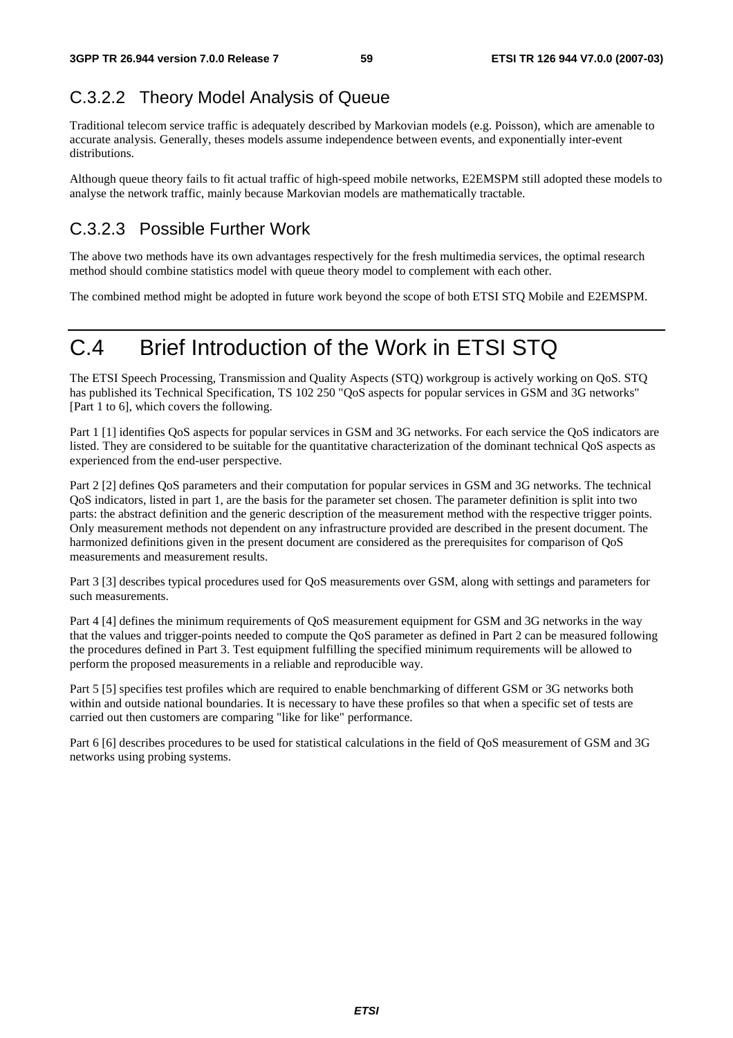### C.3.2.2 Theory Model Analysis of Queue

Traditional telecom service traffic is adequately described by Markovian models (e.g. Poisson), which are amenable to accurate analysis. Generally, theses models assume independence between events, and exponentially inter-event distributions.

Although queue theory fails to fit actual traffic of high-speed mobile networks, E2EMSPM still adopted these models to analyse the network traffic, mainly because Markovian models are mathematically tractable.

### C.3.2.3 Possible Further Work

The above two methods have its own advantages respectively for the fresh multimedia services, the optimal research method should combine statistics model with queue theory model to complement with each other.

The combined method might be adopted in future work beyond the scope of both ETSI STQ Mobile and E2EMSPM.

# C.4 Brief Introduction of the Work in ETSI STQ

The ETSI Speech Processing, Transmission and Quality Aspects (STQ) workgroup is actively working on QoS. STQ has published its Technical Specification, TS 102 250 "QoS aspects for popular services in GSM and 3G networks" [Part 1 to 6], which covers the following.

Part 1 [1] identifies QoS aspects for popular services in GSM and 3G networks. For each service the QoS indicators are listed. They are considered to be suitable for the quantitative characterization of the dominant technical QoS aspects as experienced from the end-user perspective.

Part 2 [2] defines QoS parameters and their computation for popular services in GSM and 3G networks. The technical QoS indicators, listed in part 1, are the basis for the parameter set chosen. The parameter definition is split into two parts: the abstract definition and the generic description of the measurement method with the respective trigger points. Only measurement methods not dependent on any infrastructure provided are described in the present document. The harmonized definitions given in the present document are considered as the prerequisites for comparison of QoS measurements and measurement results.

Part 3 [3] describes typical procedures used for QoS measurements over GSM, along with settings and parameters for such measurements.

Part 4 [4] defines the minimum requirements of QoS measurement equipment for GSM and 3G networks in the way that the values and trigger-points needed to compute the QoS parameter as defined in Part 2 can be measured following the procedures defined in Part 3. Test equipment fulfilling the specified minimum requirements will be allowed to perform the proposed measurements in a reliable and reproducible way.

Part 5 [5] specifies test profiles which are required to enable benchmarking of different GSM or 3G networks both within and outside national boundaries. It is necessary to have these profiles so that when a specific set of tests are carried out then customers are comparing "like for like" performance.

Part 6 [6] describes procedures to be used for statistical calculations in the field of QoS measurement of GSM and 3G networks using probing systems.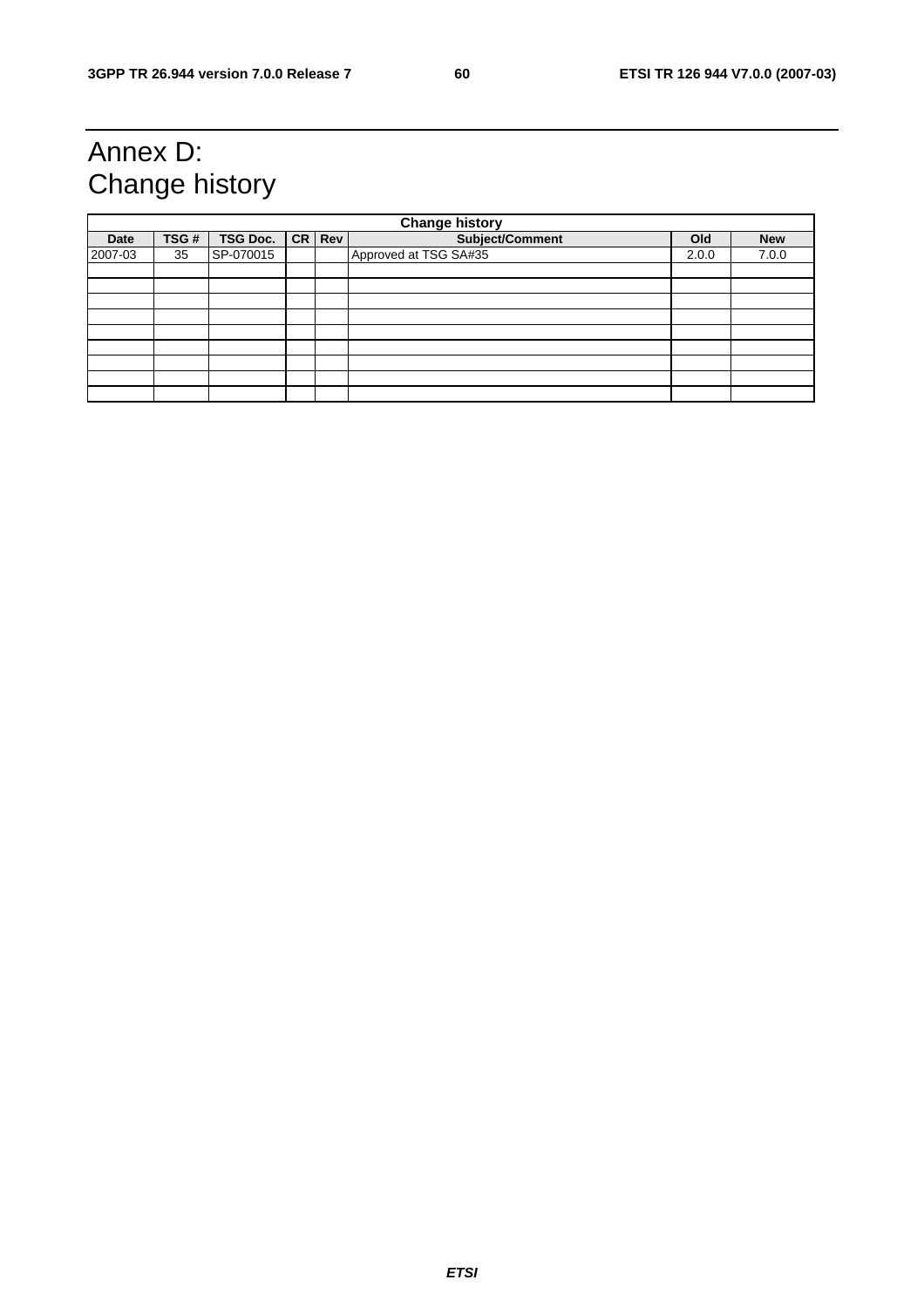# Annex D: Change history

| Change history | | | | | | | |
|---|---|---|---|---|---|---|---|
| **Date** | **TSG #** | **TSG Doc.** | **CR** | **Rev** | **Subject/Comment** | **Old** | **New** |
| 2007-03 | 35 | SP-070015 | | | Approved at TSG SA#35 | 2.0.0 | 7.0.0 |
| | | | | | | | |
| | | | | | | | |
| | | | | | | | |
| | | | | | | | |
| | | | | | | | |
| | | | | | | | |
| | | | | | | | |
| | | | | | | | |
| | | | | | | | |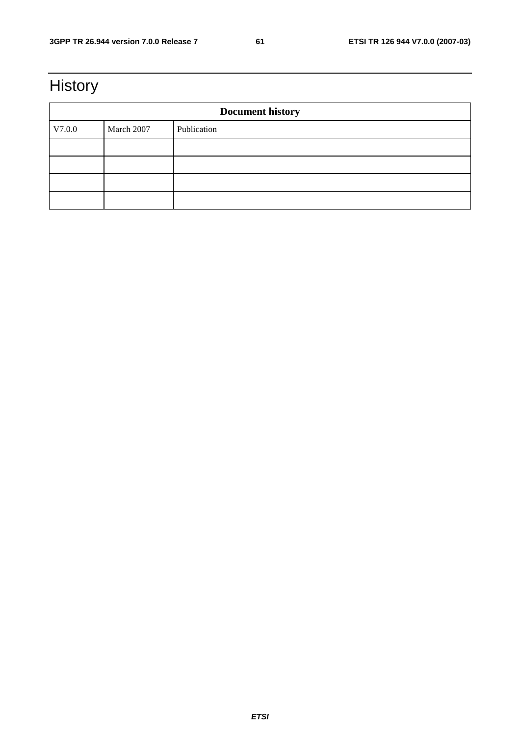# History

| Document history | | |
| --- | --- | --- |
| V7.0.0 | March 2007 | Publication |
| | | |
| | | |
| | | |
| | | |